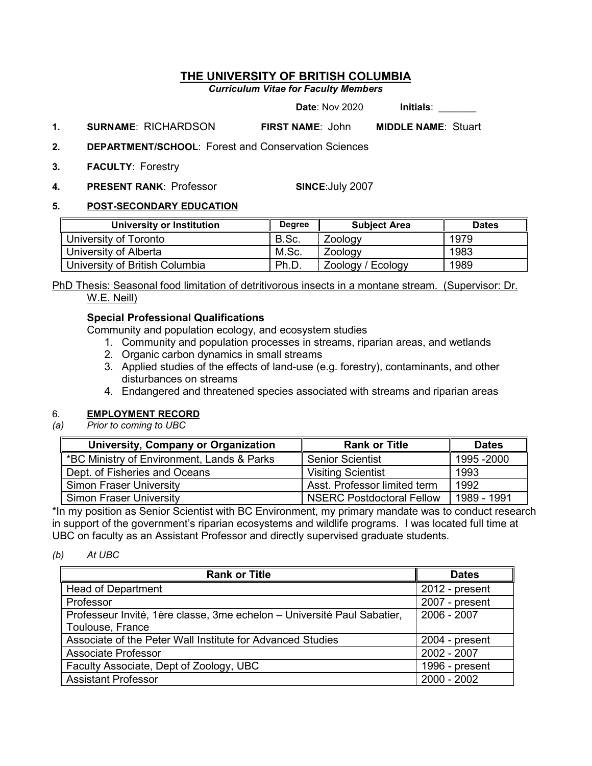# THE UNIVERSITY OF BRITISH COLUMBIA

*Curriculum Vitae for Faculty Members*

**Date**: Nov 2020 **Initials**: _______

**1. SURNAME**: RICHARDSON **FIRST NAME**: John **MIDDLE NAME**: Stuart

**2. DEPARTMENT/SCHOOL**: Forest and Conservation Sciences

**3. FACULTY**: Forestry

**4. PRESENT RANK**: Professor **SINCE**:July 2007

**5. POST-SECONDARY EDUCATION**

| University or Institution | Degree | Subject Area | Dates |
|---|---|---|---|
| University of Toronto | B.Sc. | Zoology | 1979 |
| University of Alberta | M.Sc. | Zoology | 1983 |
| University of British Columbia | Ph.D. | Zoology / Ecology | 1989 |

PhD Thesis: Seasonal food limitation of detritivorous insects in a montane stream. (Supervisor: Dr. W.E. Neill)

**Special Professional Qualifications**

Community and population ecology, and ecosystem studies

1. Community and population processes in streams, riparian areas, and wetlands
2. Organic carbon dynamics in small streams
3. Applied studies of the effects of land-use (e.g. forestry), contaminants, and other disturbances on streams
4. Endangered and threatened species associated with streams and riparian areas

**6. EMPLOYMENT RECORD**

*(a) Prior to coming to UBC*

| University, Company or Organization | Rank or Title | Dates |
|---|---|---|
| *BC Ministry of Environment, Lands & Parks | Senior Scientist | 1995 -2000 |
| Dept. of Fisheries and Oceans | Visiting Scientist | 1993 |
| Simon Fraser University | Asst. Professor limited term | 1992 |
| Simon Fraser University | NSERC Postdoctoral Fellow | 1989 - 1991 |

*In my position as Senior Scientist with BC Environment, my primary mandate was to conduct research in support of the government's riparian ecosystems and wildlife programs. I was located full time at UBC on faculty as an Assistant Professor and directly supervised graduate students.

*(b) At UBC*

| Rank or Title | Dates |
|---|---|
| Head of Department | 2012 - present |
| Professor | 2007 - present |
| Professeur Invité, 1ère classe, 3me echelon – Université Paul Sabatier, Toulouse, France | 2006 - 2007 |
| Associate of the Peter Wall Institute for Advanced Studies | 2004 - present |
| Associate Professor | 2002 - 2007 |
| Faculty Associate, Dept of Zoology, UBC | 1996 - present |
| Assistant Professor | 2000 - 2002 |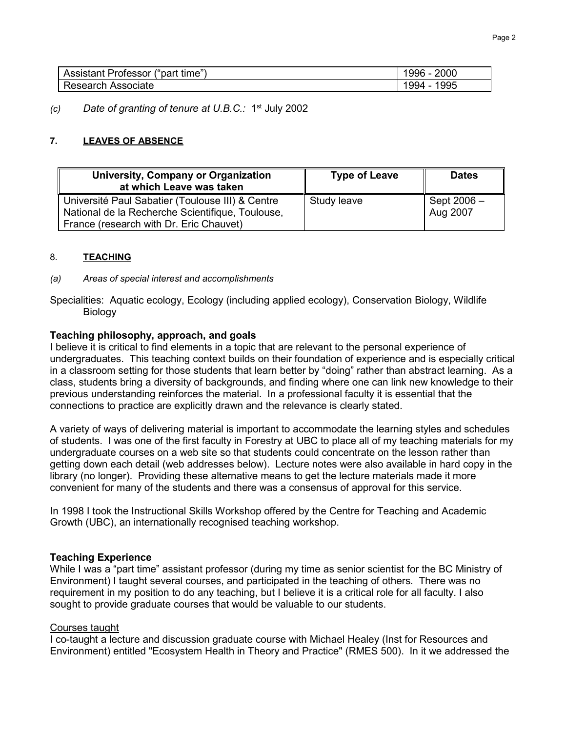| Assistant Professor (“part time”) | 1996 - 2000 |
|---|---|
| Research Associate | 1994 - 1995 |

*(c) Date of granting of tenure at U.B.C.:* 1st July 2002

## 7. LEAVES OF ABSENCE

| University, Company or Organization at which Leave was taken | Type of Leave | Dates |
|---|---|---|
| Université Paul Sabatier (Toulouse III) & Centre National de la Recherche Scientifique, Toulouse, France (research with Dr. Eric Chauvet) | Study leave | Sept 2006 – Aug 2007 |

## 8. TEACHING

*(a) Areas of special interest and accomplishments*

Specialities: Aquatic ecology, Ecology (including applied ecology), Conservation Biology, Wildlife Biology

**Teaching philosophy, approach, and goals**

I believe it is critical to find elements in a topic that are relevant to the personal experience of undergraduates. This teaching context builds on their foundation of experience and is especially critical in a classroom setting for those students that learn better by “doing” rather than abstract learning. As a class, students bring a diversity of backgrounds, and finding where one can link new knowledge to their previous understanding reinforces the material. In a professional faculty it is essential that the connections to practice are explicitly drawn and the relevance is clearly stated.

A variety of ways of delivering material is important to accommodate the learning styles and schedules of students. I was one of the first faculty in Forestry at UBC to place all of my teaching materials for my undergraduate courses on a web site so that students could concentrate on the lesson rather than getting down each detail (web addresses below). Lecture notes were also available in hard copy in the library (no longer). Providing these alternative means to get the lecture materials made it more convenient for many of the students and there was a consensus of approval for this service.

In 1998 I took the Instructional Skills Workshop offered by the Centre for Teaching and Academic Growth (UBC), an internationally recognised teaching workshop.

**Teaching Experience**

While I was a “part time” assistant professor (during my time as senior scientist for the BC Ministry of Environment) I taught several courses, and participated in the teaching of others. There was no requirement in my position to do any teaching, but I believe it is a critical role for all faculty. I also sought to provide graduate courses that would be valuable to our students.

<u>Courses taught</u>

I co-taught a lecture and discussion graduate course with Michael Healey (Inst for Resources and Environment) entitled "Ecosystem Health in Theory and Practice" (RMES 500). In it we addressed the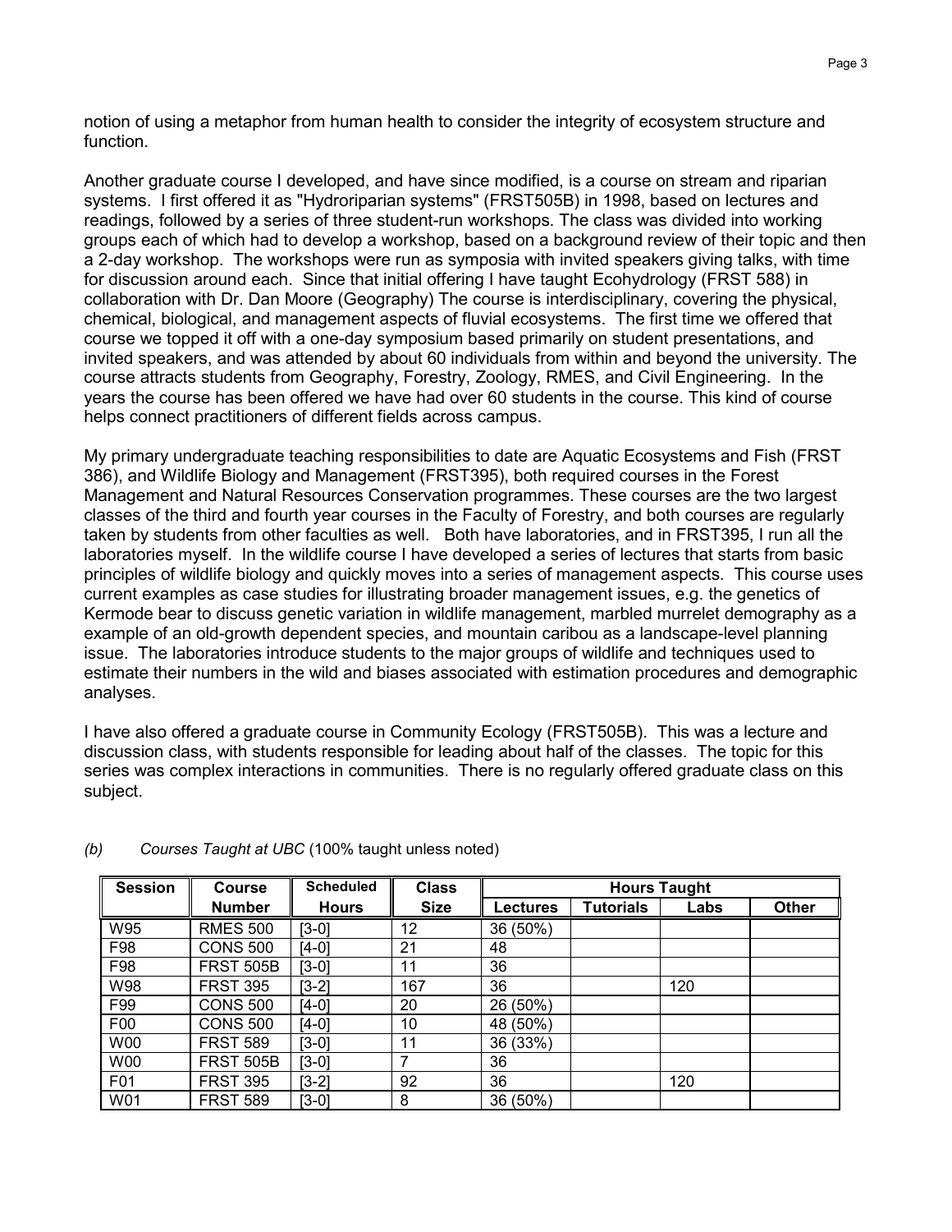notion of using a metaphor from human health to consider the integrity of ecosystem structure and function.

Another graduate course I developed, and have since modified, is a course on stream and riparian systems. I first offered it as "Hydroriparian systems" (FRST505B) in 1998, based on lectures and readings, followed by a series of three student-run workshops. The class was divided into working groups each of which had to develop a workshop, based on a background review of their topic and then a 2-day workshop. The workshops were run as symposia with invited speakers giving talks, with time for discussion around each. Since that initial offering I have taught Ecohydrology (FRST 588) in collaboration with Dr. Dan Moore (Geography) The course is interdisciplinary, covering the physical, chemical, biological, and management aspects of fluvial ecosystems. The first time we offered that course we topped it off with a one-day symposium based primarily on student presentations, and invited speakers, and was attended by about 60 individuals from within and beyond the university. The course attracts students from Geography, Forestry, Zoology, RMES, and Civil Engineering. In the years the course has been offered we have had over 60 students in the course. This kind of course helps connect practitioners of different fields across campus.

My primary undergraduate teaching responsibilities to date are Aquatic Ecosystems and Fish (FRST 386), and Wildlife Biology and Management (FRST395), both required courses in the Forest Management and Natural Resources Conservation programmes. These courses are the two largest classes of the third and fourth year courses in the Faculty of Forestry, and both courses are regularly taken by students from other faculties as well. Both have laboratories, and in FRST395, I run all the laboratories myself. In the wildlife course I have developed a series of lectures that starts from basic principles of wildlife biology and quickly moves into a series of management aspects. This course uses current examples as case studies for illustrating broader management issues, e.g. the genetics of Kermode bear to discuss genetic variation in wildlife management, marbled murrelet demography as a example of an old-growth dependent species, and mountain caribou as a landscape-level planning issue. The laboratories introduce students to the major groups of wildlife and techniques used to estimate their numbers in the wild and biases associated with estimation procedures and demographic analyses.

I have also offered a graduate course in Community Ecology (FRST505B). This was a lecture and discussion class, with students responsible for leading about half of the classes. The topic for this series was complex interactions in communities. There is no regularly offered graduate class on this subject.

*(b) Courses Taught at UBC* (100% taught unless noted)

| Session | Course Number | Scheduled Hours | Class Size | Hours Taught | | | |
|---|---|---|---|---|---|---|---|
| | | | | Lectures | Tutorials | Labs | Other |
| W95 | RMES 500 | [3-0] | 12 | 36 (50%) | | | |
| F98 | CONS 500 | [4-0] | 21 | 48 | | | |
| F98 | FRST 505B | [3-0] | 11 | 36 | | | |
| W98 | FRST 395 | [3-2] | 167 | 36 | | 120 | |
| F99 | CONS 500 | [4-0] | 20 | 26 (50%) | | | |
| F00 | CONS 500 | [4-0] | 10 | 48 (50%) | | | |
| W00 | FRST 589 | [3-0] | 11 | 36 (33%) | | | |
| W00 | FRST 505B | [3-0] | 7 | 36 | | | |
| F01 | FRST 395 | [3-2] | 92 | 36 | | 120 | |
| W01 | FRST 589 | [3-0] | 8 | 36 (50%) | | | |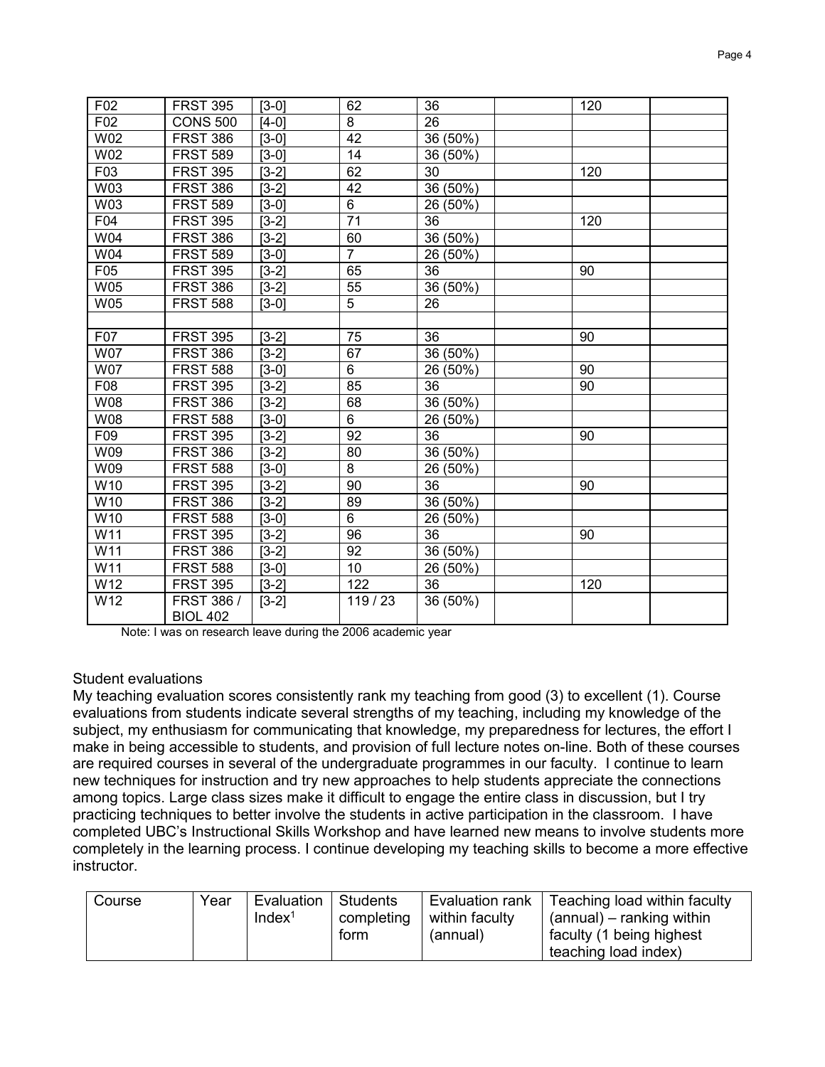| | | | | | | | |
|---|---|---|---|---|---|---|---|
| F02 | FRST 395 | [3-0] | 62 | 36 | | 120 | |
| F02 | CONS 500 | [4-0] | 8 | 26 | | | |
| W02 | FRST 386 | [3-0] | 42 | 36 (50%) | | | |
| W02 | FRST 589 | [3-0] | 14 | 36 (50%) | | | |
| F03 | FRST 395 | [3-2] | 62 | 30 | | 120 | |
| W03 | FRST 386 | [3-2] | 42 | 36 (50%) | | | |
| W03 | FRST 589 | [3-0] | 6 | 26 (50%) | | | |
| F04 | FRST 395 | [3-2] | 71 | 36 | | 120 | |
| W04 | FRST 386 | [3-2] | 60 | 36 (50%) | | | |
| W04 | FRST 589 | [3-0] | 7 | 26 (50%) | | | |
| F05 | FRST 395 | [3-2] | 65 | 36 | | 90 | |
| W05 | FRST 386 | [3-2] | 55 | 36 (50%) | | | |
| W05 | FRST 588 | [3-0] | 5 | 26 | | | |
| | | | | | | | |
| F07 | FRST 395 | [3-2] | 75 | 36 | | 90 | |
| W07 | FRST 386 | [3-2] | 67 | 36 (50%) | | | |
| W07 | FRST 588 | [3-0] | 6 | 26 (50%) | | 90 | |
| F08 | FRST 395 | [3-2] | 85 | 36 | | 90 | |
| W08 | FRST 386 | [3-2] | 68 | 36 (50%) | | | |
| W08 | FRST 588 | [3-0] | 6 | 26 (50%) | | | |
| F09 | FRST 395 | [3-2] | 92 | 36 | | 90 | |
| W09 | FRST 386 | [3-2] | 80 | 36 (50%) | | | |
| W09 | FRST 588 | [3-0] | 8 | 26 (50%) | | | |
| W10 | FRST 395 | [3-2] | 90 | 36 | | 90 | |
| W10 | FRST 386 | [3-2] | 89 | 36 (50%) | | | |
| W10 | FRST 588 | [3-0] | 6 | 26 (50%) | | | |
| W11 | FRST 395 | [3-2] | 96 | 36 | | 90 | |
| W11 | FRST 386 | [3-2] | 92 | 36 (50%) | | | |
| W11 | FRST 588 | [3-0] | 10 | 26 (50%) | | | |
| W12 | FRST 395 | [3-2] | 122 | 36 | | 120 | |
| W12 | FRST 386 / BIOL 402 | [3-2] | 119 / 23 | 36 (50%) | | | |

Note: I was on research leave during the 2006 academic year

Student evaluations

My teaching evaluation scores consistently rank my teaching from good (3) to excellent (1). Course evaluations from students indicate several strengths of my teaching, including my knowledge of the subject, my enthusiasm for communicating that knowledge, my preparedness for lectures, the effort I make in being accessible to students, and provision of full lecture notes on-line. Both of these courses are required courses in several of the undergraduate programmes in our faculty. I continue to learn new techniques for instruction and try new approaches to help students appreciate the connections among topics. Large class sizes make it difficult to engage the entire class in discussion, but I try practicing techniques to better involve the students in active participation in the classroom. I have completed UBC's Instructional Skills Workshop and have learned new means to involve students more completely in the learning process. I continue developing my teaching skills to become a more effective instructor.

| Course | Year | Evaluation Index[1] | Students completing form | Evaluation rank within faculty (annual) | Teaching load within faculty (annual) – ranking within faculty (1 being highest teaching load index) |
|---|---|---|---|---|---|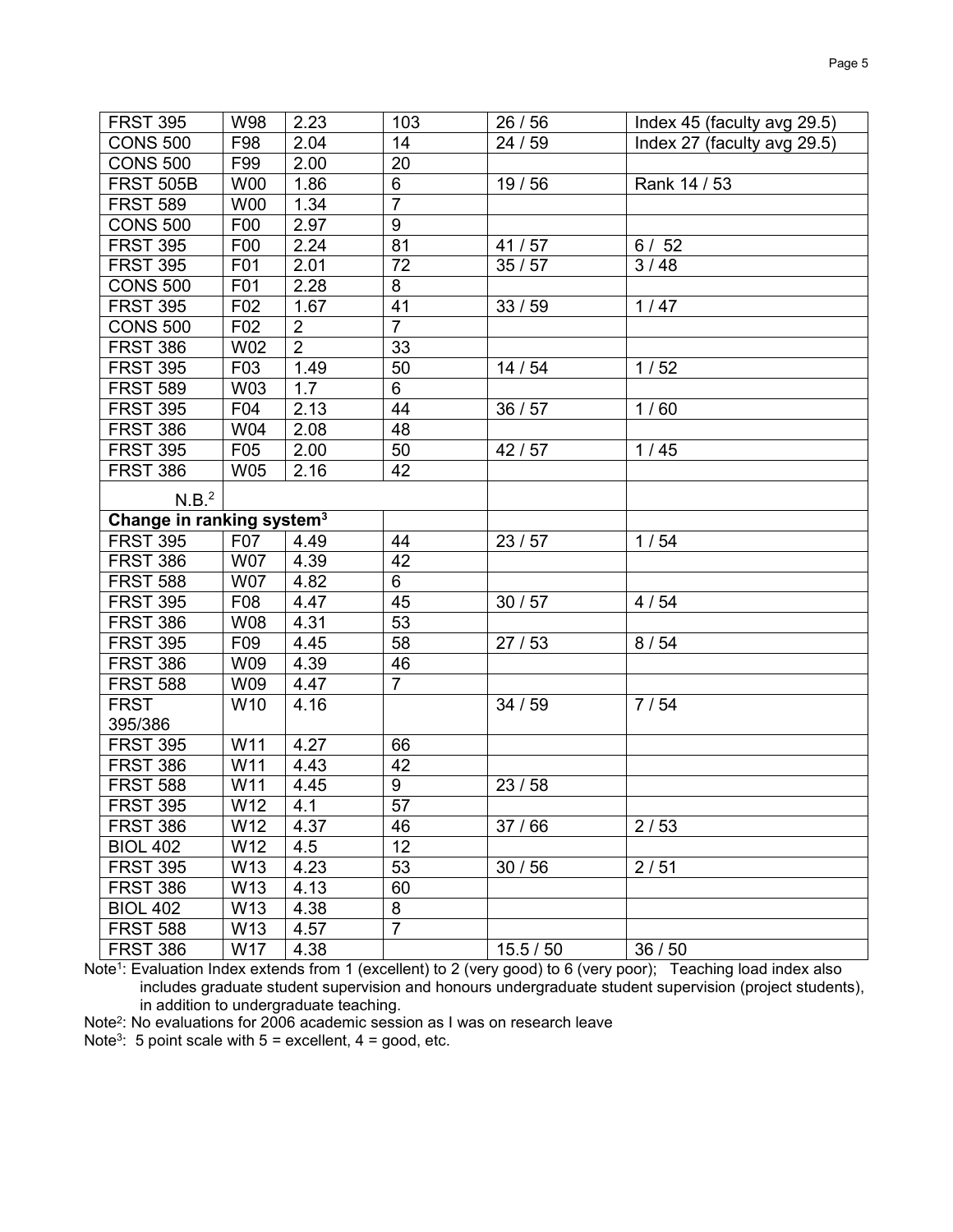| | | | | | |
|---|---|---|---|---|---|
| FRST 395 | W98 | 2.23 | 103 | 26 / 56 | Index 45 (faculty avg 29.5) |
| CONS 500 | F98 | 2.04 | 14 | 24 / 59 | Index 27 (faculty avg 29.5) |
| CONS 500 | F99 | 2.00 | 20 | | |
| FRST 505B | W00 | 1.86 | 6 | 19 / 56 | Rank 14 / 53 |
| FRST 589 | W00 | 1.34 | 7 | | |
| CONS 500 | F00 | 2.97 | 9 | | |
| FRST 395 | F00 | 2.24 | 81 | 41 / 57 | 6 / 52 |
| FRST 395 | F01 | 2.01 | 72 | 35 / 57 | 3 / 48 |
| CONS 500 | F01 | 2.28 | 8 | | |
| FRST 395 | F02 | 1.67 | 41 | 33 / 59 | 1 / 47 |
| CONS 500 | F02 | 2 | 7 | | |
| FRST 386 | W02 | 2 | 33 | | |
| FRST 395 | F03 | 1.49 | 50 | 14 / 54 | 1 / 52 |
| FRST 589 | W03 | 1.7 | 6 | | |
| FRST 395 | F04 | 2.13 | 44 | 36 / 57 | 1 / 60 |
| FRST 386 | W04 | 2.08 | 48 | | |
| FRST 395 | F05 | 2.00 | 50 | 42 / 57 | 1 / 45 |
| FRST 386 | W05 | 2.16 | 42 | | |
| N.B.[2] | | | | | |
| **Change in ranking system[3]** | | | | | |
| FRST 395 | F07 | 4.49 | 44 | 23 / 57 | 1 / 54 |
| FRST 386 | W07 | 4.39 | 42 | | |
| FRST 588 | W07 | 4.82 | 6 | | |
| FRST 395 | F08 | 4.47 | 45 | 30 / 57 | 4 / 54 |
| FRST 386 | W08 | 4.31 | 53 | | |
| FRST 395 | F09 | 4.45 | 58 | 27 / 53 | 8 / 54 |
| FRST 386 | W09 | 4.39 | 46 | | |
| FRST 588 | W09 | 4.47 | 7 | | |
| FRST 395/386 | W10 | 4.16 | | 34 / 59 | 7 / 54 |
| FRST 395 | W11 | 4.27 | 66 | | |
| FRST 386 | W11 | 4.43 | 42 | | |
| FRST 588 | W11 | 4.45 | 9 | 23 / 58 | |
| FRST 395 | W12 | 4.1 | 57 | | |
| FRST 386 | W12 | 4.37 | 46 | 37 / 66 | 2 / 53 |
| BIOL 402 | W12 | 4.5 | 12 | | |
| FRST 395 | W13 | 4.23 | 53 | 30 / 56 | 2 / 51 |
| FRST 386 | W13 | 4.13 | 60 | | |
| BIOL 402 | W13 | 4.38 | 8 | | |
| FRST 588 | W13 | 4.57 | 7 | | |
| FRST 386 | W17 | 4.38 | | 15.5 / 50 | 36 / 50 |

Note[1]: Evaluation Index extends from 1 (excellent) to 2 (very good) to 6 (very poor); Teaching load index also includes graduate student supervision and honours undergraduate student supervision (project students), in addition to undergraduate teaching.

Note[2]: No evaluations for 2006 academic session as I was on research leave

Note[3]: 5 point scale with 5 = excellent, 4 = good, etc.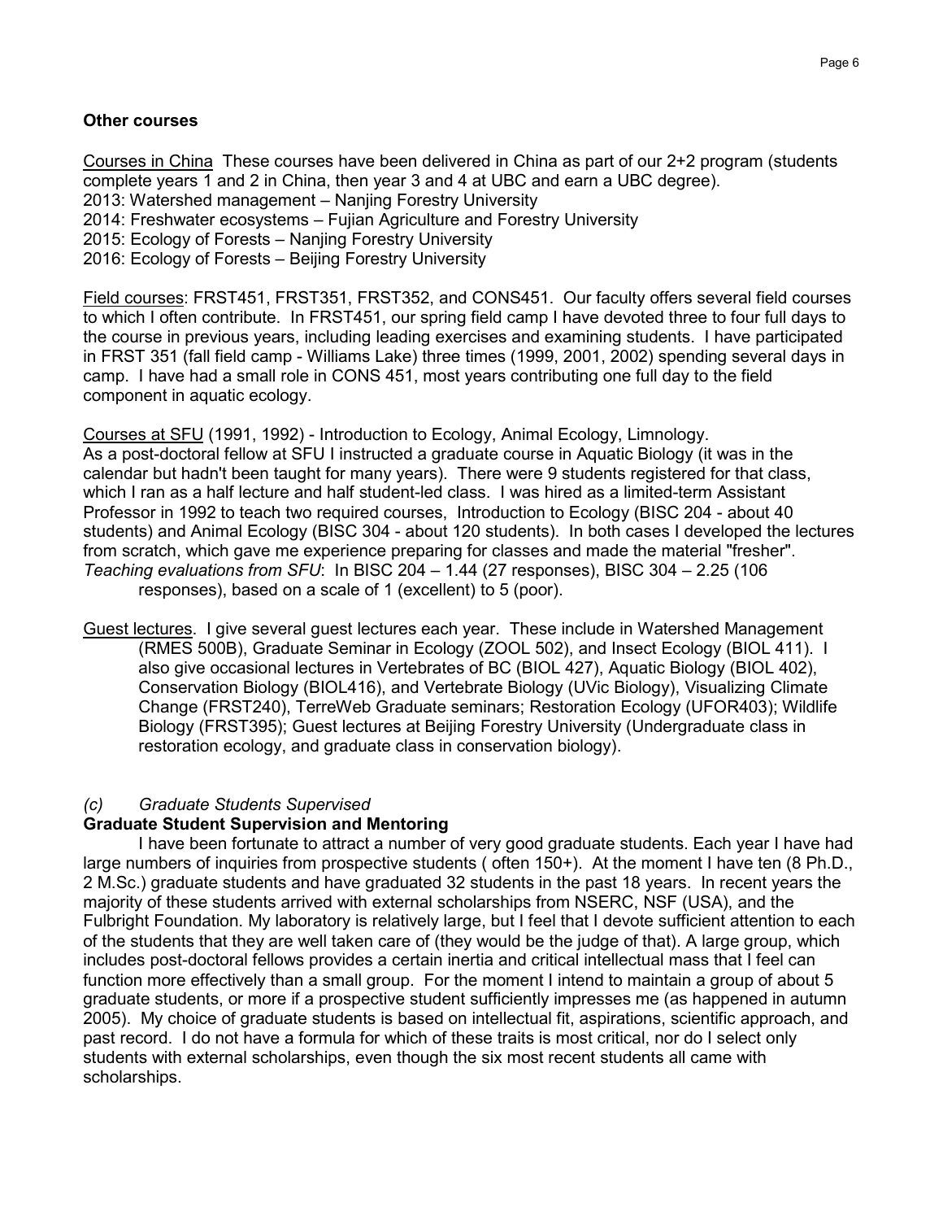**Other courses**

Courses in China These courses have been delivered in China as part of our 2+2 program (students complete years 1 and 2 in China, then year 3 and 4 at UBC and earn a UBC degree).
2013: Watershed management – Nanjing Forestry University
2014: Freshwater ecosystems – Fujian Agriculture and Forestry University
2015: Ecology of Forests – Nanjing Forestry University
2016: Ecology of Forests – Beijing Forestry University

Field courses: FRST451, FRST351, FRST352, and CONS451. Our faculty offers several field courses to which I often contribute. In FRST451, our spring field camp I have devoted three to four full days to the course in previous years, including leading exercises and examining students. I have participated in FRST 351 (fall field camp - Williams Lake) three times (1999, 2001, 2002) spending several days in camp. I have had a small role in CONS 451, most years contributing one full day to the field component in aquatic ecology.

Courses at SFU (1991, 1992) - Introduction to Ecology, Animal Ecology, Limnology.
As a post-doctoral fellow at SFU I instructed a graduate course in Aquatic Biology (it was in the calendar but hadn't been taught for many years). There were 9 students registered for that class, which I ran as a half lecture and half student-led class. I was hired as a limited-term Assistant Professor in 1992 to teach two required courses, Introduction to Ecology (BISC 204 - about 40 students) and Animal Ecology (BISC 304 - about 120 students). In both cases I developed the lectures from scratch, which gave me experience preparing for classes and made the material "fresher".
*Teaching evaluations from SFU*: In BISC 204 – 1.44 (27 responses), BISC 304 – 2.25 (106 responses), based on a scale of 1 (excellent) to 5 (poor).

Guest lectures. I give several guest lectures each year. These include in Watershed Management (RMES 500B), Graduate Seminar in Ecology (ZOOL 502), and Insect Ecology (BIOL 411). I also give occasional lectures in Vertebrates of BC (BIOL 427), Aquatic Biology (BIOL 402), Conservation Biology (BIOL416), and Vertebrate Biology (UVic Biology), Visualizing Climate Change (FRST240), TerreWeb Graduate seminars; Restoration Ecology (UFOR403); Wildlife Biology (FRST395); Guest lectures at Beijing Forestry University (Undergraduate class in restoration ecology, and graduate class in conservation biology).

*(c) Graduate Students Supervised*

**Graduate Student Supervision and Mentoring**

I have been fortunate to attract a number of very good graduate students. Each year I have had large numbers of inquiries from prospective students ( often 150+). At the moment I have ten (8 Ph.D., 2 M.Sc.) graduate students and have graduated 32 students in the past 18 years. In recent years the majority of these students arrived with external scholarships from NSERC, NSF (USA), and the Fulbright Foundation. My laboratory is relatively large, but I feel that I devote sufficient attention to each of the students that they are well taken care of (they would be the judge of that). A large group, which includes post-doctoral fellows provides a certain inertia and critical intellectual mass that I feel can function more effectively than a small group. For the moment I intend to maintain a group of about 5 graduate students, or more if a prospective student sufficiently impresses me (as happened in autumn 2005). My choice of graduate students is based on intellectual fit, aspirations, scientific approach, and past record. I do not have a formula for which of these traits is most critical, nor do I select only students with external scholarships, even though the six most recent students all came with scholarships.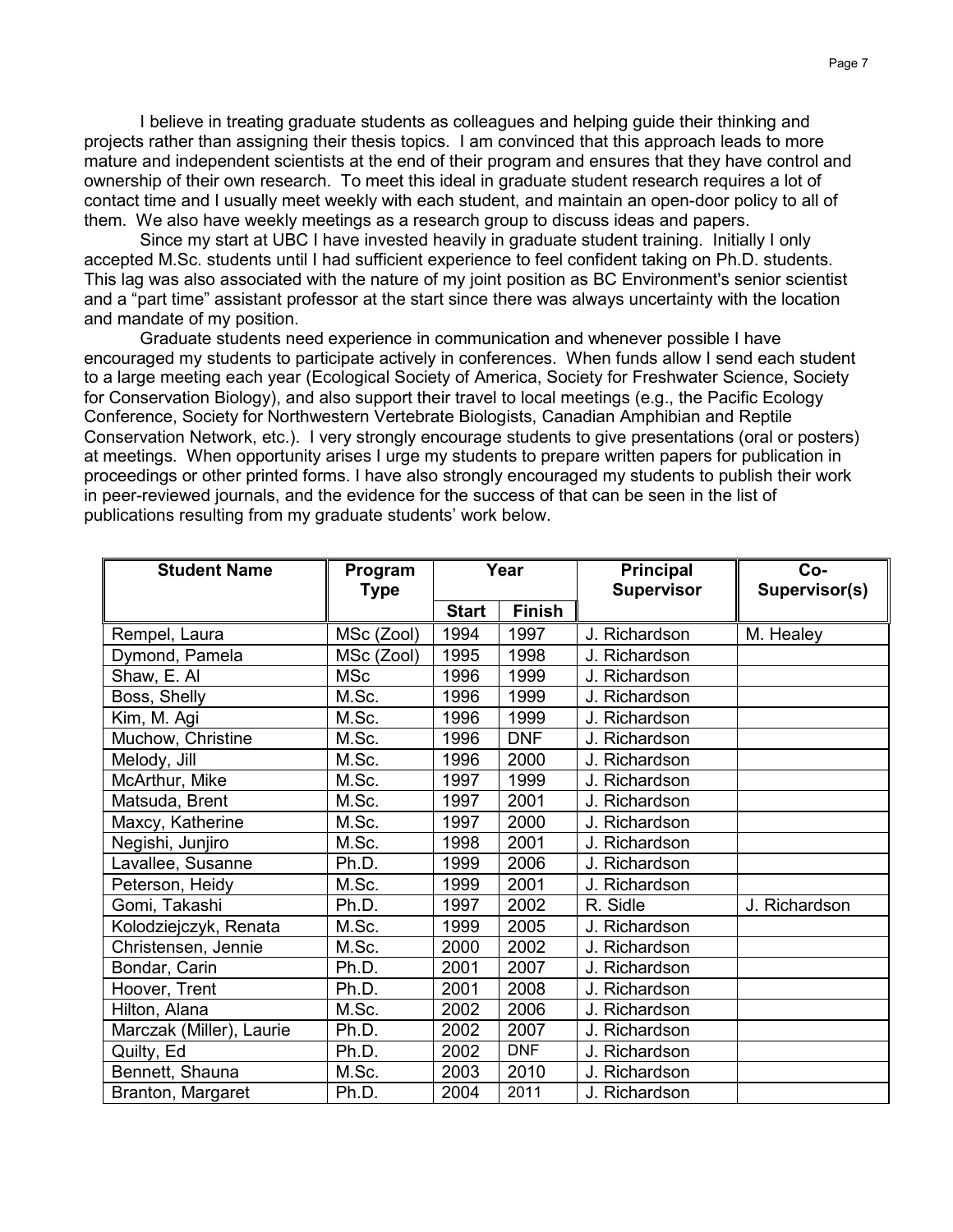I believe in treating graduate students as colleagues and helping guide their thinking and projects rather than assigning their thesis topics. I am convinced that this approach leads to more mature and independent scientists at the end of their program and ensures that they have control and ownership of their own research. To meet this ideal in graduate student research requires a lot of contact time and I usually meet weekly with each student, and maintain an open-door policy to all of them. We also have weekly meetings as a research group to discuss ideas and papers.

Since my start at UBC I have invested heavily in graduate student training. Initially I only accepted M.Sc. students until I had sufficient experience to feel confident taking on Ph.D. students. This lag was also associated with the nature of my joint position as BC Environment's senior scientist and a "part time" assistant professor at the start since there was always uncertainty with the location and mandate of my position.

Graduate students need experience in communication and whenever possible I have encouraged my students to participate actively in conferences. When funds allow I send each student to a large meeting each year (Ecological Society of America, Society for Freshwater Science, Society for Conservation Biology), and also support their travel to local meetings (e.g., the Pacific Ecology Conference, Society for Northwestern Vertebrate Biologists, Canadian Amphibian and Reptile Conservation Network, etc.). I very strongly encourage students to give presentations (oral or posters) at meetings. When opportunity arises I urge my students to prepare written papers for publication in proceedings or other printed forms. I have also strongly encouraged my students to publish their work in peer-reviewed journals, and the evidence for the success of that can be seen in the list of publications resulting from my graduate students' work below.

| Student Name | Program Type | Year | | Principal Supervisor | Co-Supervisor(s) |
|---|---|---|---|---|---|
| | | Start | Finish | | |
| Rempel, Laura | MSc (Zool) | 1994 | 1997 | J. Richardson | M. Healey |
| Dymond, Pamela | MSc (Zool) | 1995 | 1998 | J. Richardson | |
| Shaw, E. Al | MSc | 1996 | 1999 | J. Richardson | |
| Boss, Shelly | M.Sc. | 1996 | 1999 | J. Richardson | |
| Kim, M. Agi | M.Sc. | 1996 | 1999 | J. Richardson | |
| Muchow, Christine | M.Sc. | 1996 | DNF | J. Richardson | |
| Melody, Jill | M.Sc. | 1996 | 2000 | J. Richardson | |
| McArthur, Mike | M.Sc. | 1997 | 1999 | J. Richardson | |
| Matsuda, Brent | M.Sc. | 1997 | 2001 | J. Richardson | |
| Maxcy, Katherine | M.Sc. | 1997 | 2000 | J. Richardson | |
| Negishi, Junjiro | M.Sc. | 1998 | 2001 | J. Richardson | |
| Lavallee, Susanne | Ph.D. | 1999 | 2006 | J. Richardson | |
| Peterson, Heidy | M.Sc. | 1999 | 2001 | J. Richardson | |
| Gomi, Takashi | Ph.D. | 1997 | 2002 | R. Sidle | J. Richardson |
| Kolodziejczyk, Renata | M.Sc. | 1999 | 2005 | J. Richardson | |
| Christensen, Jennie | M.Sc. | 2000 | 2002 | J. Richardson | |
| Bondar, Carin | Ph.D. | 2001 | 2007 | J. Richardson | |
| Hoover, Trent | Ph.D. | 2001 | 2008 | J. Richardson | |
| Hilton, Alana | M.Sc. | 2002 | 2006 | J. Richardson | |
| Marczak (Miller), Laurie | Ph.D. | 2002 | 2007 | J. Richardson | |
| Quilty, Ed | Ph.D. | 2002 | DNF | J. Richardson | |
| Bennett, Shauna | M.Sc. | 2003 | 2010 | J. Richardson | |
| Branton, Margaret | Ph.D. | 2004 | 2011 | J. Richardson | |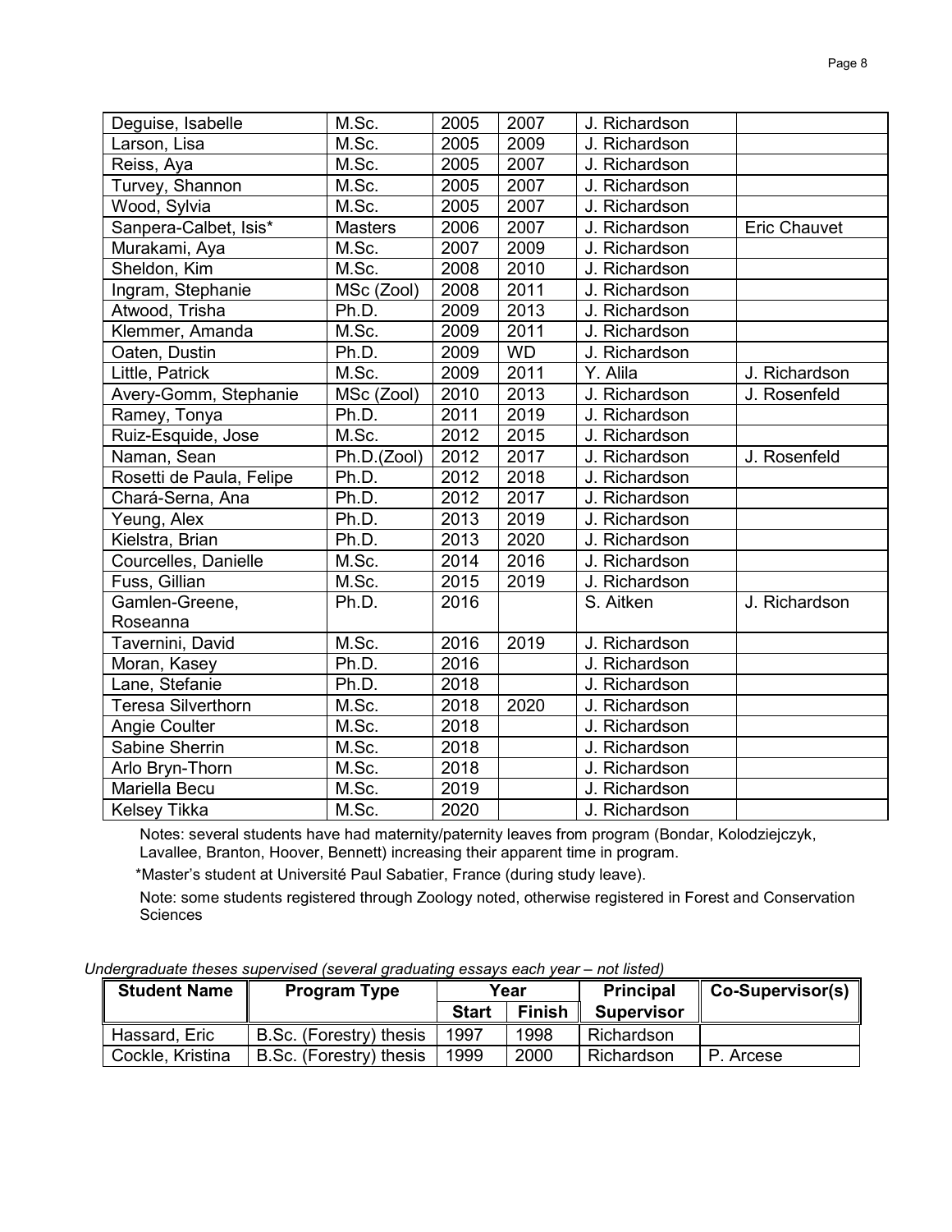| | | | | | |
|---|---|---|---|---|---|
| Deguise, Isabelle | M.Sc. | 2005 | 2007 | J. Richardson | |
| Larson, Lisa | M.Sc. | 2005 | 2009 | J. Richardson | |
| Reiss, Aya | M.Sc. | 2005 | 2007 | J. Richardson | |
| Turvey, Shannon | M.Sc. | 2005 | 2007 | J. Richardson | |
| Wood, Sylvia | M.Sc. | 2005 | 2007 | J. Richardson | |
| Sanpera-Calbet, Isis* | Masters | 2006 | 2007 | J. Richardson | Eric Chauvet |
| Murakami, Aya | M.Sc. | 2007 | 2009 | J. Richardson | |
| Sheldon, Kim | M.Sc. | 2008 | 2010 | J. Richardson | |
| Ingram, Stephanie | MSc (Zool) | 2008 | 2011 | J. Richardson | |
| Atwood, Trisha | Ph.D. | 2009 | 2013 | J. Richardson | |
| Klemmer, Amanda | M.Sc. | 2009 | 2011 | J. Richardson | |
| Oaten, Dustin | Ph.D. | 2009 | WD | J. Richardson | |
| Little, Patrick | M.Sc. | 2009 | 2011 | Y. Alila | J. Richardson |
| Avery-Gomm, Stephanie | MSc (Zool) | 2010 | 2013 | J. Richardson | J. Rosenfeld |
| Ramey, Tonya | Ph.D. | 2011 | 2019 | J. Richardson | |
| Ruiz-Esquide, Jose | M.Sc. | 2012 | 2015 | J. Richardson | |
| Naman, Sean | Ph.D.(Zool) | 2012 | 2017 | J. Richardson | J. Rosenfeld |
| Rosetti de Paula, Felipe | Ph.D. | 2012 | 2018 | J. Richardson | |
| Chará-Serna, Ana | Ph.D. | 2012 | 2017 | J. Richardson | |
| Yeung, Alex | Ph.D. | 2013 | 2019 | J. Richardson | |
| Kielstra, Brian | Ph.D. | 2013 | 2020 | J. Richardson | |
| Courcelles, Danielle | M.Sc. | 2014 | 2016 | J. Richardson | |
| Fuss, Gillian | M.Sc. | 2015 | 2019 | J. Richardson | |
| Gamlen-Greene, Roseanna | Ph.D. | 2016 | | S. Aitken | J. Richardson |
| Tavernini, David | M.Sc. | 2016 | 2019 | J. Richardson | |
| Moran, Kasey | Ph.D. | 2016 | | J. Richardson | |
| Lane, Stefanie | Ph.D. | 2018 | | J. Richardson | |
| Teresa Silverthorn | M.Sc. | 2018 | 2020 | J. Richardson | |
| Angie Coulter | M.Sc. | 2018 | | J. Richardson | |
| Sabine Sherrin | M.Sc. | 2018 | | J. Richardson | |
| Arlo Bryn-Thorn | M.Sc. | 2018 | | J. Richardson | |
| Mariella Becu | M.Sc. | 2019 | | J. Richardson | |
| Kelsey Tikka | M.Sc. | 2020 | | J. Richardson | |

Notes: several students have had maternity/paternity leaves from program (Bondar, Kolodziejczyk, Lavallee, Branton, Hoover, Bennett) increasing their apparent time in program.

*Master's student at Université Paul Sabatier, France (during study leave).

Note: some students registered through Zoology noted, otherwise registered in Forest and Conservation Sciences

*Undergraduate theses supervised (several graduating essays each year – not listed)*

| Student Name | Program Type | Year | | Principal Supervisor | Co-Supervisor(s) |
|---|---|---|---|---|---|
| | | Start | Finish | | |
| Hassard, Eric | B.Sc. (Forestry) thesis | 1997 | 1998 | Richardson | |
| Cockle, Kristina | B.Sc. (Forestry) thesis | 1999 | 2000 | Richardson | P. Arcese |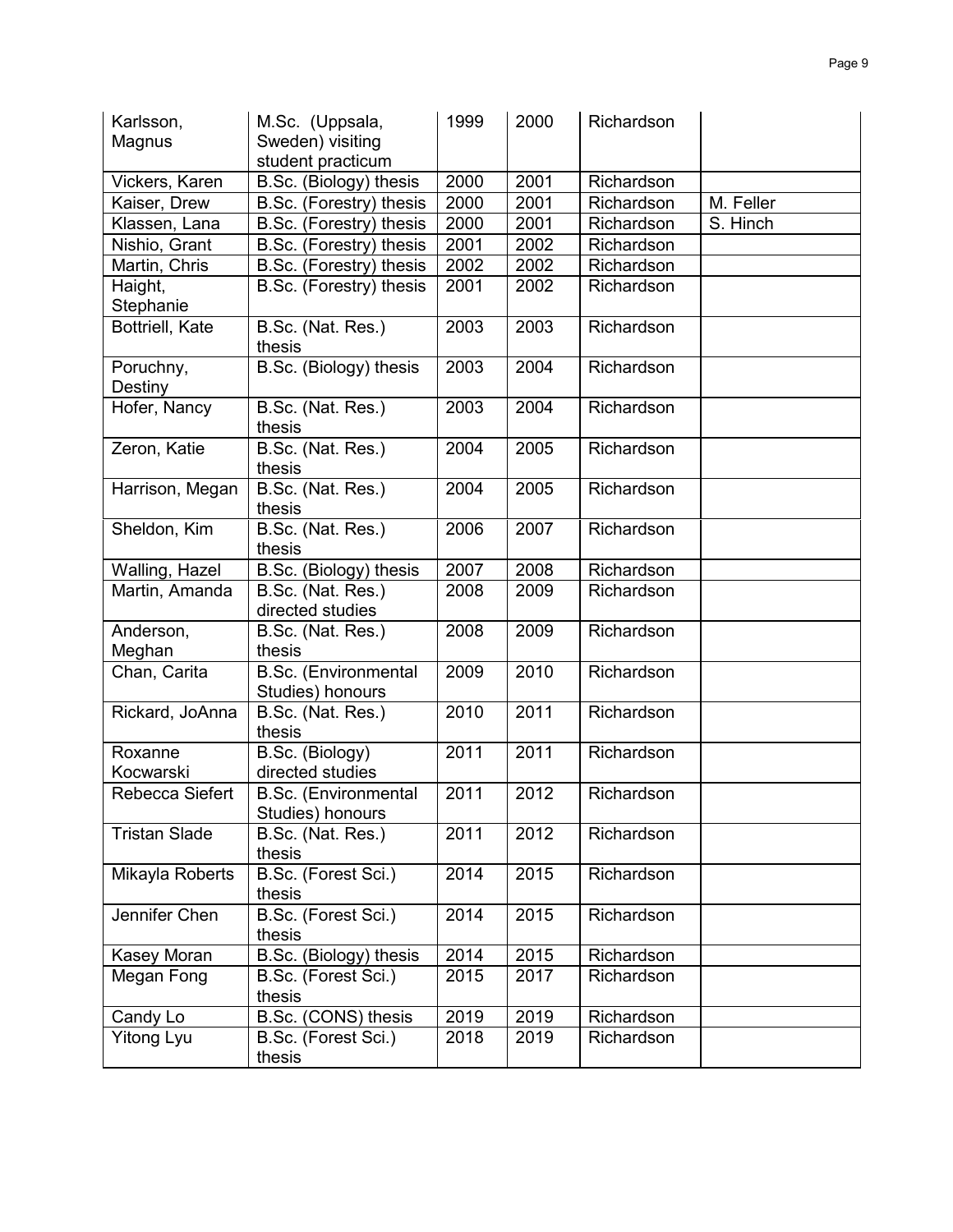| Karlsson, Magnus | M.Sc. (Uppsala, Sweden) visiting student practicum | 1999 | 2000 | Richardson | |
|---|---|---|---|---|---|
| Vickers, Karen | B.Sc. (Biology) thesis | 2000 | 2001 | Richardson | |
| Kaiser, Drew | B.Sc. (Forestry) thesis | 2000 | 2001 | Richardson | M. Feller |
| Klassen, Lana | B.Sc. (Forestry) thesis | 2000 | 2001 | Richardson | S. Hinch |
| Nishio, Grant | B.Sc. (Forestry) thesis | 2001 | 2002 | Richardson | |
| Martin, Chris | B.Sc. (Forestry) thesis | 2002 | 2002 | Richardson | |
| Haight, Stephanie | B.Sc. (Forestry) thesis | 2001 | 2002 | Richardson | |
| Bottriell, Kate | B.Sc. (Nat. Res.) thesis | 2003 | 2003 | Richardson | |
| Poruchny, Destiny | B.Sc. (Biology) thesis | 2003 | 2004 | Richardson | |
| Hofer, Nancy | B.Sc. (Nat. Res.) thesis | 2003 | 2004 | Richardson | |
| Zeron, Katie | B.Sc. (Nat. Res.) thesis | 2004 | 2005 | Richardson | |
| Harrison, Megan | B.Sc. (Nat. Res.) thesis | 2004 | 2005 | Richardson | |
| Sheldon, Kim | B.Sc. (Nat. Res.) thesis | 2006 | 2007 | Richardson | |
| Walling, Hazel | B.Sc. (Biology) thesis | 2007 | 2008 | Richardson | |
| Martin, Amanda | B.Sc. (Nat. Res.) directed studies | 2008 | 2009 | Richardson | |
| Anderson, Meghan | B.Sc. (Nat. Res.) thesis | 2008 | 2009 | Richardson | |
| Chan, Carita | B.Sc. (Environmental Studies) honours | 2009 | 2010 | Richardson | |
| Rickard, JoAnna | B.Sc. (Nat. Res.) thesis | 2010 | 2011 | Richardson | |
| Roxanne Kocwarski | B.Sc. (Biology) directed studies | 2011 | 2011 | Richardson | |
| Rebecca Siefert | B.Sc. (Environmental Studies) honours | 2011 | 2012 | Richardson | |
| Tristan Slade | B.Sc. (Nat. Res.) thesis | 2011 | 2012 | Richardson | |
| Mikayla Roberts | B.Sc. (Forest Sci.) thesis | 2014 | 2015 | Richardson | |
| Jennifer Chen | B.Sc. (Forest Sci.) thesis | 2014 | 2015 | Richardson | |
| Kasey Moran | B.Sc. (Biology) thesis | 2014 | 2015 | Richardson | |
| Megan Fong | B.Sc. (Forest Sci.) thesis | 2015 | 2017 | Richardson | |
| Candy Lo | B.Sc. (CONS) thesis | 2019 | 2019 | Richardson | |
| Yitong Lyu | B.Sc. (Forest Sci.) thesis | 2018 | 2019 | Richardson | |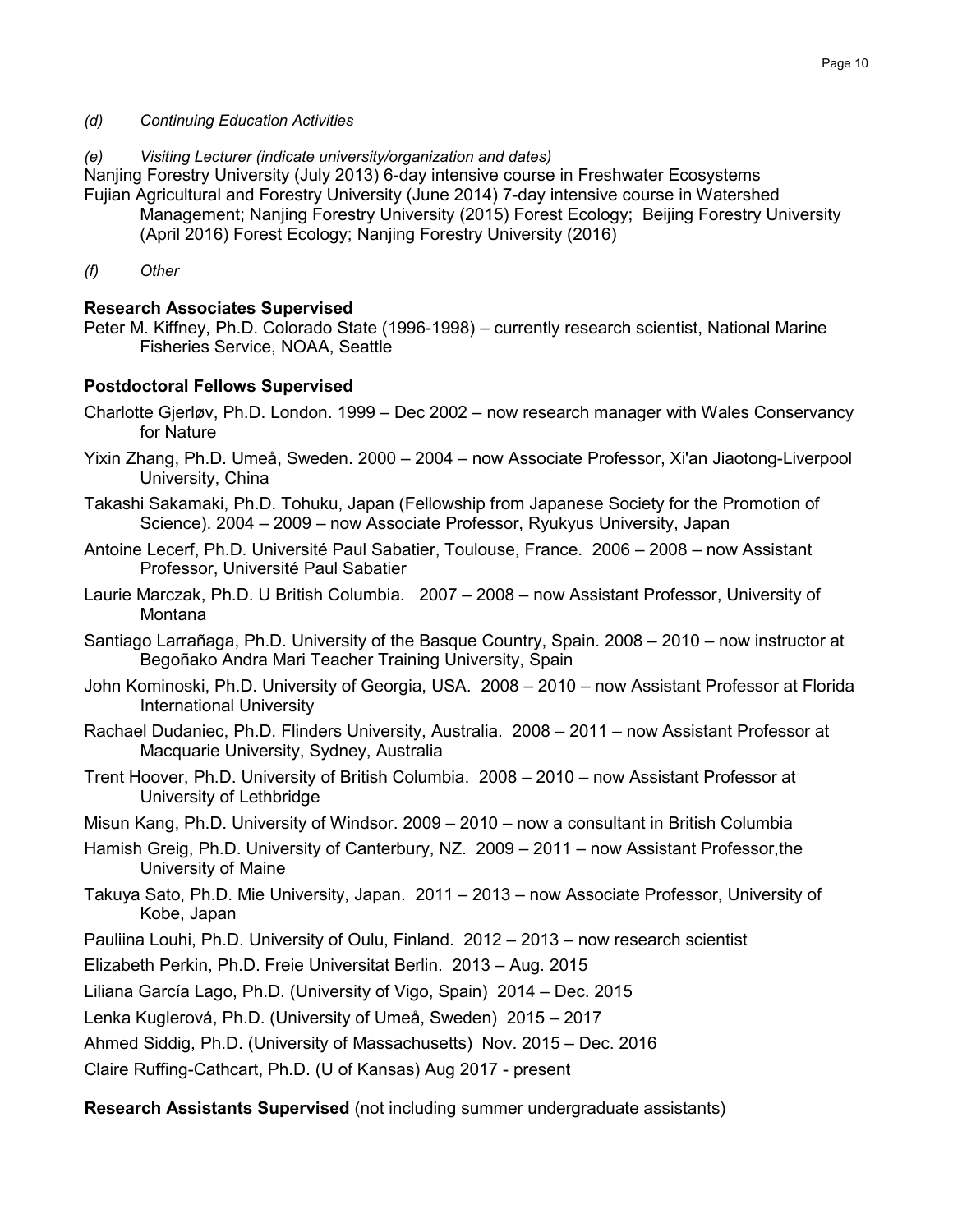*(d) Continuing Education Activities*

*(e) Visiting Lecturer (indicate university/organization and dates)*

Nanjing Forestry University (July 2013) 6-day intensive course in Freshwater Ecosystems

Fujian Agricultural and Forestry University (June 2014) 7-day intensive course in Watershed Management; Nanjing Forestry University (2015) Forest Ecology; Beijing Forestry University (April 2016) Forest Ecology; Nanjing Forestry University (2016)

*(f) Other*

**Research Associates Supervised**

Peter M. Kiffney, Ph.D. Colorado State (1996-1998) – currently research scientist, National Marine Fisheries Service, NOAA, Seattle

**Postdoctoral Fellows Supervised**

Charlotte Gjerløv, Ph.D. London. 1999 – Dec 2002 – now research manager with Wales Conservancy for Nature

Yixin Zhang, Ph.D. Umeå, Sweden. 2000 – 2004 – now Associate Professor, Xi'an Jiaotong-Liverpool University, China

Takashi Sakamaki, Ph.D. Tohuku, Japan (Fellowship from Japanese Society for the Promotion of Science). 2004 – 2009 – now Associate Professor, Ryukyus University, Japan

Antoine Lecerf, Ph.D. Université Paul Sabatier, Toulouse, France. 2006 – 2008 – now Assistant Professor, Université Paul Sabatier

Laurie Marczak, Ph.D. U British Columbia. 2007 – 2008 – now Assistant Professor, University of Montana

Santiago Larrañaga, Ph.D. University of the Basque Country, Spain. 2008 – 2010 – now instructor at Begoñako Andra Mari Teacher Training University, Spain

John Kominoski, Ph.D. University of Georgia, USA. 2008 – 2010 – now Assistant Professor at Florida International University

Rachael Dudaniec, Ph.D. Flinders University, Australia. 2008 – 2011 – now Assistant Professor at Macquarie University, Sydney, Australia

Trent Hoover, Ph.D. University of British Columbia. 2008 – 2010 – now Assistant Professor at University of Lethbridge

Misun Kang, Ph.D. University of Windsor. 2009 – 2010 – now a consultant in British Columbia

Hamish Greig, Ph.D. University of Canterbury, NZ. 2009 – 2011 – now Assistant Professor,the University of Maine

Takuya Sato, Ph.D. Mie University, Japan. 2011 – 2013 – now Associate Professor, University of Kobe, Japan

Pauliina Louhi, Ph.D. University of Oulu, Finland. 2012 – 2013 – now research scientist

Elizabeth Perkin, Ph.D. Freie Universitat Berlin. 2013 – Aug. 2015

Liliana García Lago, Ph.D. (University of Vigo, Spain) 2014 – Dec. 2015

Lenka Kuglerová, Ph.D. (University of Umeå, Sweden) 2015 – 2017

Ahmed Siddig, Ph.D. (University of Massachusetts) Nov. 2015 – Dec. 2016

Claire Ruffing-Cathcart, Ph.D. (U of Kansas) Aug 2017 - present

**Research Assistants Supervised** (not including summer undergraduate assistants)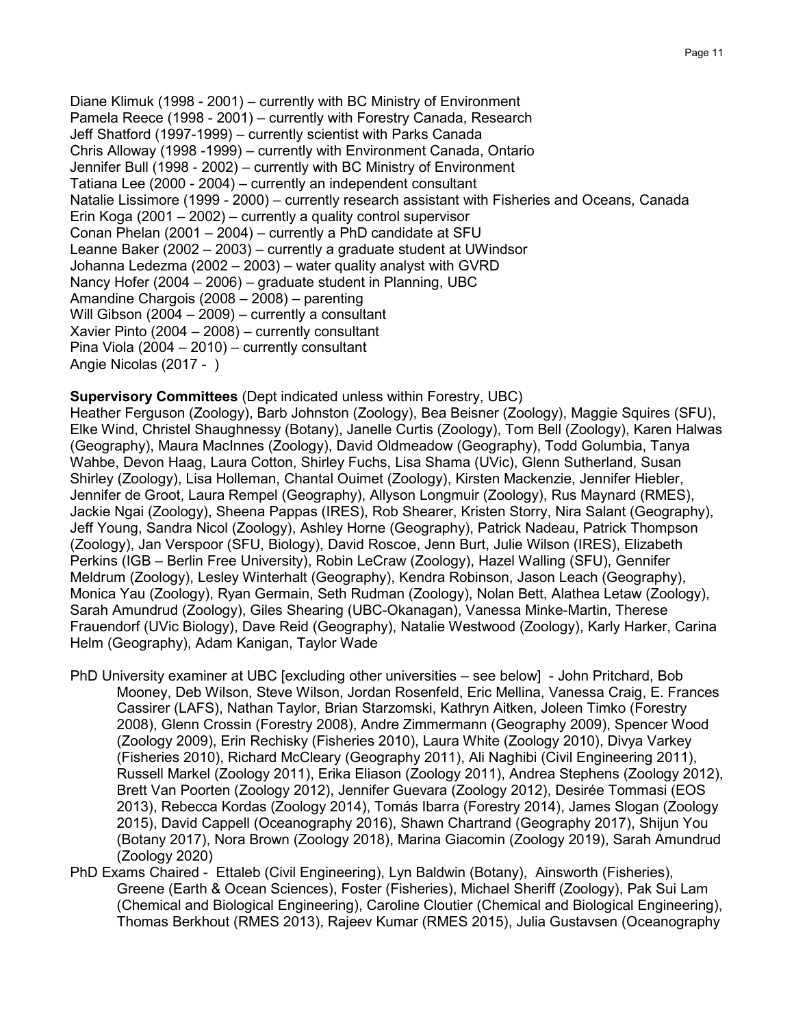Diane Klimuk (1998 - 2001) – currently with BC Ministry of Environment
Pamela Reece (1998 - 2001) – currently with Forestry Canada, Research
Jeff Shatford (1997-1999) – currently scientist with Parks Canada
Chris Alloway (1998 -1999) – currently with Environment Canada, Ontario
Jennifer Bull (1998 - 2002) – currently with BC Ministry of Environment
Tatiana Lee (2000 - 2004) – currently an independent consultant
Natalie Lissimore (1999 - 2000) – currently research assistant with Fisheries and Oceans, Canada
Erin Koga (2001 – 2002) – currently a quality control supervisor
Conan Phelan (2001 – 2004) – currently a PhD candidate at SFU
Leanne Baker (2002 – 2003) – currently a graduate student at UWindsor
Johanna Ledezma (2002 – 2003) – water quality analyst with GVRD
Nancy Hofer (2004 – 2006) – graduate student in Planning, UBC
Amandine Chargois (2008 – 2008) – parenting
Will Gibson (2004 – 2009) – currently a consultant
Xavier Pinto (2004 – 2008) – currently consultant
Pina Viola (2004 – 2010) – currently consultant
Angie Nicolas (2017 - )

**Supervisory Committees** (Dept indicated unless within Forestry, UBC)
Heather Ferguson (Zoology), Barb Johnston (Zoology), Bea Beisner (Zoology), Maggie Squires (SFU), Elke Wind, Christel Shaughnessy (Botany), Janelle Curtis (Zoology), Tom Bell (Zoology), Karen Halwas (Geography), Maura MacInnes (Zoology), David Oldmeadow (Geography), Todd Golumbia, Tanya Wahbe, Devon Haag, Laura Cotton, Shirley Fuchs, Lisa Shama (UVic), Glenn Sutherland, Susan Shirley (Zoology), Lisa Holleman, Chantal Ouimet (Zoology), Kirsten Mackenzie, Jennifer Hiebler, Jennifer de Groot, Laura Rempel (Geography), Allyson Longmuir (Zoology), Rus Maynard (RMES), Jackie Ngai (Zoology), Sheena Pappas (IRES), Rob Shearer, Kristen Storry, Nira Salant (Geography), Jeff Young, Sandra Nicol (Zoology), Ashley Horne (Geography), Patrick Nadeau, Patrick Thompson (Zoology), Jan Verspoor (SFU, Biology), David Roscoe, Jenn Burt, Julie Wilson (IRES), Elizabeth Perkins (IGB – Berlin Free University), Robin LeCraw (Zoology), Hazel Walling (SFU), Gennifer Meldrum (Zoology), Lesley Winterhalt (Geography), Kendra Robinson, Jason Leach (Geography), Monica Yau (Zoology), Ryan Germain, Seth Rudman (Zoology), Nolan Bett, Alathea Letaw (Zoology), Sarah Amundrud (Zoology), Giles Shearing (UBC-Okanagan), Vanessa Minke-Martin, Therese Frauendorf (UVic Biology), Dave Reid (Geography), Natalie Westwood (Zoology), Karly Harker, Carina Helm (Geography), Adam Kanigan, Taylor Wade

PhD University examiner at UBC [excluding other universities – see below] - John Pritchard, Bob Mooney, Deb Wilson, Steve Wilson, Jordan Rosenfeld, Eric Mellina, Vanessa Craig, E. Frances Cassirer (LAFS), Nathan Taylor, Brian Starzomski, Kathryn Aitken, Joleen Timko (Forestry 2008), Glenn Crossin (Forestry 2008), Andre Zimmermann (Geography 2009), Spencer Wood (Zoology 2009), Erin Rechisky (Fisheries 2010), Laura White (Zoology 2010), Divya Varkey (Fisheries 2010), Richard McCleary (Geography 2011), Ali Naghibi (Civil Engineering 2011), Russell Markel (Zoology 2011), Erika Eliason (Zoology 2011), Andrea Stephens (Zoology 2012), Brett Van Poorten (Zoology 2012), Jennifer Guevara (Zoology 2012), Desirée Tommasi (EOS 2013), Rebecca Kordas (Zoology 2014), Tomás Ibarra (Forestry 2014), James Slogan (Zoology 2015), David Cappell (Oceanography 2016), Shawn Chartrand (Geography 2017), Shijun You (Botany 2017), Nora Brown (Zoology 2018), Marina Giacomin (Zoology 2019), Sarah Amundrud (Zoology 2020)

PhD Exams Chaired - Ettaleb (Civil Engineering), Lyn Baldwin (Botany), Ainsworth (Fisheries), Greene (Earth & Ocean Sciences), Foster (Fisheries), Michael Sheriff (Zoology), Pak Sui Lam (Chemical and Biological Engineering), Caroline Cloutier (Chemical and Biological Engineering), Thomas Berkhout (RMES 2013), Rajeev Kumar (RMES 2015), Julia Gustavsen (Oceanography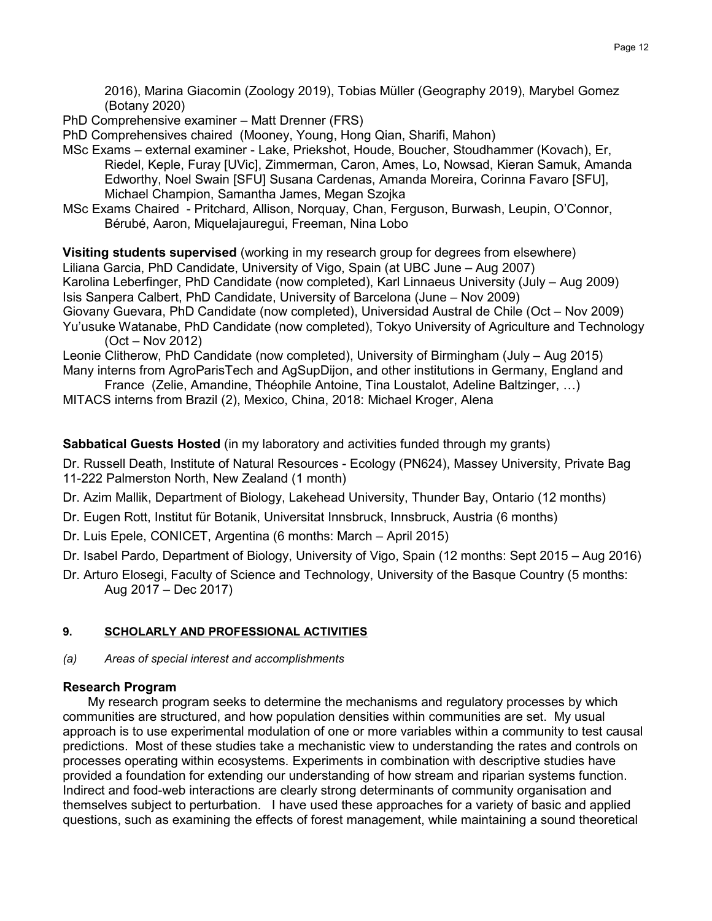2016), Marina Giacomin (Zoology 2019), Tobias Müller (Geography 2019), Marybel Gomez (Botany 2020)

PhD Comprehensive examiner – Matt Drenner (FRS)

PhD Comprehensives chaired (Mooney, Young, Hong Qian, Sharifi, Mahon)

MSc Exams – external examiner - Lake, Priekshot, Houde, Boucher, Stoudhammer (Kovach), Er, Riedel, Keple, Furay [UVic], Zimmerman, Caron, Ames, Lo, Nowsad, Kieran Samuk, Amanda Edworthy, Noel Swain [SFU] Susana Cardenas, Amanda Moreira, Corinna Favaro [SFU], Michael Champion, Samantha James, Megan Szojka

MSc Exams Chaired - Pritchard, Allison, Norquay, Chan, Ferguson, Burwash, Leupin, O'Connor, Bérubé, Aaron, Miquelajauregui, Freeman, Nina Lobo

**Visiting students supervised** (working in my research group for degrees from elsewhere)

Liliana Garcia, PhD Candidate, University of Vigo, Spain (at UBC June – Aug 2007)

Karolina Leberfinger, PhD Candidate (now completed), Karl Linnaeus University (July – Aug 2009)

Isis Sanpera Calbert, PhD Candidate, University of Barcelona (June – Nov 2009)

Giovany Guevara, PhD Candidate (now completed), Universidad Austral de Chile (Oct – Nov 2009)

Yu'usuke Watanabe, PhD Candidate (now completed), Tokyo University of Agriculture and Technology (Oct – Nov 2012)

Leonie Clitherow, PhD Candidate (now completed), University of Birmingham (July – Aug 2015)

Many interns from AgroParisTech and AgSupDijon, and other institutions in Germany, England and France (Zelie, Amandine, Théophile Antoine, Tina Loustalot, Adeline Baltzinger, …)

MITACS interns from Brazil (2), Mexico, China, 2018: Michael Kroger, Alena

**Sabbatical Guests Hosted** (in my laboratory and activities funded through my grants)

Dr. Russell Death, Institute of Natural Resources - Ecology (PN624), Massey University, Private Bag 11-222 Palmerston North, New Zealand (1 month)

Dr. Azim Mallik, Department of Biology, Lakehead University, Thunder Bay, Ontario (12 months)

Dr. Eugen Rott, Institut für Botanik, Universitat Innsbruck, Innsbruck, Austria (6 months)

Dr. Luis Epele, CONICET, Argentina (6 months: March – April 2015)

Dr. Isabel Pardo, Department of Biology, University of Vigo, Spain (12 months: Sept 2015 – Aug 2016)

Dr. Arturo Elosegi, Faculty of Science and Technology, University of the Basque Country (5 months: Aug 2017 – Dec 2017)

## 9. SCHOLARLY AND PROFESSIONAL ACTIVITIES

*(a) Areas of special interest and accomplishments*

### Research Program

My research program seeks to determine the mechanisms and regulatory processes by which communities are structured, and how population densities within communities are set. My usual approach is to use experimental modulation of one or more variables within a community to test causal predictions. Most of these studies take a mechanistic view to understanding the rates and controls on processes operating within ecosystems. Experiments in combination with descriptive studies have provided a foundation for extending our understanding of how stream and riparian systems function. Indirect and food-web interactions are clearly strong determinants of community organisation and themselves subject to perturbation. I have used these approaches for a variety of basic and applied questions, such as examining the effects of forest management, while maintaining a sound theoretical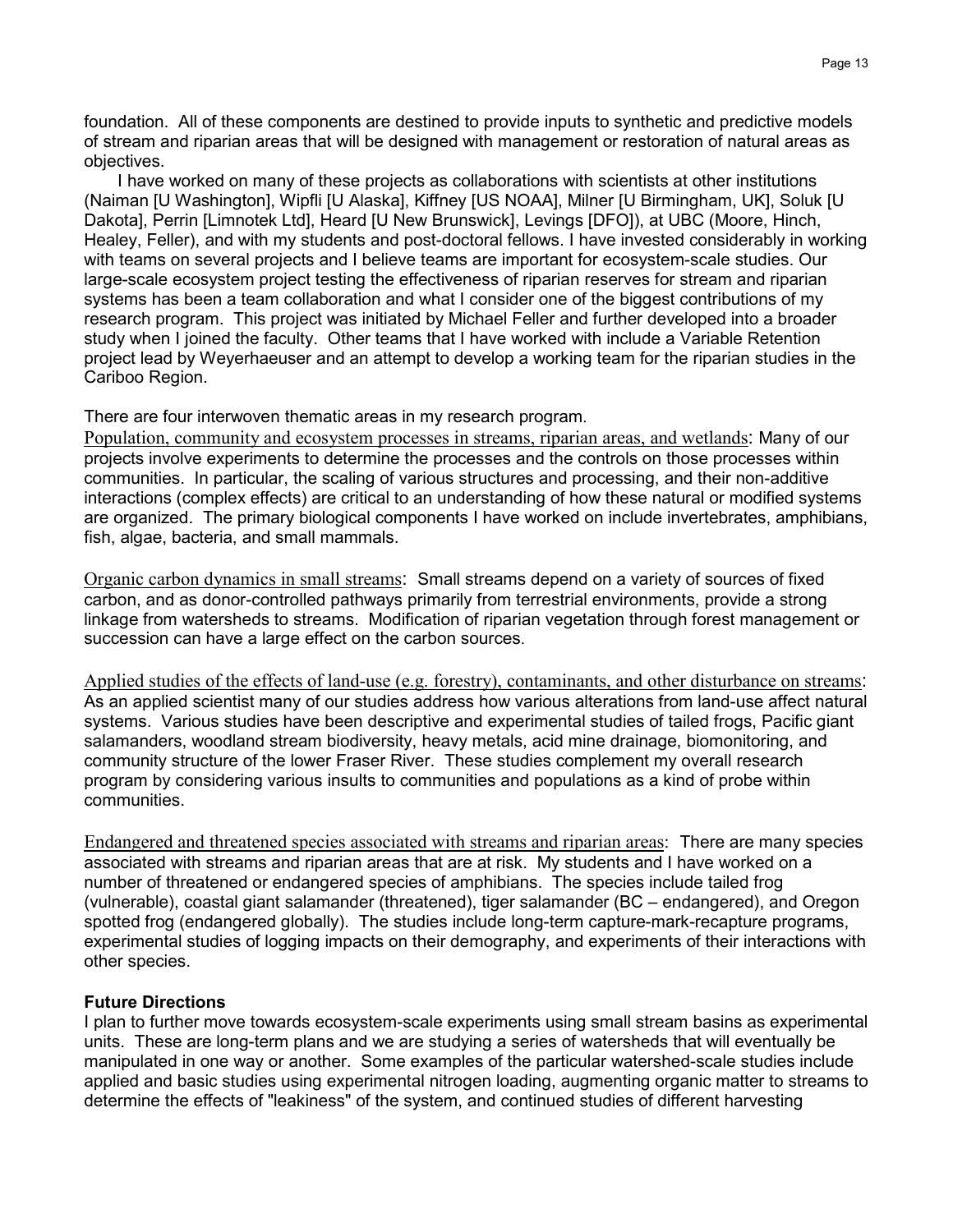foundation. All of these components are destined to provide inputs to synthetic and predictive models of stream and riparian areas that will be designed with management or restoration of natural areas as objectives.

I have worked on many of these projects as collaborations with scientists at other institutions (Naiman [U Washington], Wipfli [U Alaska], Kiffney [US NOAA], Milner [U Birmingham, UK], Soluk [U Dakota], Perrin [Limnotek Ltd], Heard [U New Brunswick], Levings [DFO]), at UBC (Moore, Hinch, Healey, Feller), and with my students and post-doctoral fellows. I have invested considerably in working with teams on several projects and I believe teams are important for ecosystem-scale studies. Our large-scale ecosystem project testing the effectiveness of riparian reserves for stream and riparian systems has been a team collaboration and what I consider one of the biggest contributions of my research program. This project was initiated by Michael Feller and further developed into a broader study when I joined the faculty. Other teams that I have worked with include a Variable Retention project lead by Weyerhaeuser and an attempt to develop a working team for the riparian studies in the Cariboo Region.

There are four interwoven thematic areas in my research program.

Population, community and ecosystem processes in streams, riparian areas, and wetlands: Many of our projects involve experiments to determine the processes and the controls on those processes within communities. In particular, the scaling of various structures and processing, and their non-additive interactions (complex effects) are critical to an understanding of how these natural or modified systems are organized. The primary biological components I have worked on include invertebrates, amphibians, fish, algae, bacteria, and small mammals.

Organic carbon dynamics in small streams: Small streams depend on a variety of sources of fixed carbon, and as donor-controlled pathways primarily from terrestrial environments, provide a strong linkage from watersheds to streams. Modification of riparian vegetation through forest management or succession can have a large effect on the carbon sources.

Applied studies of the effects of land-use (e.g. forestry), contaminants, and other disturbance on streams: As an applied scientist many of our studies address how various alterations from land-use affect natural systems. Various studies have been descriptive and experimental studies of tailed frogs, Pacific giant salamanders, woodland stream biodiversity, heavy metals, acid mine drainage, biomonitoring, and community structure of the lower Fraser River. These studies complement my overall research program by considering various insults to communities and populations as a kind of probe within communities.

Endangered and threatened species associated with streams and riparian areas: There are many species associated with streams and riparian areas that are at risk. My students and I have worked on a number of threatened or endangered species of amphibians. The species include tailed frog (vulnerable), coastal giant salamander (threatened), tiger salamander (BC – endangered), and Oregon spotted frog (endangered globally). The studies include long-term capture-mark-recapture programs, experimental studies of logging impacts on their demography, and experiments of their interactions with other species.

**Future Directions**

I plan to further move towards ecosystem-scale experiments using small stream basins as experimental units. These are long-term plans and we are studying a series of watersheds that will eventually be manipulated in one way or another. Some examples of the particular watershed-scale studies include applied and basic studies using experimental nitrogen loading, augmenting organic matter to streams to determine the effects of "leakiness" of the system, and continued studies of different harvesting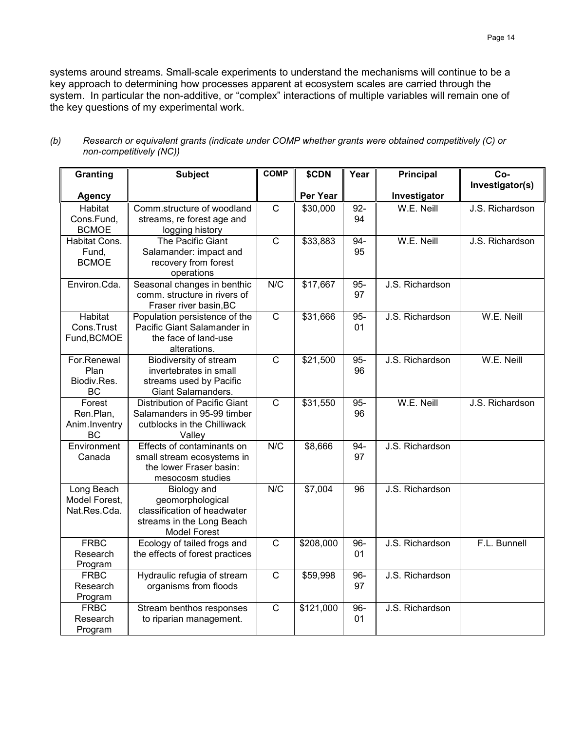systems around streams. Small-scale experiments to understand the mechanisms will continue to be a key approach to determining how processes apparent at ecosystem scales are carried through the system. In particular the non-additive, or "complex" interactions of multiple variables will remain one of the key questions of my experimental work.

(b) *Research or equivalent grants (indicate under COMP whether grants were obtained competitively (C) or non-competitively (NC))*

| Granting Agency | Subject | COMP | $CDN Per Year | Year | Principal Investigator | Co-Investigator(s) |
|---|---|---|---|---|---|---|
| Habitat Cons.Fund, BCMOE | Comm.structure of woodland streams, re forest age and logging history | C | $30,000 | 92-94 | W.E. Neill | J.S. Richardson |
| Habitat Cons. Fund, BCMOE | The Pacific Giant Salamander: impact and recovery from forest operations | C | $33,883 | 94-95 | W.E. Neill | J.S. Richardson |
| Environ.Cda. | Seasonal changes in benthic comm. structure in rivers of Fraser river basin,BC | N/C | $17,667 | 95-97 | J.S. Richardson | |
| Habitat Cons.Trust Fund,BCMOE | Population persistence of the Pacific Giant Salamander in the face of land-use alterations. | C | $31,666 | 95-01 | J.S. Richardson | W.E. Neill |
| For.Renewal Plan Biodiv.Res. BC | Biodiversity of stream invertebrates in small streams used by Pacific Giant Salamanders. | C | $21,500 | 95-96 | J.S. Richardson | W.E. Neill |
| Forest Ren.Plan, Anim.Inventry BC | Distribution of Pacific Giant Salamanders in 95-99 timber cutblocks in the Chilliwack Valley | C | $31,550 | 95-96 | W.E. Neill | J.S. Richardson |
| Environment Canada | Effects of contaminants on small stream ecosystems in the lower Fraser basin: mesocosm studies | N/C | $8,666 | 94-97 | J.S. Richardson | |
| Long Beach Model Forest, Nat.Res.Cda. | Biology and geomorphological classification of headwater streams in the Long Beach Model Forest | N/C | $7,004 | 96 | J.S. Richardson | |
| FRBC Research Program | Ecology of tailed frogs and the effects of forest practices | C | $208,000 | 96-01 | J.S. Richardson | F.L. Bunnell |
| FRBC Research Program | Hydraulic refugia of stream organisms from floods | C | $59,998 | 96-97 | J.S. Richardson | |
| FRBC Research Program | Stream benthos responses to riparian management. | C | $121,000 | 96-01 | J.S. Richardson | |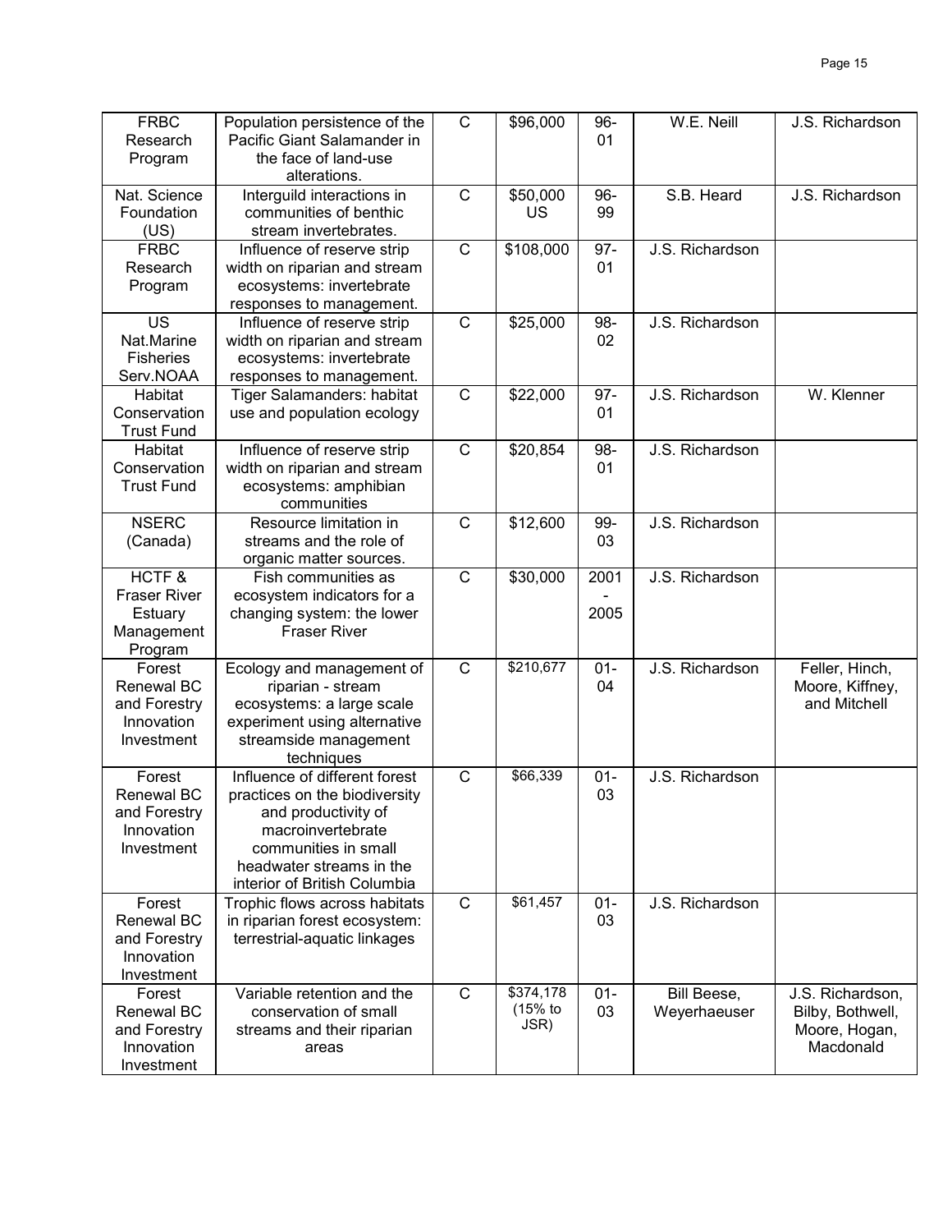| | | | | | | |
|---|---|---|---|---|---|---|
| FRBC Research Program | Population persistence of the Pacific Giant Salamander in the face of land-use alterations. | C | $96,000 | 96-01 | W.E. Neill | J.S. Richardson |
| Nat. Science Foundation (US) | Interguild interactions in communities of benthic stream invertebrates. | C | $50,000 US | 96-99 | S.B. Heard | J.S. Richardson |
| FRBC Research Program | Influence of reserve strip width on riparian and stream ecosystems: invertebrate responses to management. | C | $108,000 | 97-01 | J.S. Richardson | |
| US Nat.Marine Fisheries Serv.NOAA | Influence of reserve strip width on riparian and stream ecosystems: invertebrate responses to management. | C | $25,000 | 98-02 | J.S. Richardson | |
| Habitat Conservation Trust Fund | Tiger Salamanders: habitat use and population ecology | C | $22,000 | 97-01 | J.S. Richardson | W. Klenner |
| Habitat Conservation Trust Fund | Influence of reserve strip width on riparian and stream ecosystems: amphibian communities | C | $20,854 | 98-01 | J.S. Richardson | |
| NSERC (Canada) | Resource limitation in streams and the role of organic matter sources. | C | $12,600 | 99-03 | J.S. Richardson | |
| HCTF & Fraser River Estuary Management Program | Fish communities as ecosystem indicators for a changing system: the lower Fraser River | C | $30,000 | 2001 - 2005 | J.S. Richardson | |
| Forest Renewal BC and Forestry Innovation Investment | Ecology and management of riparian - stream ecosystems: a large scale experiment using alternative streamside management techniques | C | $210,677 | 01-04 | J.S. Richardson | Feller, Hinch, Moore, Kiffney, and Mitchell |
| Forest Renewal BC and Forestry Innovation Investment | Influence of different forest practices on the biodiversity and productivity of macroinvertebrate communities in small headwater streams in the interior of British Columbia | C | $66,339 | 01-03 | J.S. Richardson | |
| Forest Renewal BC and Forestry Innovation Investment | Trophic flows across habitats in riparian forest ecosystem: terrestrial-aquatic linkages | C | $61,457 | 01-03 | J.S. Richardson | |
| Forest Renewal BC and Forestry Innovation Investment | Variable retention and the conservation of small streams and their riparian areas | C | $374,178 (15% to JSR) | 01-03 | Bill Beese, Weyerhaeuser | J.S. Richardson, Bilby, Bothwell, Moore, Hogan, Macdonald |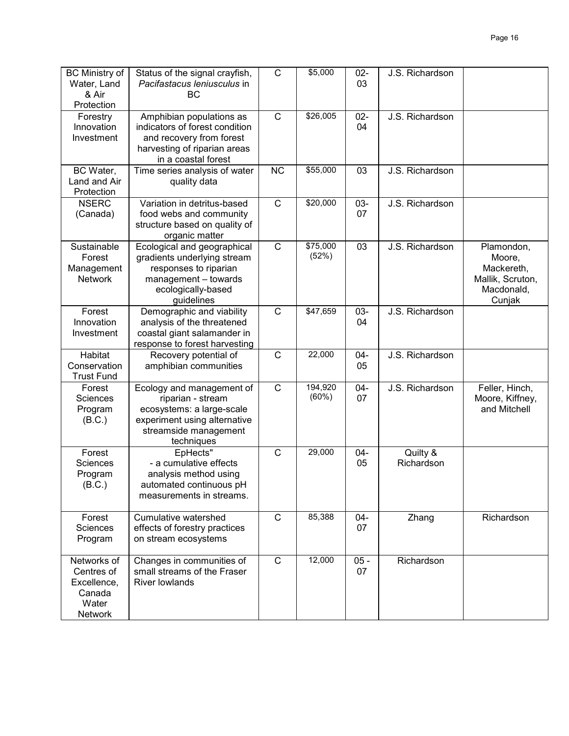| | | | | | | |
|---|---|---|---|---|---|---|
| BC Ministry of Water, Land & Air Protection | Status of the signal crayfish, *Pacifastacus leniusculus* in BC | C | $5,000 | 02-03 | J.S. Richardson | |
| Forestry Innovation Investment | Amphibian populations as indicators of forest condition and recovery from forest harvesting of riparian areas in a coastal forest | C | $26,005 | 02-04 | J.S. Richardson | |
| BC Water, Land and Air Protection | Time series analysis of water quality data | NC | $55,000 | 03 | J.S. Richardson | |
| NSERC (Canada) | Variation in detritus-based food webs and community structure based on quality of organic matter | C | $20,000 | 03-07 | J.S. Richardson | |
| Sustainable Forest Management Network | Ecological and geographical gradients underlying stream responses to riparian management – towards ecologically-based guidelines | C | $75,000 (52%) | 03 | J.S. Richardson | Plamondon, Moore, Mackereth, Mallik, Scruton, Macdonald, Cunjak |
| Forest Innovation Investment | Demographic and viability analysis of the threatened coastal giant salamander in response to forest harvesting | C | $47,659 | 03-04 | J.S. Richardson | |
| Habitat Conservation Trust Fund | Recovery potential of amphibian communities | C | 22,000 | 04-05 | J.S. Richardson | |
| Forest Sciences Program (B.C.) | Ecology and management of riparian - stream ecosystems: a large-scale experiment using alternative streamside management techniques | C | 194,920 (60%) | 04-07 | J.S. Richardson | Feller, Hinch, Moore, Kiffney, and Mitchell |
| Forest Sciences Program (B.C.) | EpHects" - a cumulative effects analysis method using automated continuous pH measurements in streams. | C | 29,000 | 04-05 | Quilty & Richardson | |
| Forest Sciences Program | Cumulative watershed effects of forestry practices on stream ecosystems | C | 85,388 | 04-07 | Zhang | Richardson |
| Networks of Centres of Excellence, Canada Water Network | Changes in communities of small streams of the Fraser River lowlands | C | 12,000 | 05 - 07 | Richardson | |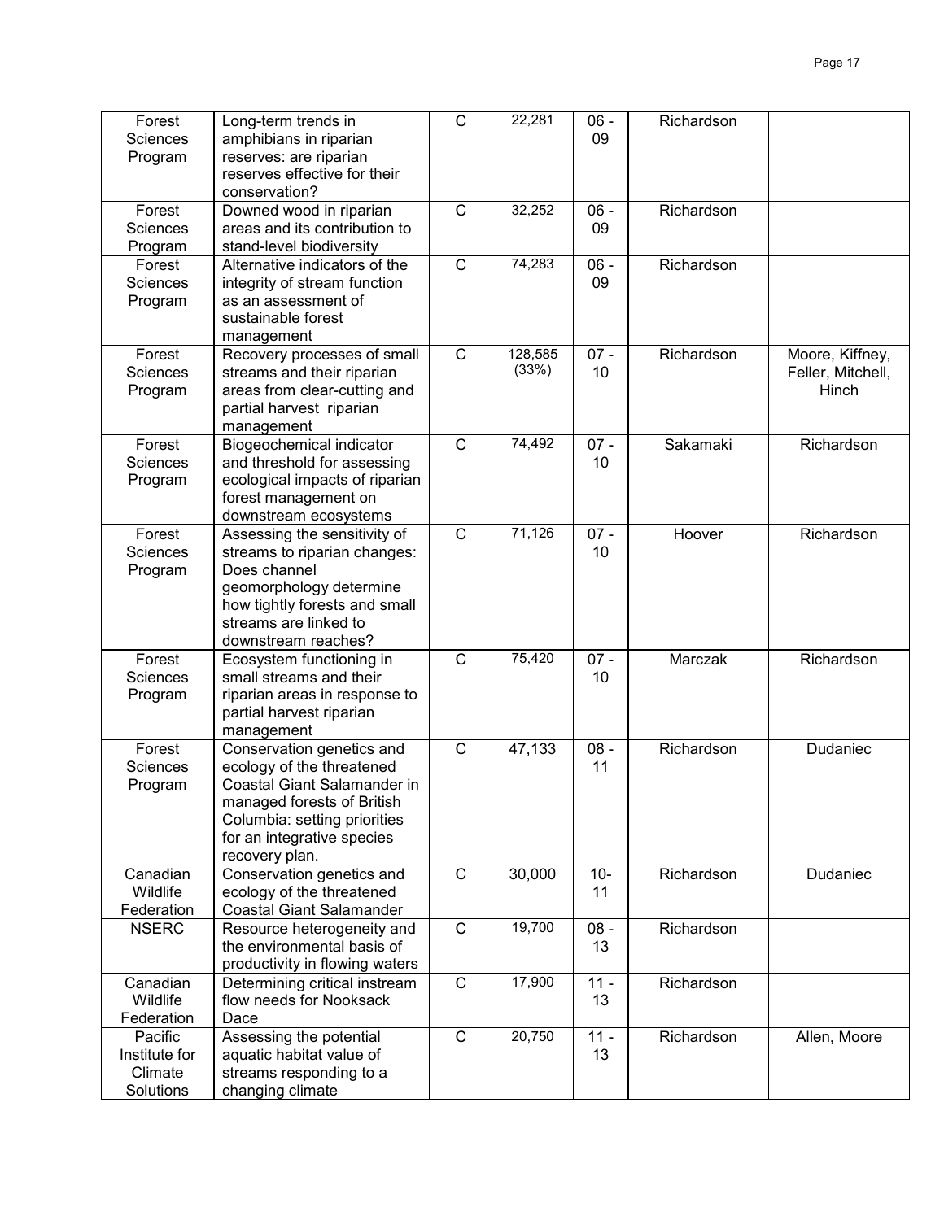| Forest Sciences Program | Long-term trends in amphibians in riparian reserves: are riparian reserves effective for their conservation? | C | 22,281 | 06 - 09 | Richardson | |
|---|---|---|---|---|---|---|
| Forest Sciences Program | Downed wood in riparian areas and its contribution to stand-level biodiversity | C | 32,252 | 06 - 09 | Richardson | |
| Forest Sciences Program | Alternative indicators of the integrity of stream function as an assessment of sustainable forest management | C | 74,283 | 06 - 09 | Richardson | |
| Forest Sciences Program | Recovery processes of small streams and their riparian areas from clear-cutting and partial harvest riparian management | C | 128,585 (33%) | 07 - 10 | Richardson | Moore, Kiffney, Feller, Mitchell, Hinch |
| Forest Sciences Program | Biogeochemical indicator and threshold for assessing ecological impacts of riparian forest management on downstream ecosystems | C | 74,492 | 07 - 10 | Sakamaki | Richardson |
| Forest Sciences Program | Assessing the sensitivity of streams to riparian changes: Does channel geomorphology determine how tightly forests and small streams are linked to downstream reaches? | C | 71,126 | 07 - 10 | Hoover | Richardson |
| Forest Sciences Program | Ecosystem functioning in small streams and their riparian areas in response to partial harvest riparian management | C | 75,420 | 07 - 10 | Marczak | Richardson |
| Forest Sciences Program | Conservation genetics and ecology of the threatened Coastal Giant Salamander in managed forests of British Columbia: setting priorities for an integrative species recovery plan. | C | 47,133 | 08 - 11 | Richardson | Dudaniec |
| Canadian Wildlife Federation | Conservation genetics and ecology of the threatened Coastal Giant Salamander | C | 30,000 | 10- 11 | Richardson | Dudaniec |
| NSERC | Resource heterogeneity and the environmental basis of productivity in flowing waters | C | 19,700 | 08 - 13 | Richardson | |
| Canadian Wildlife Federation | Determining critical instream flow needs for Nooksack Dace | C | 17,900 | 11 - 13 | Richardson | |
| Pacific Institute for Climate Solutions | Assessing the potential aquatic habitat value of streams responding to a changing climate | C | 20,750 | 11 - 13 | Richardson | Allen, Moore |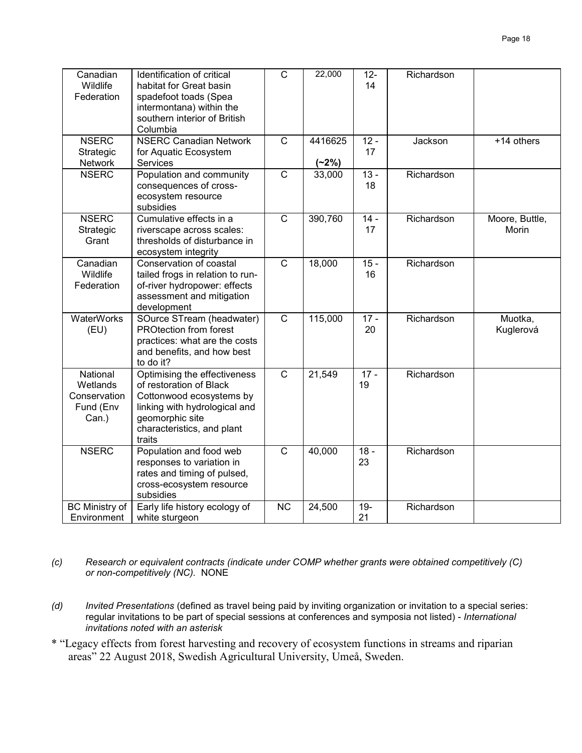| | | | | | | |
|---|---|---|---|---|---|---|
| Canadian Wildlife Federation | Identification of critical habitat for Great basin spadefoot toads (Spea intermontana) within the southern interior of British Columbia | C | 22,000 | 12-14 | Richardson | |
| NSERC Strategic Network | NSERC Canadian Network for Aquatic Ecosystem Services | C | 4416625 **(~2%)** | 12 - 17 | Jackson | +14 others |
| NSERC | Population and community consequences of cross-ecosystem resource subsidies | C | 33,000 | 13 - 18 | Richardson | |
| NSERC Strategic Grant | Cumulative effects in a riverscape across scales: thresholds of disturbance in ecosystem integrity | C | 390,760 | 14 - 17 | Richardson | Moore, Buttle, Morin |
| Canadian Wildlife Federation | Conservation of coastal tailed frogs in relation to run-of-river hydropower: effects assessment and mitigation development | C | 18,000 | 15 - 16 | Richardson | |
| WaterWorks (EU) | SOurce STream (headwater) PROtection from forest practices: what are the costs and benefits, and how best to do it? | C | 115,000 | 17 - 20 | Richardson | Muotka, Kuglerová |
| National Wetlands Conservation Fund (Env Can.) | Optimising the effectiveness of restoration of Black Cottonwood ecosystems by linking with hydrological and geomorphic site characteristics, and plant traits | C | 21,549 | 17 - 19 | Richardson | |
| NSERC | Population and food web responses to variation in rates and timing of pulsed, cross-ecosystem resource subsidies | C | 40,000 | 18 - 23 | Richardson | |
| BC Ministry of Environment | Early life history ecology of white sturgeon | NC | 24,500 | 19-21 | Richardson | |

(c) *Research or equivalent contracts (indicate under COMP whether grants were obtained competitively (C) or non-competitively (NC).* NONE

(d) *Invited Presentations* (defined as travel being paid by inviting organization or invitation to a special series: regular invitations to be part of special sessions at conferences and symposia not listed) - *International invitations noted with an asterisk*

* "Legacy effects from forest harvesting and recovery of ecosystem functions in streams and riparian areas" 22 August 2018, Swedish Agricultural University, Umeå, Sweden.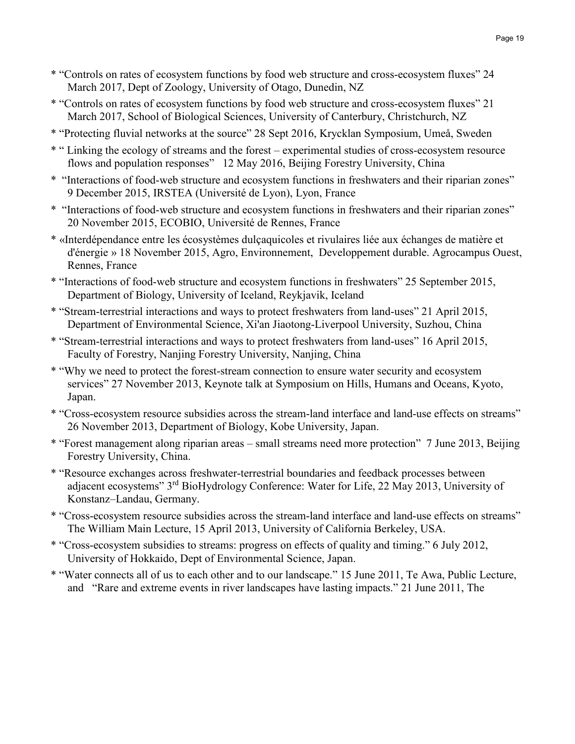* "Controls on rates of ecosystem functions by food web structure and cross-ecosystem fluxes" 24 March 2017, Dept of Zoology, University of Otago, Dunedin, NZ
* "Controls on rates of ecosystem functions by food web structure and cross-ecosystem fluxes" 21 March 2017, School of Biological Sciences, University of Canterbury, Christchurch, NZ
* "Protecting fluvial networks at the source" 28 Sept 2016, Krycklan Symposium, Umeå, Sweden
* " Linking the ecology of streams and the forest – experimental studies of cross-ecosystem resource flows and population responses" 12 May 2016, Beijing Forestry University, China
* "Interactions of food-web structure and ecosystem functions in freshwaters and their riparian zones" 9 December 2015, IRSTEA (Université de Lyon), Lyon, France
* "Interactions of food-web structure and ecosystem functions in freshwaters and their riparian zones" 20 November 2015, ECOBIO, Université de Rennes, France
* «Interdépendance entre les écosystèmes dulçaquicoles et rivulaires liée aux échanges de matière et d'énergie » 18 November 2015, Agro, Environnement, Developpement durable. Agrocampus Ouest, Rennes, France
* "Interactions of food-web structure and ecosystem functions in freshwaters" 25 September 2015, Department of Biology, University of Iceland, Reykjavik, Iceland
* "Stream-terrestrial interactions and ways to protect freshwaters from land-uses" 21 April 2015, Department of Environmental Science, Xi'an Jiaotong-Liverpool University, Suzhou, China
* "Stream-terrestrial interactions and ways to protect freshwaters from land-uses" 16 April 2015, Faculty of Forestry, Nanjing Forestry University, Nanjing, China
* "Why we need to protect the forest-stream connection to ensure water security and ecosystem services" 27 November 2013, Keynote talk at Symposium on Hills, Humans and Oceans, Kyoto, Japan.
* "Cross-ecosystem resource subsidies across the stream-land interface and land-use effects on streams" 26 November 2013, Department of Biology, Kobe University, Japan.
* "Forest management along riparian areas – small streams need more protection" 7 June 2013, Beijing Forestry University, China.
* "Resource exchanges across freshwater-terrestrial boundaries and feedback processes between adjacent ecosystems" 3rd BioHydrology Conference: Water for Life, 22 May 2013, University of Konstanz–Landau, Germany.
* "Cross-ecosystem resource subsidies across the stream-land interface and land-use effects on streams" The William Main Lecture, 15 April 2013, University of California Berkeley, USA.
* "Cross-ecosystem subsidies to streams: progress on effects of quality and timing." 6 July 2012, University of Hokkaido, Dept of Environmental Science, Japan.
* "Water connects all of us to each other and to our landscape." 15 June 2011, Te Awa, Public Lecture, and "Rare and extreme events in river landscapes have lasting impacts." 21 June 2011, The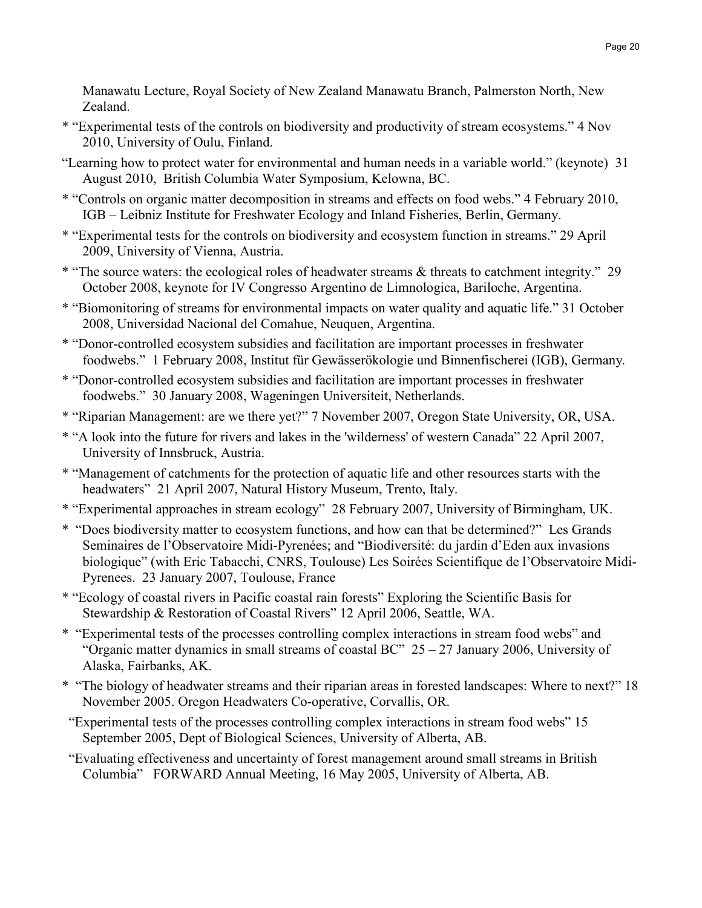Manawatu Lecture, Royal Society of New Zealand Manawatu Branch, Palmerston North, New Zealand.

* "Experimental tests of the controls on biodiversity and productivity of stream ecosystems." 4 Nov 2010, University of Oulu, Finland.

"Learning how to protect water for environmental and human needs in a variable world." (keynote) 31 August 2010, British Columbia Water Symposium, Kelowna, BC.

* "Controls on organic matter decomposition in streams and effects on food webs." 4 February 2010, IGB – Leibniz Institute for Freshwater Ecology and Inland Fisheries, Berlin, Germany.

* "Experimental tests for the controls on biodiversity and ecosystem function in streams." 29 April 2009, University of Vienna, Austria.

* "The source waters: the ecological roles of headwater streams & threats to catchment integrity." 29 October 2008, keynote for IV Congresso Argentino de Limnologica, Bariloche, Argentina.

* "Biomonitoring of streams for environmental impacts on water quality and aquatic life." 31 October 2008, Universidad Nacional del Comahue, Neuquen, Argentina.

* "Donor-controlled ecosystem subsidies and facilitation are important processes in freshwater foodwebs." 1 February 2008, Institut für Gewässerökologie und Binnenfischerei (IGB), Germany.

* "Donor-controlled ecosystem subsidies and facilitation are important processes in freshwater foodwebs." 30 January 2008, Wageningen Universiteit, Netherlands.

* "Riparian Management: are we there yet?" 7 November 2007, Oregon State University, OR, USA.

* "A look into the future for rivers and lakes in the 'wilderness' of western Canada" 22 April 2007, University of Innsbruck, Austria.

* "Management of catchments for the protection of aquatic life and other resources starts with the headwaters" 21 April 2007, Natural History Museum, Trento, Italy.

* "Experimental approaches in stream ecology" 28 February 2007, University of Birmingham, UK.

* "Does biodiversity matter to ecosystem functions, and how can that be determined?" Les Grands Seminaires de l'Observatoire Midi-Pyrenées; and "Biodiversité: du jardin d'Eden aux invasions biologique" (with Eric Tabacchi, CNRS, Toulouse) Les Soirées Scientifique de l'Observatoire Midi-Pyrenees. 23 January 2007, Toulouse, France

* "Ecology of coastal rivers in Pacific coastal rain forests" Exploring the Scientific Basis for Stewardship & Restoration of Coastal Rivers" 12 April 2006, Seattle, WA.

* "Experimental tests of the processes controlling complex interactions in stream food webs" and "Organic matter dynamics in small streams of coastal BC" 25 – 27 January 2006, University of Alaska, Fairbanks, AK.

* "The biology of headwater streams and their riparian areas in forested landscapes: Where to next?" 18 November 2005. Oregon Headwaters Co-operative, Corvallis, OR.

"Experimental tests of the processes controlling complex interactions in stream food webs" 15 September 2005, Dept of Biological Sciences, University of Alberta, AB.

"Evaluating effectiveness and uncertainty of forest management around small streams in British Columbia" FORWARD Annual Meeting, 16 May 2005, University of Alberta, AB.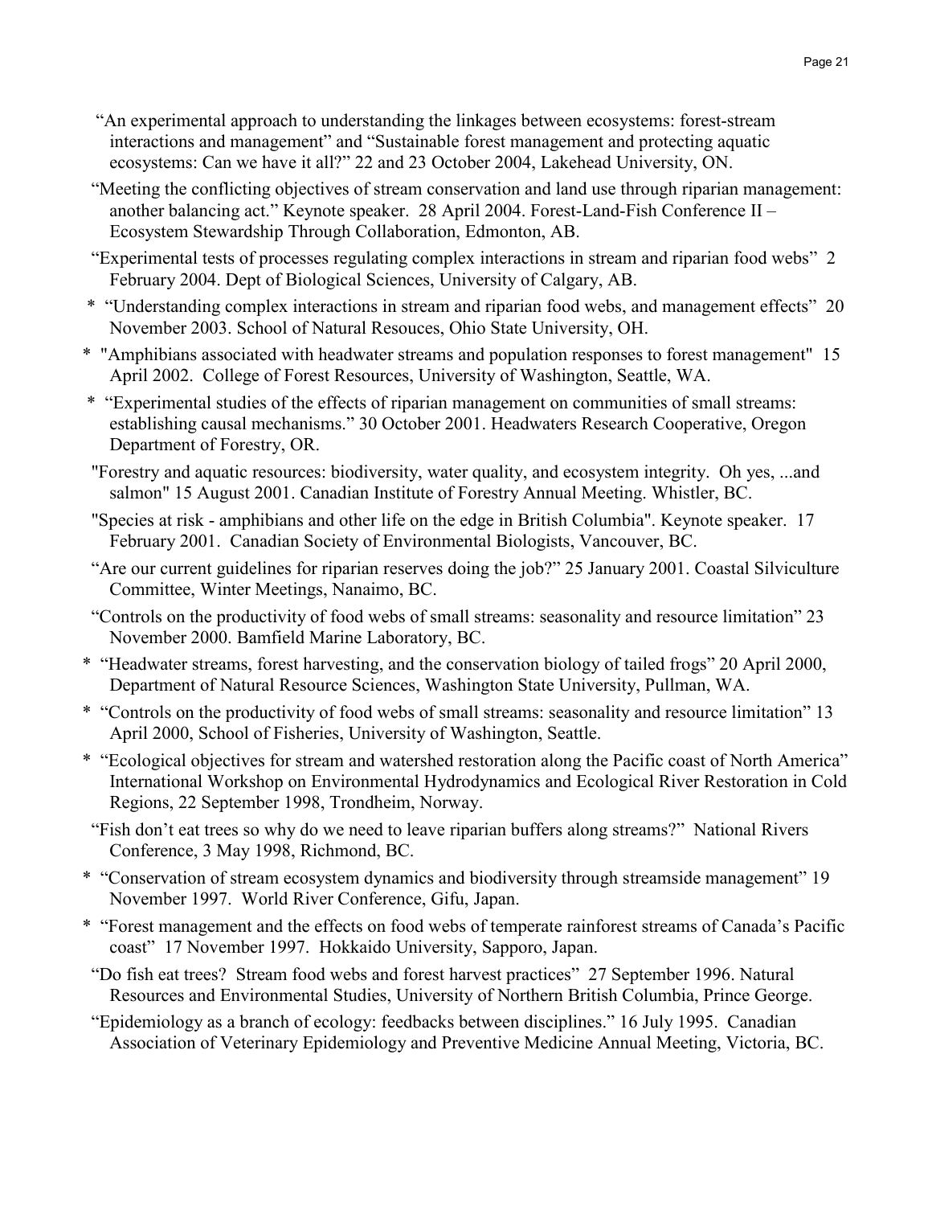"An experimental approach to understanding the linkages between ecosystems: forest-stream interactions and management" and "Sustainable forest management and protecting aquatic ecosystems: Can we have it all?" 22 and 23 October 2004, Lakehead University, ON.

"Meeting the conflicting objectives of stream conservation and land use through riparian management: another balancing act." Keynote speaker. 28 April 2004. Forest-Land-Fish Conference II – Ecosystem Stewardship Through Collaboration, Edmonton, AB.

"Experimental tests of processes regulating complex interactions in stream and riparian food webs" 2 February 2004. Dept of Biological Sciences, University of Calgary, AB.

\* "Understanding complex interactions in stream and riparian food webs, and management effects" 20 November 2003. School of Natural Resouces, Ohio State University, OH.

\* "Amphibians associated with headwater streams and population responses to forest management" 15 April 2002. College of Forest Resources, University of Washington, Seattle, WA.

\* "Experimental studies of the effects of riparian management on communities of small streams: establishing causal mechanisms." 30 October 2001. Headwaters Research Cooperative, Oregon Department of Forestry, OR.

"Forestry and aquatic resources: biodiversity, water quality, and ecosystem integrity. Oh yes, ...and salmon" 15 August 2001. Canadian Institute of Forestry Annual Meeting. Whistler, BC.

"Species at risk - amphibians and other life on the edge in British Columbia". Keynote speaker. 17 February 2001. Canadian Society of Environmental Biologists, Vancouver, BC.

"Are our current guidelines for riparian reserves doing the job?" 25 January 2001. Coastal Silviculture Committee, Winter Meetings, Nanaimo, BC.

"Controls on the productivity of food webs of small streams: seasonality and resource limitation" 23 November 2000. Bamfield Marine Laboratory, BC.

\* "Headwater streams, forest harvesting, and the conservation biology of tailed frogs" 20 April 2000, Department of Natural Resource Sciences, Washington State University, Pullman, WA.

\* "Controls on the productivity of food webs of small streams: seasonality and resource limitation" 13 April 2000, School of Fisheries, University of Washington, Seattle.

\* "Ecological objectives for stream and watershed restoration along the Pacific coast of North America" International Workshop on Environmental Hydrodynamics and Ecological River Restoration in Cold Regions, 22 September 1998, Trondheim, Norway.

"Fish don't eat trees so why do we need to leave riparian buffers along streams?" National Rivers Conference, 3 May 1998, Richmond, BC.

\* "Conservation of stream ecosystem dynamics and biodiversity through streamside management" 19 November 1997. World River Conference, Gifu, Japan.

\* "Forest management and the effects on food webs of temperate rainforest streams of Canada's Pacific coast" 17 November 1997. Hokkaido University, Sapporo, Japan.

"Do fish eat trees? Stream food webs and forest harvest practices" 27 September 1996. Natural Resources and Environmental Studies, University of Northern British Columbia, Prince George.

"Epidemiology as a branch of ecology: feedbacks between disciplines." 16 July 1995. Canadian Association of Veterinary Epidemiology and Preventive Medicine Annual Meeting, Victoria, BC.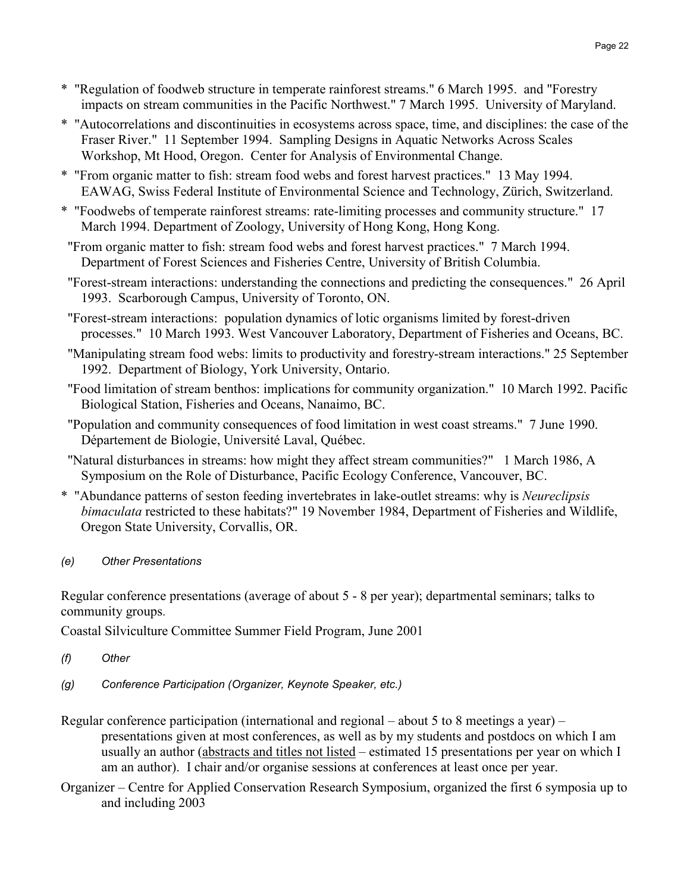- \* "Regulation of foodweb structure in temperate rainforest streams." 6 March 1995. and "Forestry impacts on stream communities in the Pacific Northwest." 7 March 1995. University of Maryland.
- \* "Autocorrelations and discontinuities in ecosystems across space, time, and disciplines: the case of the Fraser River." 11 September 1994. Sampling Designs in Aquatic Networks Across Scales Workshop, Mt Hood, Oregon. Center for Analysis of Environmental Change.
- \* "From organic matter to fish: stream food webs and forest harvest practices." 13 May 1994. EAWAG, Swiss Federal Institute of Environmental Science and Technology, Zürich, Switzerland.
- \* "Foodwebs of temperate rainforest streams: rate-limiting processes and community structure." 17 March 1994. Department of Zoology, University of Hong Kong, Hong Kong.
- "From organic matter to fish: stream food webs and forest harvest practices." 7 March 1994. Department of Forest Sciences and Fisheries Centre, University of British Columbia.
- "Forest-stream interactions: understanding the connections and predicting the consequences." 26 April 1993. Scarborough Campus, University of Toronto, ON.
- "Forest-stream interactions: population dynamics of lotic organisms limited by forest-driven processes." 10 March 1993. West Vancouver Laboratory, Department of Fisheries and Oceans, BC.
- "Manipulating stream food webs: limits to productivity and forestry-stream interactions." 25 September 1992. Department of Biology, York University, Ontario.
- "Food limitation of stream benthos: implications for community organization." 10 March 1992. Pacific Biological Station, Fisheries and Oceans, Nanaimo, BC.
- "Population and community consequences of food limitation in west coast streams." 7 June 1990. Département de Biologie, Université Laval, Québec.
- "Natural disturbances in streams: how might they affect stream communities?" 1 March 1986, A Symposium on the Role of Disturbance, Pacific Ecology Conference, Vancouver, BC.
- \* "Abundance patterns of seston feeding invertebrates in lake-outlet streams: why is *Neureclipsis bimaculata* restricted to these habitats?" 19 November 1984, Department of Fisheries and Wildlife, Oregon State University, Corvallis, OR.

*(e) Other Presentations*

Regular conference presentations (average of about 5 - 8 per year); departmental seminars; talks to community groups.

Coastal Silviculture Committee Summer Field Program, June 2001

*(f) Other*

*(g) Conference Participation (Organizer, Keynote Speaker, etc.)*

Regular conference participation (international and regional – about 5 to 8 meetings a year) – presentations given at most conferences, as well as by my students and postdocs on which I am usually an author (<u>abstracts and titles not listed</u> – estimated 15 presentations per year on which I am an author). I chair and/or organise sessions at conferences at least once per year.

Organizer – Centre for Applied Conservation Research Symposium, organized the first 6 symposia up to and including 2003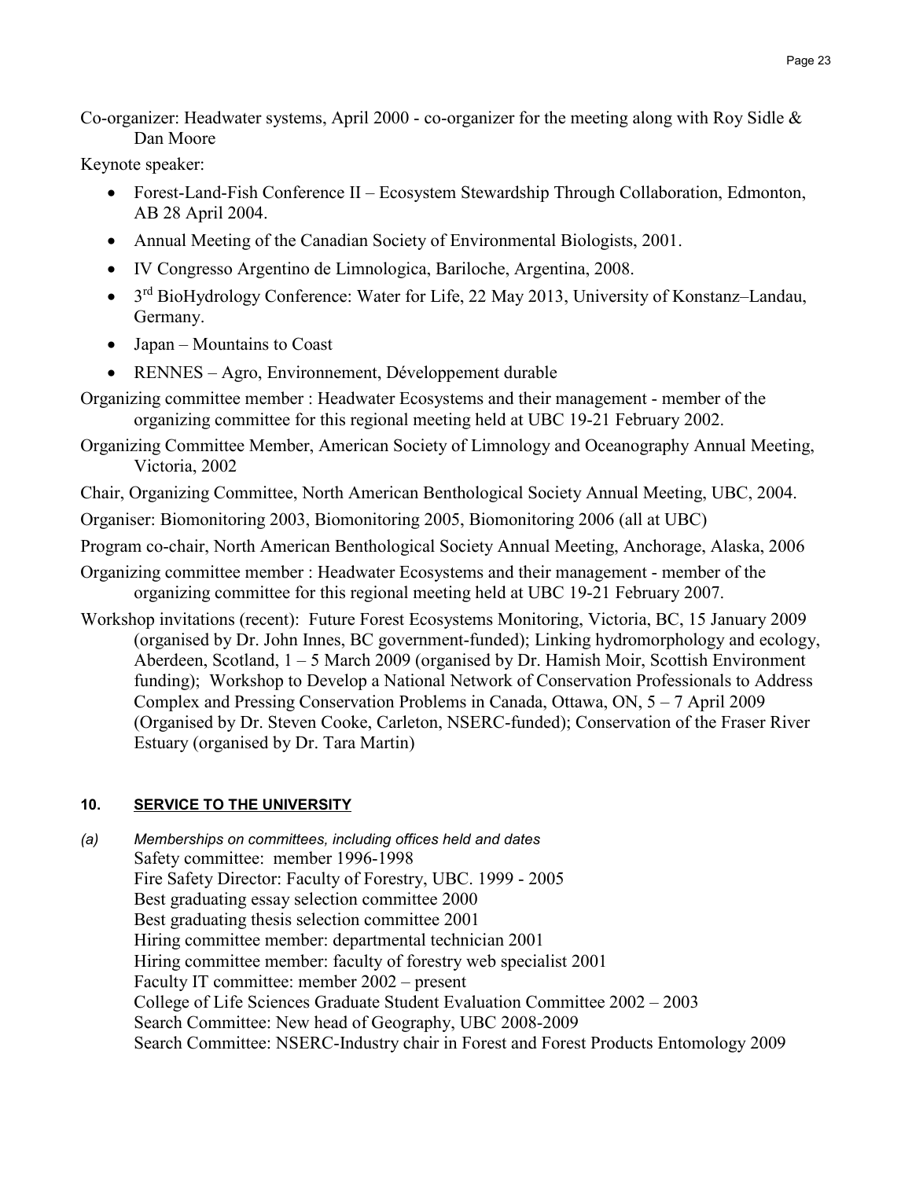Co-organizer: Headwater systems, April 2000 - co-organizer for the meeting along with Roy Sidle & Dan Moore

Keynote speaker:

- Forest-Land-Fish Conference II – Ecosystem Stewardship Through Collaboration, Edmonton, AB 28 April 2004.
- Annual Meeting of the Canadian Society of Environmental Biologists, 2001.
- IV Congresso Argentino de Limnologica, Bariloche, Argentina, 2008.
- 3rd BioHydrology Conference: Water for Life, 22 May 2013, University of Konstanz–Landau, Germany.
- Japan – Mountains to Coast
- RENNES – Agro, Environnement, Développement durable

Organizing committee member : Headwater Ecosystems and their management - member of the organizing committee for this regional meeting held at UBC 19-21 February 2002.

Organizing Committee Member, American Society of Limnology and Oceanography Annual Meeting, Victoria, 2002

Chair, Organizing Committee, North American Benthological Society Annual Meeting, UBC, 2004.

Organiser: Biomonitoring 2003, Biomonitoring 2005, Biomonitoring 2006 (all at UBC)

Program co-chair, North American Benthological Society Annual Meeting, Anchorage, Alaska, 2006

Organizing committee member : Headwater Ecosystems and their management - member of the organizing committee for this regional meeting held at UBC 19-21 February 2007.

Workshop invitations (recent): Future Forest Ecosystems Monitoring, Victoria, BC, 15 January 2009 (organised by Dr. John Innes, BC government-funded); Linking hydromorphology and ecology, Aberdeen, Scotland, 1 – 5 March 2009 (organised by Dr. Hamish Moir, Scottish Environment funding); Workshop to Develop a National Network of Conservation Professionals to Address Complex and Pressing Conservation Problems in Canada, Ottawa, ON, 5 – 7 April 2009 (Organised by Dr. Steven Cooke, Carleton, NSERC-funded); Conservation of the Fraser River Estuary (organised by Dr. Tara Martin)

## 10. SERVICE TO THE UNIVERSITY

*(a) Memberships on committees, including offices held and dates*

Safety committee: member 1996-1998
Fire Safety Director: Faculty of Forestry, UBC. 1999 - 2005
Best graduating essay selection committee 2000
Best graduating thesis selection committee 2001
Hiring committee member: departmental technician 2001
Hiring committee member: faculty of forestry web specialist 2001
Faculty IT committee: member 2002 – present
College of Life Sciences Graduate Student Evaluation Committee 2002 – 2003
Search Committee: New head of Geography, UBC 2008-2009
Search Committee: NSERC-Industry chair in Forest and Forest Products Entomology 2009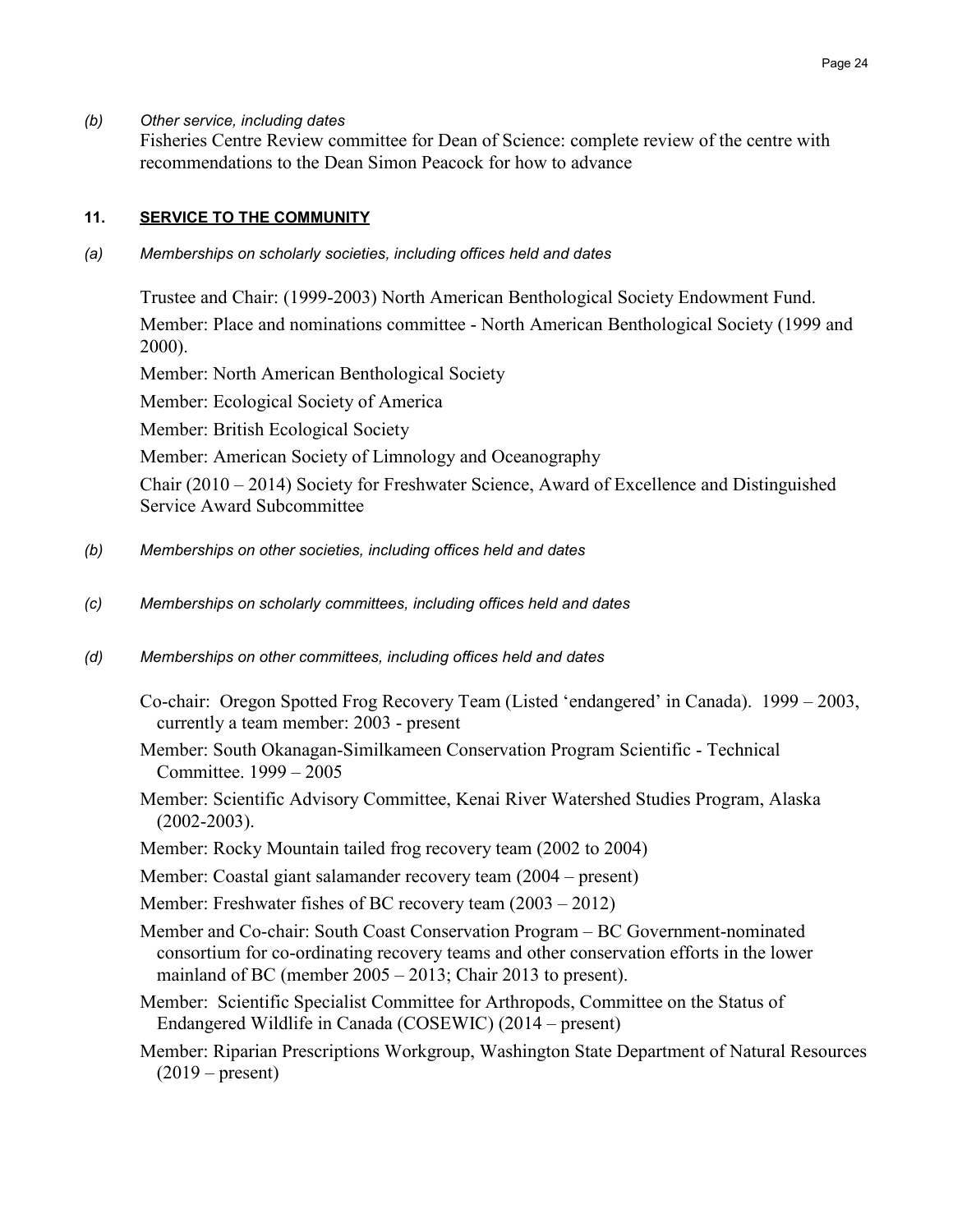*(b) Other service, including dates*

Fisheries Centre Review committee for Dean of Science: complete review of the centre with recommendations to the Dean Simon Peacock for how to advance

## 11. SERVICE TO THE COMMUNITY

*(a) Memberships on scholarly societies, including offices held and dates*

Trustee and Chair: (1999-2003) North American Benthological Society Endowment Fund.

Member: Place and nominations committee - North American Benthological Society (1999 and 2000).

Member: North American Benthological Society

Member: Ecological Society of America

Member: British Ecological Society

Member: American Society of Limnology and Oceanography

Chair (2010 – 2014) Society for Freshwater Science, Award of Excellence and Distinguished Service Award Subcommittee

*(b) Memberships on other societies, including offices held and dates*

*(c) Memberships on scholarly committees, including offices held and dates*

*(d) Memberships on other committees, including offices held and dates*

Co-chair: Oregon Spotted Frog Recovery Team (Listed 'endangered' in Canada). 1999 – 2003, currently a team member: 2003 - present

Member: South Okanagan-Similkameen Conservation Program Scientific - Technical Committee. 1999 – 2005

Member: Scientific Advisory Committee, Kenai River Watershed Studies Program, Alaska (2002-2003).

Member: Rocky Mountain tailed frog recovery team (2002 to 2004)

Member: Coastal giant salamander recovery team (2004 – present)

Member: Freshwater fishes of BC recovery team (2003 – 2012)

Member and Co-chair: South Coast Conservation Program – BC Government-nominated consortium for co-ordinating recovery teams and other conservation efforts in the lower mainland of BC (member 2005 – 2013; Chair 2013 to present).

Member: Scientific Specialist Committee for Arthropods, Committee on the Status of Endangered Wildlife in Canada (COSEWIC) (2014 – present)

Member: Riparian Prescriptions Workgroup, Washington State Department of Natural Resources (2019 – present)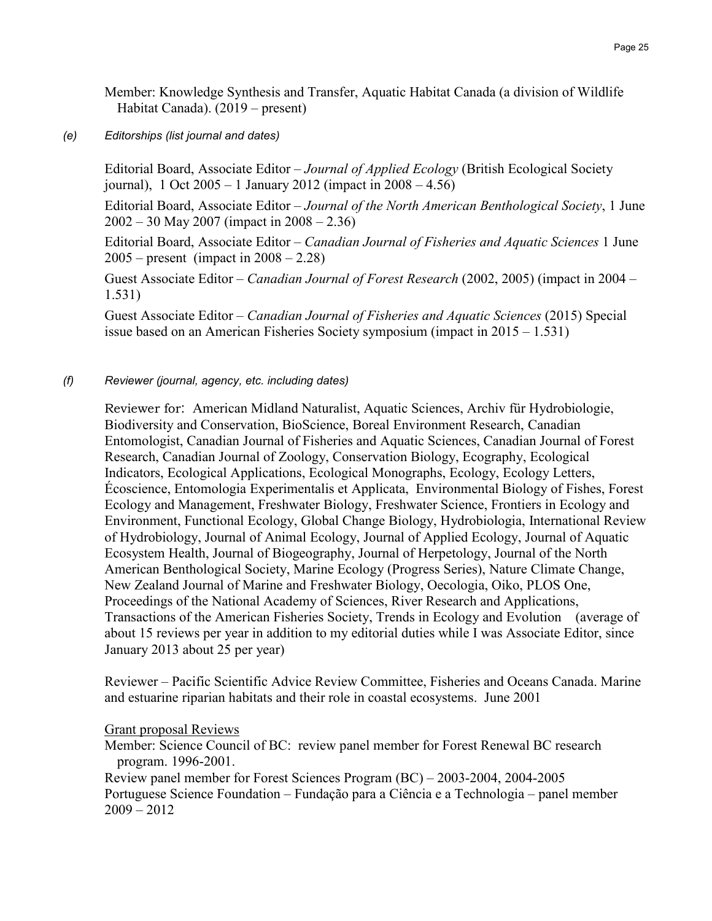Member: Knowledge Synthesis and Transfer, Aquatic Habitat Canada (a division of Wildlife Habitat Canada). (2019 – present)

*(e) Editorships (list journal and dates)*

Editorial Board, Associate Editor – *Journal of Applied Ecology* (British Ecological Society journal), 1 Oct 2005 – 1 January 2012 (impact in 2008 – 4.56)

Editorial Board, Associate Editor – *Journal of the North American Benthological Society*, 1 June 2002 – 30 May 2007 (impact in 2008 – 2.36)

Editorial Board, Associate Editor – *Canadian Journal of Fisheries and Aquatic Sciences* 1 June 2005 – present (impact in 2008 – 2.28)

Guest Associate Editor – *Canadian Journal of Forest Research* (2002, 2005) (impact in 2004 – 1.531)

Guest Associate Editor – *Canadian Journal of Fisheries and Aquatic Sciences* (2015) Special issue based on an American Fisheries Society symposium (impact in 2015 – 1.531)

*(f) Reviewer (journal, agency, etc. including dates)*

Reviewer for: American Midland Naturalist, Aquatic Sciences, Archiv für Hydrobiologie, Biodiversity and Conservation, BioScience, Boreal Environment Research, Canadian Entomologist, Canadian Journal of Fisheries and Aquatic Sciences, Canadian Journal of Forest Research, Canadian Journal of Zoology, Conservation Biology, Ecography, Ecological Indicators, Ecological Applications, Ecological Monographs, Ecology, Ecology Letters, Écoscience, Entomologia Experimentalis et Applicata, Environmental Biology of Fishes, Forest Ecology and Management, Freshwater Biology, Freshwater Science, Frontiers in Ecology and Environment, Functional Ecology, Global Change Biology, Hydrobiologia, International Review of Hydrobiology, Journal of Animal Ecology, Journal of Applied Ecology, Journal of Aquatic Ecosystem Health, Journal of Biogeography, Journal of Herpetology, Journal of the North American Benthological Society, Marine Ecology (Progress Series), Nature Climate Change, New Zealand Journal of Marine and Freshwater Biology, Oecologia, Oiko, PLOS One, Proceedings of the National Academy of Sciences, River Research and Applications, Transactions of the American Fisheries Society, Trends in Ecology and Evolution (average of about 15 reviews per year in addition to my editorial duties while I was Associate Editor, since January 2013 about 25 per year)

Reviewer – Pacific Scientific Advice Review Committee, Fisheries and Oceans Canada. Marine and estuarine riparian habitats and their role in coastal ecosystems. June 2001

Grant proposal Reviews

Member: Science Council of BC: review panel member for Forest Renewal BC research program. 1996-2001.

Review panel member for Forest Sciences Program (BC) – 2003-2004, 2004-2005

Portuguese Science Foundation – Fundação para a Ciência e a Technologia – panel member 2009 – 2012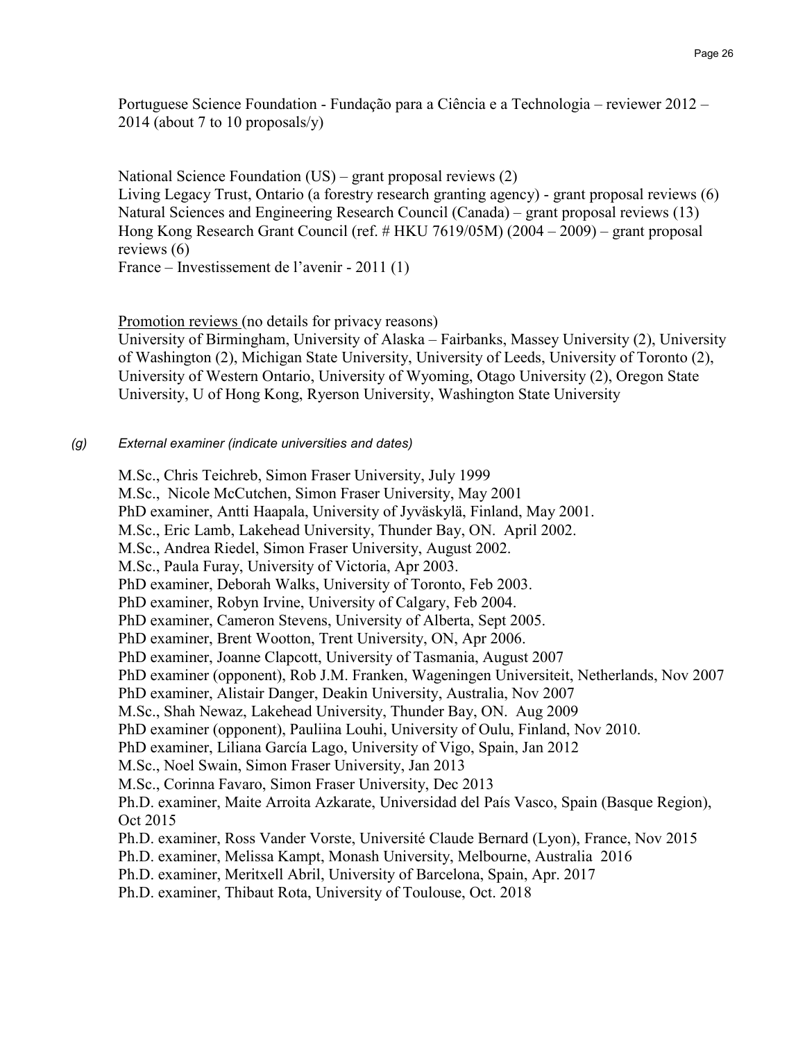Portuguese Science Foundation - Fundação para a Ciência e a Technologia – reviewer 2012 – 2014 (about 7 to 10 proposals/y)

National Science Foundation (US) – grant proposal reviews (2)
Living Legacy Trust, Ontario (a forestry research granting agency) - grant proposal reviews (6)
Natural Sciences and Engineering Research Council (Canada) – grant proposal reviews (13)
Hong Kong Research Grant Council (ref. # HKU 7619/05M) (2004 – 2009) – grant proposal reviews (6)
France – Investissement de l'avenir - 2011 (1)

Promotion reviews (no details for privacy reasons)
University of Birmingham, University of Alaska – Fairbanks, Massey University (2), University of Washington (2), Michigan State University, University of Leeds, University of Toronto (2), University of Western Ontario, University of Wyoming, Otago University (2), Oregon State University, U of Hong Kong, Ryerson University, Washington State University

*(g) External examiner (indicate universities and dates)*

M.Sc., Chris Teichreb, Simon Fraser University, July 1999
M.Sc., Nicole McCutchen, Simon Fraser University, May 2001
PhD examiner, Antti Haapala, University of Jyväskylä, Finland, May 2001.
M.Sc., Eric Lamb, Lakehead University, Thunder Bay, ON. April 2002.
M.Sc., Andrea Riedel, Simon Fraser University, August 2002.
M.Sc., Paula Furay, University of Victoria, Apr 2003.
PhD examiner, Deborah Walks, University of Toronto, Feb 2003.
PhD examiner, Robyn Irvine, University of Calgary, Feb 2004.
PhD examiner, Cameron Stevens, University of Alberta, Sept 2005.
PhD examiner, Brent Wootton, Trent University, ON, Apr 2006.
PhD examiner, Joanne Clapcott, University of Tasmania, August 2007
PhD examiner (opponent), Rob J.M. Franken, Wageningen Universiteit, Netherlands, Nov 2007
PhD examiner, Alistair Danger, Deakin University, Australia, Nov 2007
M.Sc., Shah Newaz, Lakehead University, Thunder Bay, ON. Aug 2009
PhD examiner (opponent), Pauliina Louhi, University of Oulu, Finland, Nov 2010.
PhD examiner, Liliana García Lago, University of Vigo, Spain, Jan 2012
M.Sc., Noel Swain, Simon Fraser University, Jan 2013
M.Sc., Corinna Favaro, Simon Fraser University, Dec 2013
Ph.D. examiner, Maite Arroita Azkarate, Universidad del País Vasco, Spain (Basque Region), Oct 2015
Ph.D. examiner, Ross Vander Vorste, Université Claude Bernard (Lyon), France, Nov 2015
Ph.D. examiner, Melissa Kampt, Monash University, Melbourne, Australia 2016
Ph.D. examiner, Meritxell Abril, University of Barcelona, Spain, Apr. 2017
Ph.D. examiner, Thibaut Rota, University of Toulouse, Oct. 2018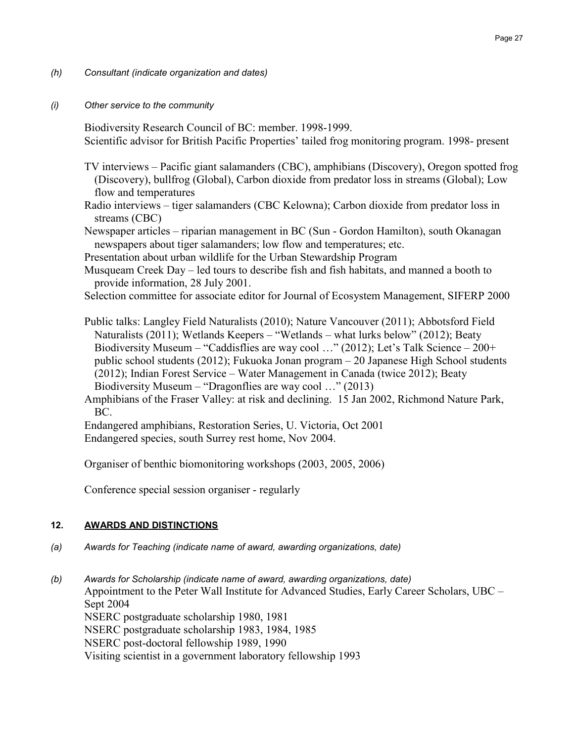*(h) Consultant (indicate organization and dates)*

*(i) Other service to the community*

Biodiversity Research Council of BC: member. 1998-1999.
Scientific advisor for British Pacific Properties' tailed frog monitoring program. 1998- present

TV interviews – Pacific giant salamanders (CBC), amphibians (Discovery), Oregon spotted frog (Discovery), bullfrog (Global), Carbon dioxide from predator loss in streams (Global); Low flow and temperatures

Radio interviews – tiger salamanders (CBC Kelowna); Carbon dioxide from predator loss in streams (CBC)

Newspaper articles – riparian management in BC (Sun - Gordon Hamilton), south Okanagan newspapers about tiger salamanders; low flow and temperatures; etc.

Presentation about urban wildlife for the Urban Stewardship Program

Musqueam Creek Day – led tours to describe fish and fish habitats, and manned a booth to provide information, 28 July 2001.

Selection committee for associate editor for Journal of Ecosystem Management, SIFERP 2000

Public talks: Langley Field Naturalists (2010); Nature Vancouver (2011); Abbotsford Field Naturalists (2011); Wetlands Keepers – "Wetlands – what lurks below" (2012); Beaty Biodiversity Museum – "Caddisflies are way cool …" (2012); Let's Talk Science – 200+ public school students (2012); Fukuoka Jonan program – 20 Japanese High School students (2012); Indian Forest Service – Water Management in Canada (twice 2012); Beaty Biodiversity Museum – "Dragonflies are way cool …" (2013)

Amphibians of the Fraser Valley: at risk and declining. 15 Jan 2002, Richmond Nature Park, BC.

Endangered amphibians, Restoration Series, U. Victoria, Oct 2001

Endangered species, south Surrey rest home, Nov 2004.

Organiser of benthic biomonitoring workshops (2003, 2005, 2006)

Conference special session organiser - regularly

## 12. AWARDS AND DISTINCTIONS

*(a) Awards for Teaching (indicate name of award, awarding organizations, date)*

*(b) Awards for Scholarship (indicate name of award, awarding organizations, date)*

Appointment to the Peter Wall Institute for Advanced Studies, Early Career Scholars, UBC – Sept 2004
NSERC postgraduate scholarship 1980, 1981
NSERC postgraduate scholarship 1983, 1984, 1985
NSERC post-doctoral fellowship 1989, 1990
Visiting scientist in a government laboratory fellowship 1993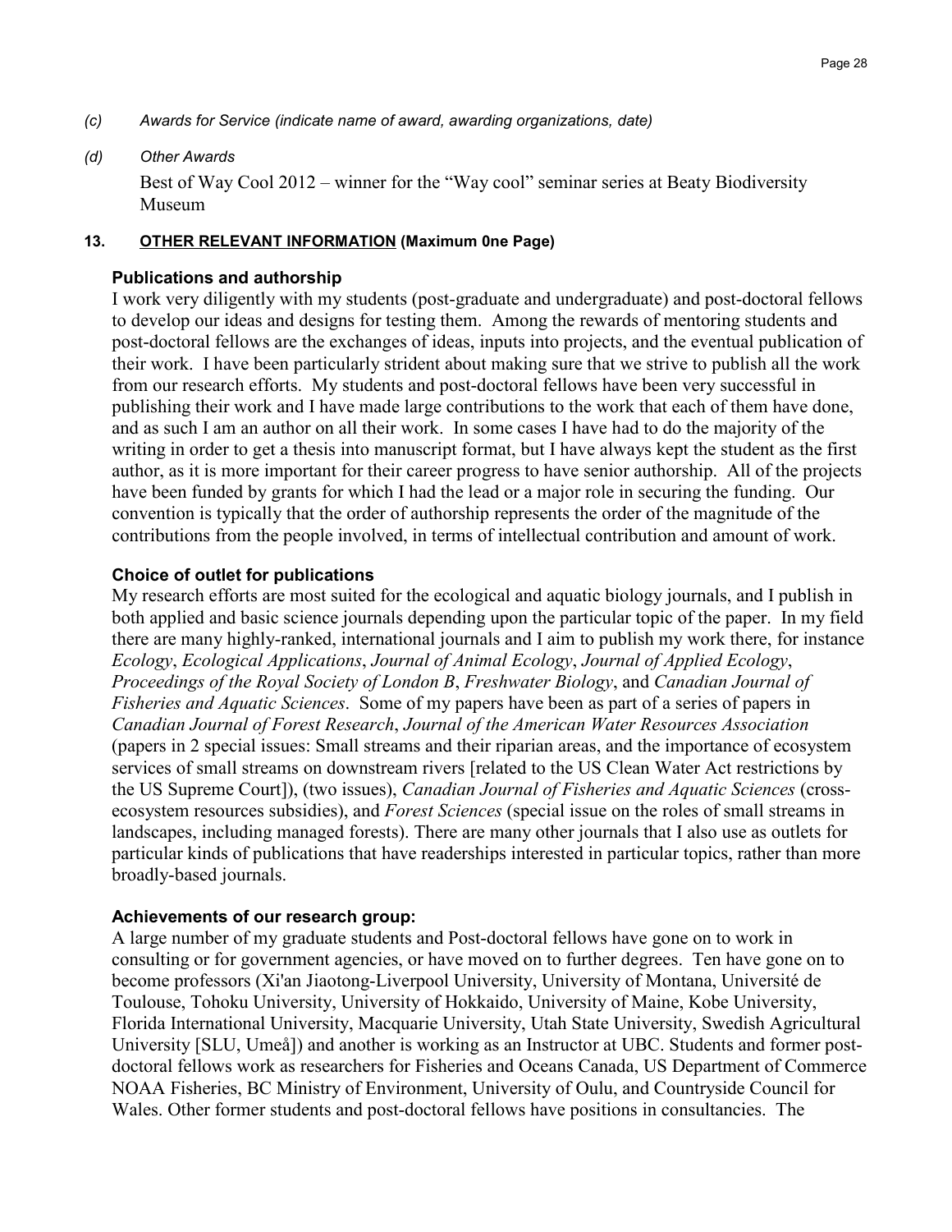*(c) Awards for Service (indicate name of award, awarding organizations, date)*

*(d) Other Awards*

Best of Way Cool 2012 – winner for the "Way cool" seminar series at Beaty Biodiversity Museum

## 13. OTHER RELEVANT INFORMATION (Maximum 0ne Page)

### Publications and authorship

I work very diligently with my students (post-graduate and undergraduate) and post-doctoral fellows to develop our ideas and designs for testing them. Among the rewards of mentoring students and post-doctoral fellows are the exchanges of ideas, inputs into projects, and the eventual publication of their work. I have been particularly strident about making sure that we strive to publish all the work from our research efforts. My students and post-doctoral fellows have been very successful in publishing their work and I have made large contributions to the work that each of them have done, and as such I am an author on all their work. In some cases I have had to do the majority of the writing in order to get a thesis into manuscript format, but I have always kept the student as the first author, as it is more important for their career progress to have senior authorship. All of the projects have been funded by grants for which I had the lead or a major role in securing the funding. Our convention is typically that the order of authorship represents the order of the magnitude of the contributions from the people involved, in terms of intellectual contribution and amount of work.

### Choice of outlet for publications

My research efforts are most suited for the ecological and aquatic biology journals, and I publish in both applied and basic science journals depending upon the particular topic of the paper. In my field there are many highly-ranked, international journals and I aim to publish my work there, for instance *Ecology*, *Ecological Applications*, *Journal of Animal Ecology*, *Journal of Applied Ecology*, *Proceedings of the Royal Society of London B*, *Freshwater Biology*, and *Canadian Journal of Fisheries and Aquatic Sciences*. Some of my papers have been as part of a series of papers in *Canadian Journal of Forest Research*, *Journal of the American Water Resources Association* (papers in 2 special issues: Small streams and their riparian areas, and the importance of ecosystem services of small streams on downstream rivers [related to the US Clean Water Act restrictions by the US Supreme Court]), (two issues), *Canadian Journal of Fisheries and Aquatic Sciences* (cross-ecosystem resources subsidies), and *Forest Sciences* (special issue on the roles of small streams in landscapes, including managed forests). There are many other journals that I also use as outlets for particular kinds of publications that have readerships interested in particular topics, rather than more broadly-based journals.

### Achievements of our research group:

A large number of my graduate students and Post-doctoral fellows have gone on to work in consulting or for government agencies, or have moved on to further degrees. Ten have gone on to become professors (Xi'an Jiaotong-Liverpool University, University of Montana, Université de Toulouse, Tohoku University, University of Hokkaido, University of Maine, Kobe University, Florida International University, Macquarie University, Utah State University, Swedish Agricultural University [SLU, Umeå]) and another is working as an Instructor at UBC. Students and former post-doctoral fellows work as researchers for Fisheries and Oceans Canada, US Department of Commerce NOAA Fisheries, BC Ministry of Environment, University of Oulu, and Countryside Council for Wales. Other former students and post-doctoral fellows have positions in consultancies. The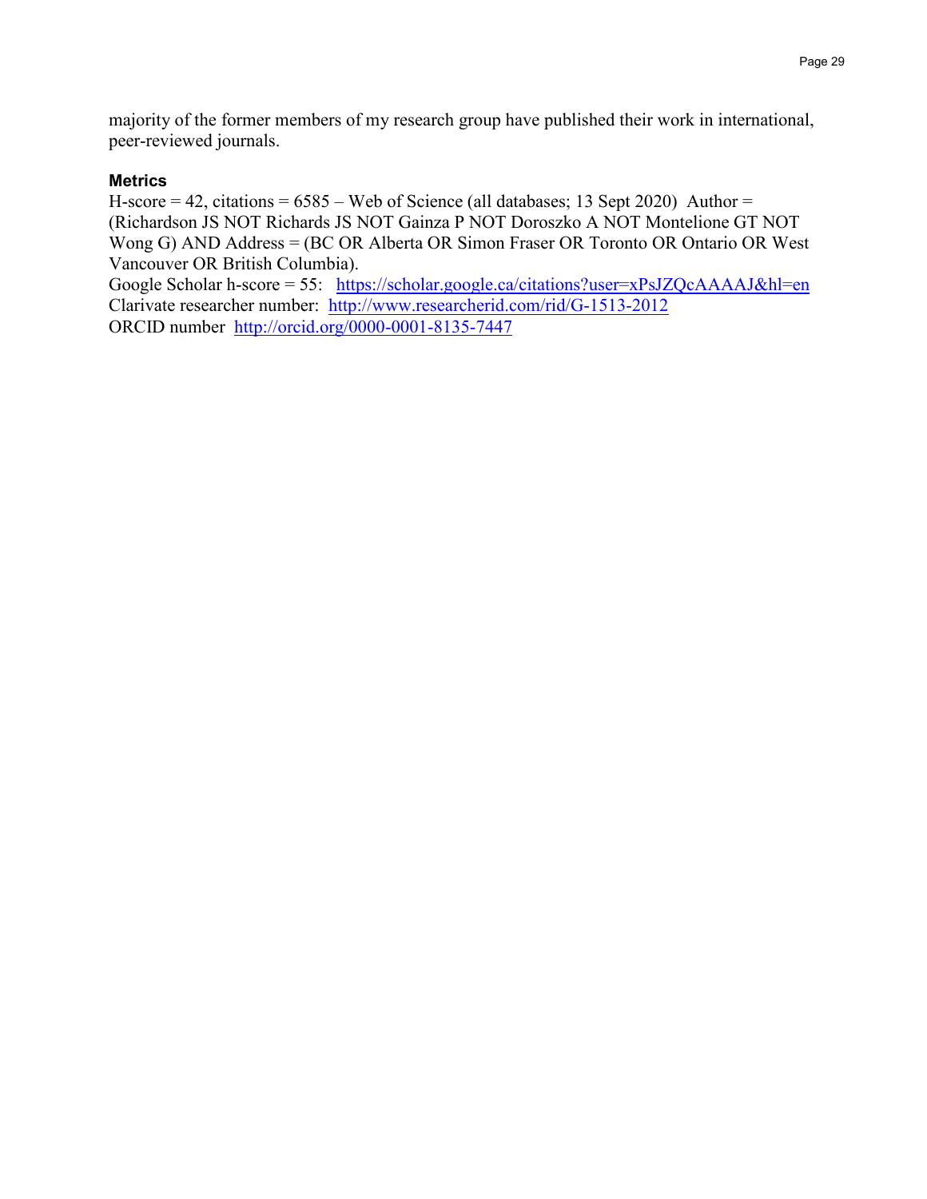majority of the former members of my research group have published their work in international, peer-reviewed journals.

### Metrics

H-score = 42, citations = 6585 – Web of Science (all databases; 13 Sept 2020) Author = (Richardson JS NOT Richards JS NOT Gainza P NOT Doroszko A NOT Montelione GT NOT Wong G) AND Address = (BC OR Alberta OR Simon Fraser OR Toronto OR Ontario OR West Vancouver OR British Columbia).
Google Scholar h-score = 55: https://scholar.google.ca/citations?user=xPsJZQcAAAAJ&hl=en
Clarivate researcher number: http://www.researcherid.com/rid/G-1513-2012
ORCID number http://orcid.org/0000-0001-8135-7447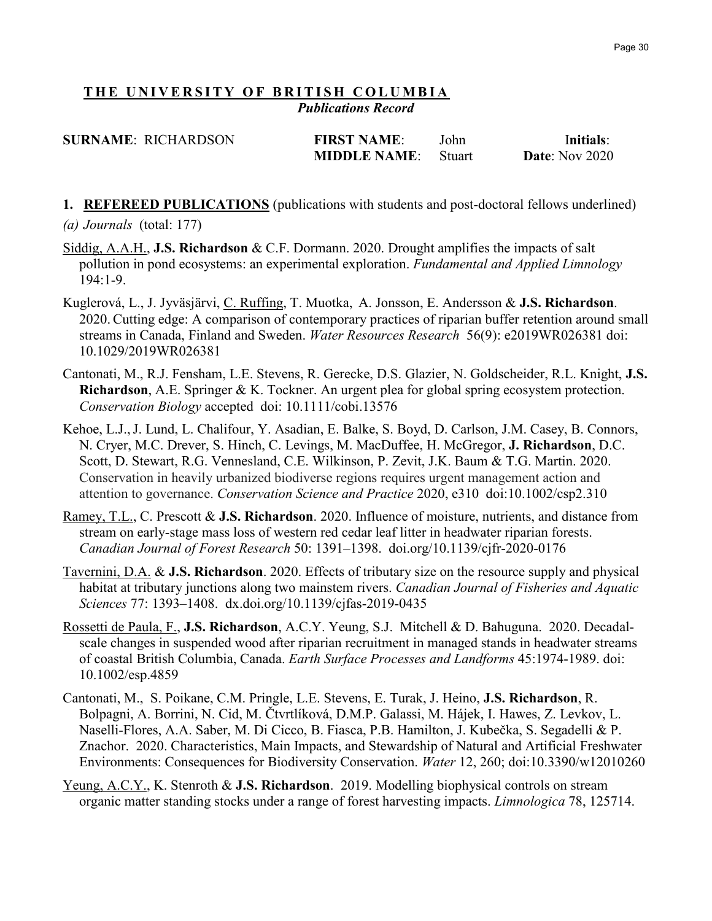## THE UNIVERSITY OF BRITISH COLUMBIA
*Publications Record*

**SURNAME**: RICHARDSON **FIRST NAME**: John **Initials**:
**MIDDLE NAME**: Stuart **Date**: Nov 2020

**1. REFEREED PUBLICATIONS** (publications with students and post-doctoral fellows underlined)

*(a) Journals* (total: 177)

Siddig, A.A.H., **J.S. Richardson** & C.F. Dormann. 2020. Drought amplifies the impacts of salt pollution in pond ecosystems: an experimental exploration. *Fundamental and Applied Limnology* 194:1-9.

Kuglerová, L., J. Jyväsjärvi, C. Ruffing, T. Muotka, A. Jonsson, E. Andersson & **J.S. Richardson**. 2020. Cutting edge: A comparison of contemporary practices of riparian buffer retention around small streams in Canada, Finland and Sweden. *Water Resources Research* 56(9): e2019WR026381 doi: 10.1029/2019WR026381

Cantonati, M., R.J. Fensham, L.E. Stevens, R. Gerecke, D.S. Glazier, N. Goldscheider, R.L. Knight, **J.S. Richardson**, A.E. Springer & K. Tockner. An urgent plea for global spring ecosystem protection. *Conservation Biology* accepted doi: 10.1111/cobi.13576

Kehoe, L.J., J. Lund, L. Chalifour, Y. Asadian, E. Balke, S. Boyd, D. Carlson, J.M. Casey, B. Connors, N. Cryer, M.C. Drever, S. Hinch, C. Levings, M. MacDuffee, H. McGregor, **J. Richardson**, D.C. Scott, D. Stewart, R.G. Vennesland, C.E. Wilkinson, P. Zevit, J.K. Baum & T.G. Martin. 2020. Conservation in heavily urbanized biodiverse regions requires urgent management action and attention to governance. *Conservation Science and Practice* 2020, e310 doi:10.1002/csp2.310

Ramey, T.L., C. Prescott & **J.S. Richardson**. 2020. Influence of moisture, nutrients, and distance from stream on early-stage mass loss of western red cedar leaf litter in headwater riparian forests. *Canadian Journal of Forest Research* 50: 1391–1398. doi.org/10.1139/cjfr-2020-0176

Tavernini, D.A. & **J.S. Richardson**. 2020. Effects of tributary size on the resource supply and physical habitat at tributary junctions along two mainstem rivers. *Canadian Journal of Fisheries and Aquatic Sciences* 77: 1393–1408. dx.doi.org/10.1139/cjfas-2019-0435

Rossetti de Paula, F., **J.S. Richardson**, A.C.Y. Yeung, S.J. Mitchell & D. Bahuguna. 2020. Decadal-scale changes in suspended wood after riparian recruitment in managed stands in headwater streams of coastal British Columbia, Canada. *Earth Surface Processes and Landforms* 45:1974-1989. doi: 10.1002/esp.4859

Cantonati, M., S. Poikane, C.M. Pringle, L.E. Stevens, E. Turak, J. Heino, **J.S. Richardson**, R. Bolpagni, A. Borrini, N. Cid, M. Čtvrtlíková, D.M.P. Galassi, M. Hájek, I. Hawes, Z. Levkov, L. Naselli-Flores, A.A. Saber, M. Di Cicco, B. Fiasca, P.B. Hamilton, J. Kubečka, S. Segadelli & P. Znachor. 2020. Characteristics, Main Impacts, and Stewardship of Natural and Artificial Freshwater Environments: Consequences for Biodiversity Conservation. *Water* 12, 260; doi:10.3390/w12010260

Yeung, A.C.Y., K. Stenroth & **J.S. Richardson**. 2019. Modelling biophysical controls on stream organic matter standing stocks under a range of forest harvesting impacts. *Limnologica* 78, 125714.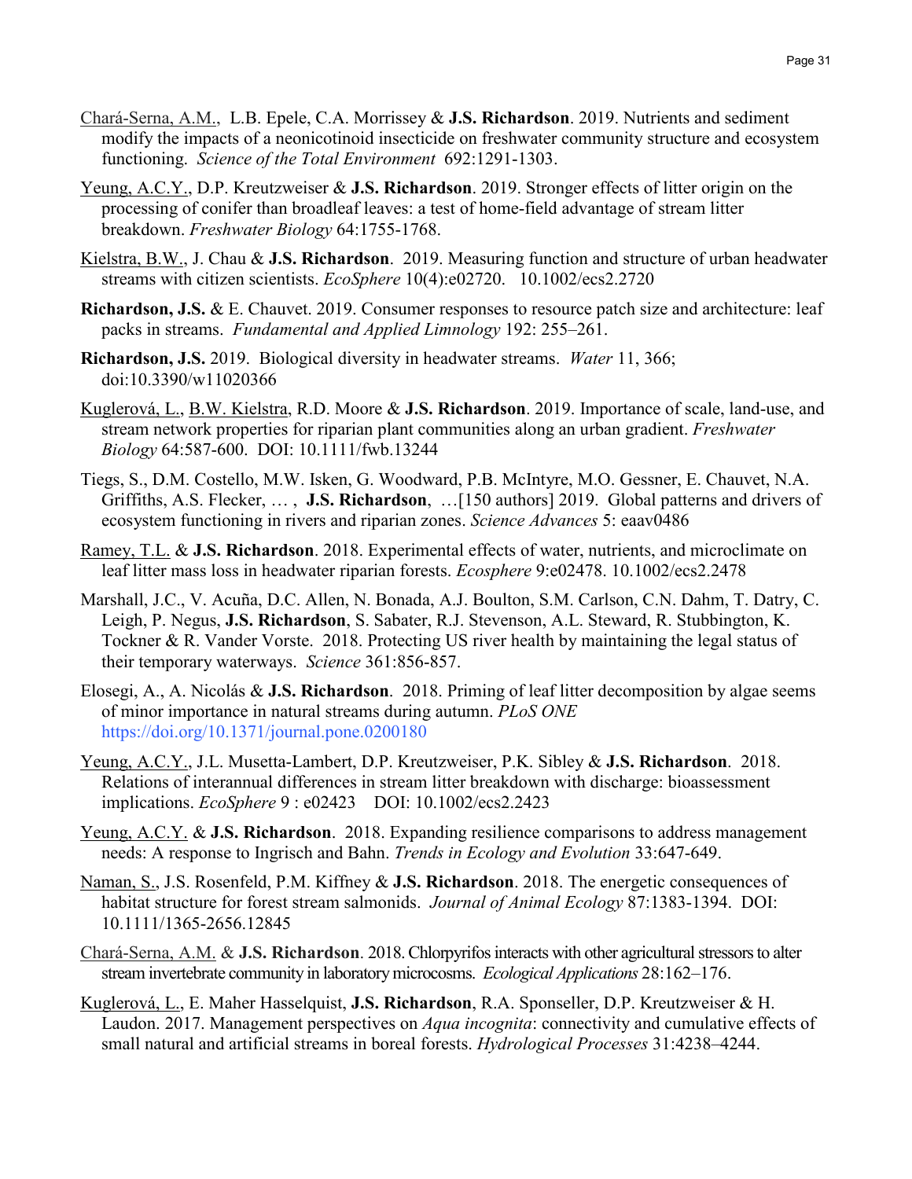<u>Chará-Serna, A.M.</u>, L.B. Epele, C.A. Morrissey & **J.S. Richardson**. 2019. Nutrients and sediment modify the impacts of a neonicotinoid insecticide on freshwater community structure and ecosystem functioning. *Science of the Total Environment* 692:1291-1303.

<u>Yeung, A.C.Y.</u>, D.P. Kreutzweiser & **J.S. Richardson**. 2019. Stronger effects of litter origin on the processing of conifer than broadleaf leaves: a test of home-field advantage of stream litter breakdown. *Freshwater Biology* 64:1755-1768.

<u>Kielstra, B.W.</u>, J. Chau & **J.S. Richardson**. 2019. Measuring function and structure of urban headwater streams with citizen scientists. *EcoSphere* 10(4):e02720. 10.1002/ecs2.2720

**Richardson, J.S.** & E. Chauvet. 2019. Consumer responses to resource patch size and architecture: leaf packs in streams. *Fundamental and Applied Limnology* 192: 255–261.

**Richardson, J.S.** 2019. Biological diversity in headwater streams. *Water* 11, 366; doi:10.3390/w11020366

<u>Kuglerová, L.</u>, <u>B.W. Kielstra</u>, R.D. Moore & **J.S. Richardson**. 2019. Importance of scale, land-use, and stream network properties for riparian plant communities along an urban gradient. *Freshwater Biology* 64:587-600. DOI: 10.1111/fwb.13244

Tiegs, S., D.M. Costello, M.W. Isken, G. Woodward, P.B. McIntyre, M.O. Gessner, E. Chauvet, N.A. Griffiths, A.S. Flecker, … , **J.S. Richardson**, …[150 authors] 2019. Global patterns and drivers of ecosystem functioning in rivers and riparian zones. *Science Advances* 5: eaav0486

<u>Ramey, T.L.</u> & **J.S. Richardson**. 2018. Experimental effects of water, nutrients, and microclimate on leaf litter mass loss in headwater riparian forests. *Ecosphere* 9:e02478. 10.1002/ecs2.2478

Marshall, J.C., V. Acuña, D.C. Allen, N. Bonada, A.J. Boulton, S.M. Carlson, C.N. Dahm, T. Datry, C. Leigh, P. Negus, **J.S. Richardson**, S. Sabater, R.J. Stevenson, A.L. Steward, R. Stubbington, K. Tockner & R. Vander Vorste. 2018. Protecting US river health by maintaining the legal status of their temporary waterways. *Science* 361:856-857.

Elosegi, A., A. Nicolás & **J.S. Richardson**. 2018. Priming of leaf litter decomposition by algae seems of minor importance in natural streams during autumn. *PLoS ONE* https://doi.org/10.1371/journal.pone.0200180

<u>Yeung, A.C.Y.</u>, J.L. Musetta-Lambert, D.P. Kreutzweiser, P.K. Sibley & **J.S. Richardson**. 2018. Relations of interannual differences in stream litter breakdown with discharge: bioassessment implications. *EcoSphere* 9 : e02423 DOI: 10.1002/ecs2.2423

<u>Yeung, A.C.Y.</u> & **J.S. Richardson**. 2018. Expanding resilience comparisons to address management needs: A response to Ingrisch and Bahn. *Trends in Ecology and Evolution* 33:647-649.

<u>Naman, S.</u>, J.S. Rosenfeld, P.M. Kiffney & **J.S. Richardson**. 2018. The energetic consequences of habitat structure for forest stream salmonids. *Journal of Animal Ecology* 87:1383-1394. DOI: 10.1111/1365-2656.12845

<u>Chará-Serna, A.M.</u> & **J.S. Richardson**. 2018. Chlorpyrifos interacts with other agricultural stressors to alter stream invertebrate community in laboratory microcosms. *Ecological Applications* 28:162–176.

<u>Kuglerová, L.</u>, E. Maher Hasselquist, **J.S. Richardson**, R.A. Sponseller, D.P. Kreutzweiser & H. Laudon. 2017. Management perspectives on *Aqua incognita*: connectivity and cumulative effects of small natural and artificial streams in boreal forests. *Hydrological Processes* 31:4238–4244.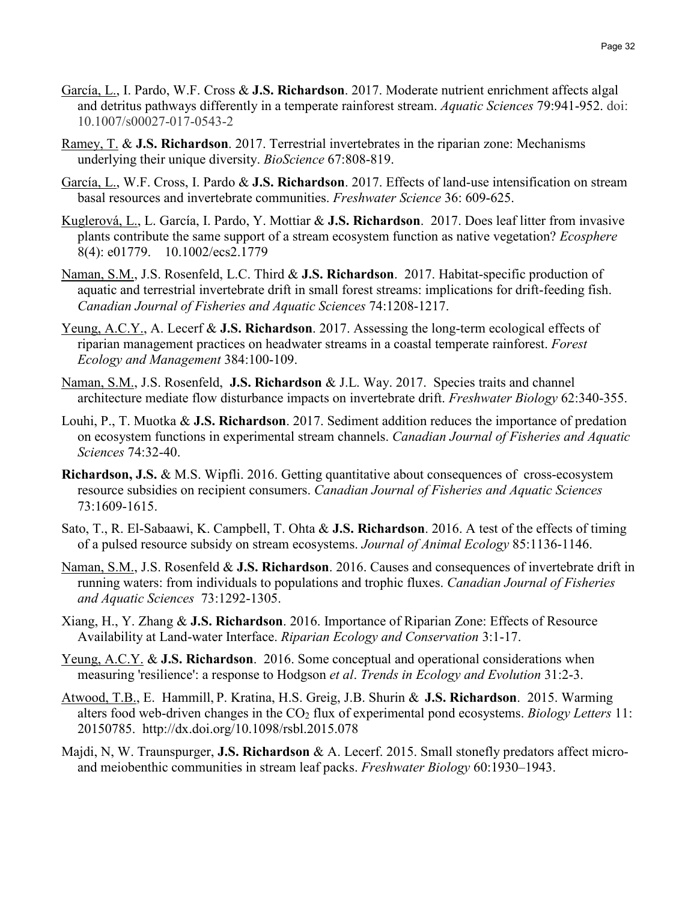García, L., I. Pardo, W.F. Cross & **J.S. Richardson**. 2017. Moderate nutrient enrichment affects algal and detritus pathways differently in a temperate rainforest stream. *Aquatic Sciences* 79:941-952. doi: 10.1007/s00027-017-0543-2

Ramey, T. & **J.S. Richardson**. 2017. Terrestrial invertebrates in the riparian zone: Mechanisms underlying their unique diversity. *BioScience* 67:808-819.

García, L., W.F. Cross, I. Pardo & **J.S. Richardson**. 2017. Effects of land-use intensification on stream basal resources and invertebrate communities. *Freshwater Science* 36: 609-625.

Kuglerová, L., L. García, I. Pardo, Y. Mottiar & **J.S. Richardson**. 2017. Does leaf litter from invasive plants contribute the same support of a stream ecosystem function as native vegetation? *Ecosphere* 8(4): e01779. 10.1002/ecs2.1779

Naman, S.M., J.S. Rosenfeld, L.C. Third & **J.S. Richardson**. 2017. Habitat-specific production of aquatic and terrestrial invertebrate drift in small forest streams: implications for drift-feeding fish. *Canadian Journal of Fisheries and Aquatic Sciences* 74:1208-1217.

Yeung, A.C.Y., A. Lecerf & **J.S. Richardson**. 2017. Assessing the long-term ecological effects of riparian management practices on headwater streams in a coastal temperate rainforest. *Forest Ecology and Management* 384:100-109.

Naman, S.M., J.S. Rosenfeld, **J.S. Richardson** & J.L. Way. 2017. Species traits and channel architecture mediate flow disturbance impacts on invertebrate drift. *Freshwater Biology* 62:340-355.

Louhi, P., T. Muotka & **J.S. Richardson**. 2017. Sediment addition reduces the importance of predation on ecosystem functions in experimental stream channels. *Canadian Journal of Fisheries and Aquatic Sciences* 74:32-40.

**Richardson, J.S.** & M.S. Wipfli. 2016. Getting quantitative about consequences of cross-ecosystem resource subsidies on recipient consumers. *Canadian Journal of Fisheries and Aquatic Sciences* 73:1609-1615.

Sato, T., R. El-Sabaawi, K. Campbell, T. Ohta & **J.S. Richardson**. 2016. A test of the effects of timing of a pulsed resource subsidy on stream ecosystems. *Journal of Animal Ecology* 85:1136-1146.

Naman, S.M., J.S. Rosenfeld & **J.S. Richardson**. 2016. Causes and consequences of invertebrate drift in running waters: from individuals to populations and trophic fluxes. *Canadian Journal of Fisheries and Aquatic Sciences* 73:1292-1305.

Xiang, H., Y. Zhang & **J.S. Richardson**. 2016. Importance of Riparian Zone: Effects of Resource Availability at Land-water Interface. *Riparian Ecology and Conservation* 3:1-17.

Yeung, A.C.Y. & **J.S. Richardson**. 2016. Some conceptual and operational considerations when measuring 'resilience': a response to Hodgson *et al*. *Trends in Ecology and Evolution* 31:2-3.

Atwood, T.B., E. Hammill, P. Kratina, H.S. Greig, J.B. Shurin & **J.S. Richardson**. 2015. Warming alters food web-driven changes in the $CO_2$ flux of experimental pond ecosystems. *Biology Letters* 11: 20150785. http://dx.doi.org/10.1098/rsbl.2015.078

Majdi, N, W. Traunspurger, **J.S. Richardson** & A. Lecerf. 2015. Small stonefly predators affect micro- and meiobenthic communities in stream leaf packs. *Freshwater Biology* 60:1930–1943.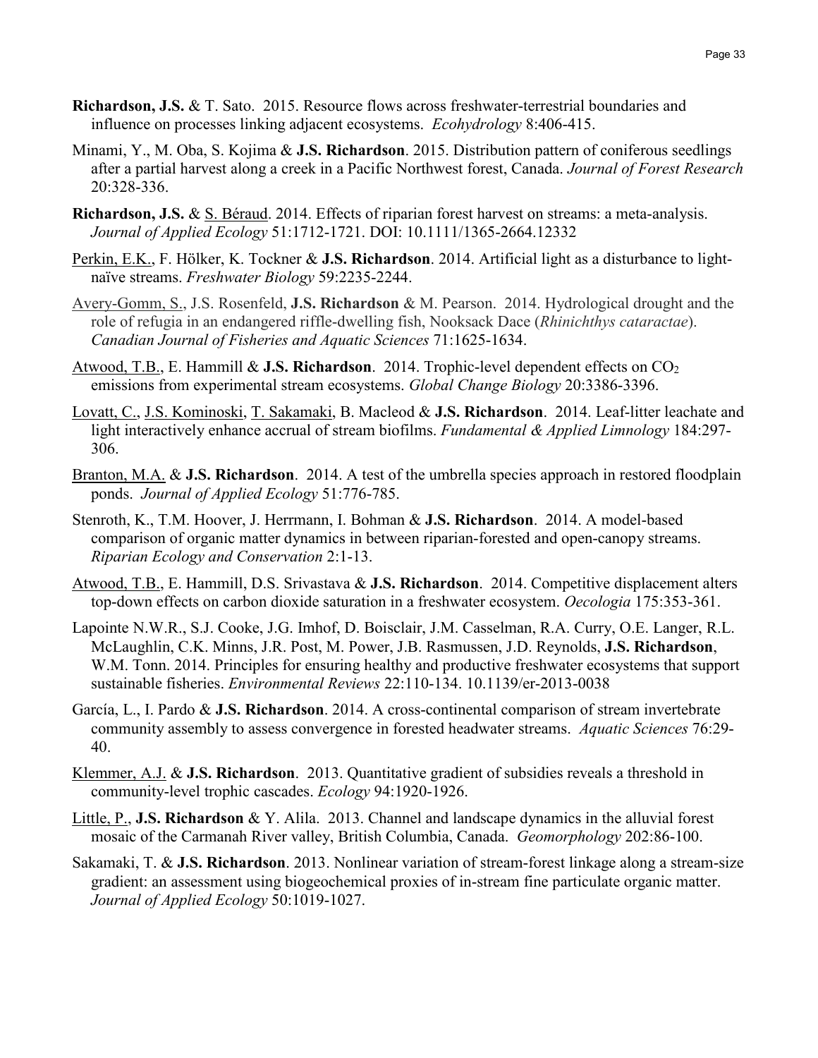**Richardson, J.S.** & T. Sato. 2015. Resource flows across freshwater-terrestrial boundaries and influence on processes linking adjacent ecosystems. *Ecohydrology* 8:406-415.

Minami, Y., M. Oba, S. Kojima & **J.S. Richardson**. 2015. Distribution pattern of coniferous seedlings after a partial harvest along a creek in a Pacific Northwest forest, Canada. *Journal of Forest Research* 20:328-336.

**Richardson, J.S.** & S. Béraud. 2014. Effects of riparian forest harvest on streams: a meta-analysis. *Journal of Applied Ecology* 51:1712-1721. DOI: 10.1111/1365-2664.12332

Perkin, E.K., F. Hölker, K. Tockner & **J.S. Richardson**. 2014. Artificial light as a disturbance to light-naïve streams. *Freshwater Biology* 59:2235-2244.

Avery-Gomm, S., J.S. Rosenfeld, **J.S. Richardson** & M. Pearson. 2014. Hydrological drought and the role of refugia in an endangered riffle-dwelling fish, Nooksack Dace (*Rhinichthys cataractae*). *Canadian Journal of Fisheries and Aquatic Sciences* 71:1625-1634.

Atwood, T.B., E. Hammill & **J.S. Richardson**. 2014. Trophic-level dependent effects on $CO_2$ emissions from experimental stream ecosystems. *Global Change Biology* 20:3386-3396.

Lovatt, C., J.S. Kominoski, T. Sakamaki, B. Macleod & **J.S. Richardson**. 2014. Leaf-litter leachate and light interactively enhance accrual of stream biofilms. *Fundamental & Applied Limnology* 184:297-306.

Branton, M.A. & **J.S. Richardson**. 2014. A test of the umbrella species approach in restored floodplain ponds. *Journal of Applied Ecology* 51:776-785.

Stenroth, K., T.M. Hoover, J. Herrmann, I. Bohman & **J.S. Richardson**. 2014. A model-based comparison of organic matter dynamics in between riparian-forested and open-canopy streams. *Riparian Ecology and Conservation* 2:1-13.

Atwood, T.B., E. Hammill, D.S. Srivastava & **J.S. Richardson**. 2014. Competitive displacement alters top-down effects on carbon dioxide saturation in a freshwater ecosystem. *Oecologia* 175:353-361.

Lapointe N.W.R., S.J. Cooke, J.G. Imhof, D. Boisclair, J.M. Casselman, R.A. Curry, O.E. Langer, R.L. McLaughlin, C.K. Minns, J.R. Post, M. Power, J.B. Rasmussen, J.D. Reynolds, **J.S. Richardson**, W.M. Tonn. 2014. Principles for ensuring healthy and productive freshwater ecosystems that support sustainable fisheries. *Environmental Reviews* 22:110-134. 10.1139/er-2013-0038

García, L., I. Pardo & **J.S. Richardson**. 2014. A cross-continental comparison of stream invertebrate community assembly to assess convergence in forested headwater streams. *Aquatic Sciences* 76:29-40.

Klemmer, A.J. & **J.S. Richardson**. 2013. Quantitative gradient of subsidies reveals a threshold in community-level trophic cascades. *Ecology* 94:1920-1926.

Little, P., **J.S. Richardson** & Y. Alila. 2013. Channel and landscape dynamics in the alluvial forest mosaic of the Carmanah River valley, British Columbia, Canada. *Geomorphology* 202:86-100.

Sakamaki, T. & **J.S. Richardson**. 2013. Nonlinear variation of stream-forest linkage along a stream-size gradient: an assessment using biogeochemical proxies of in-stream fine particulate organic matter. *Journal of Applied Ecology* 50:1019-1027.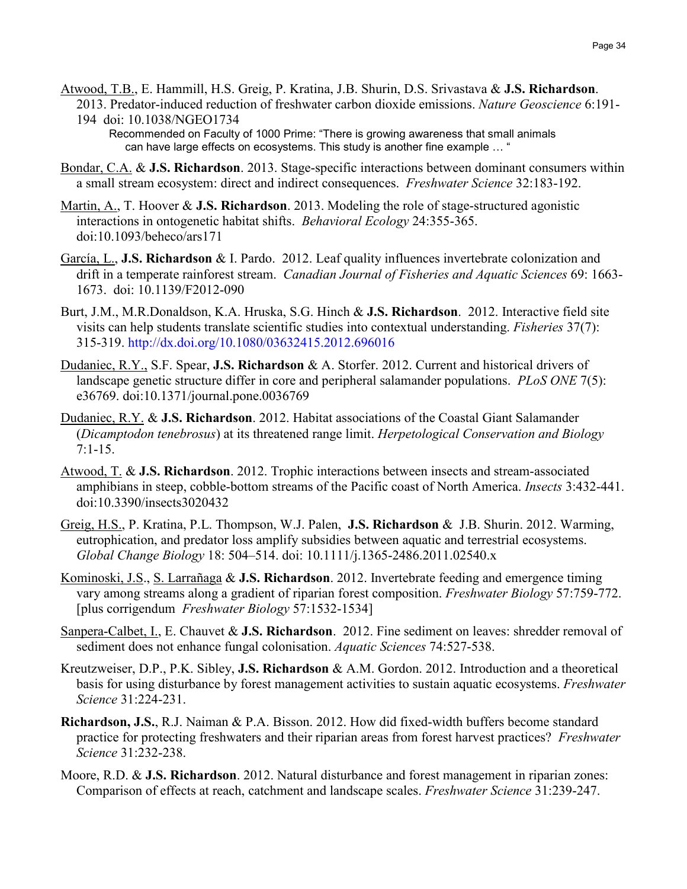Atwood, T.B., E. Hammill, H.S. Greig, P. Kratina, J.B. Shurin, D.S. Srivastava & **J.S. Richardson**. 2013. Predator-induced reduction of freshwater carbon dioxide emissions. *Nature Geoscience* 6:191-194 doi: 10.1038/NGEO1734

Recommended on Faculty of 1000 Prime: "There is growing awareness that small animals can have large effects on ecosystems. This study is another fine example … "

Bondar, C.A. & **J.S. Richardson**. 2013. Stage-specific interactions between dominant consumers within a small stream ecosystem: direct and indirect consequences. *Freshwater Science* 32:183-192.

Martin, A., T. Hoover & **J.S. Richardson**. 2013. Modeling the role of stage-structured agonistic interactions in ontogenetic habitat shifts. *Behavioral Ecology* 24:355-365. doi:10.1093/beheco/ars171

García, L., **J.S. Richardson** & I. Pardo. 2012. Leaf quality influences invertebrate colonization and drift in a temperate rainforest stream. *Canadian Journal of Fisheries and Aquatic Sciences* 69: 1663-1673. doi: 10.1139/F2012-090

Burt, J.M., M.R.Donaldson, K.A. Hruska, S.G. Hinch & **J.S. Richardson**. 2012. Interactive field site visits can help students translate scientific studies into contextual understanding. *Fisheries* 37(7): 315-319. http://dx.doi.org/10.1080/03632415.2012.696016

Dudaniec, R.Y., S.F. Spear, **J.S. Richardson** & A. Storfer. 2012. Current and historical drivers of landscape genetic structure differ in core and peripheral salamander populations. *PLoS ONE* 7(5): e36769. doi:10.1371/journal.pone.0036769

Dudaniec, R.Y. & **J.S. Richardson**. 2012. Habitat associations of the Coastal Giant Salamander (*Dicamptodon tenebrosus*) at its threatened range limit. *Herpetological Conservation and Biology* 7:1-15.

Atwood, T. & **J.S. Richardson**. 2012. Trophic interactions between insects and stream-associated amphibians in steep, cobble-bottom streams of the Pacific coast of North America. *Insects* 3:432-441. doi:10.3390/insects3020432

Greig, H.S., P. Kratina, P.L. Thompson, W.J. Palen, **J.S. Richardson** & J.B. Shurin. 2012. Warming, eutrophication, and predator loss amplify subsidies between aquatic and terrestrial ecosystems. *Global Change Biology* 18: 504–514. doi: 10.1111/j.1365-2486.2011.02540.x

Kominoski, J.S., S. Larrañaga & **J.S. Richardson**. 2012. Invertebrate feeding and emergence timing vary among streams along a gradient of riparian forest composition. *Freshwater Biology* 57:759-772. [plus corrigendum *Freshwater Biology* 57:1532-1534]

Sanpera-Calbet, I., E. Chauvet & **J.S. Richardson**. 2012. Fine sediment on leaves: shredder removal of sediment does not enhance fungal colonisation. *Aquatic Sciences* 74:527-538.

Kreutzweiser, D.P., P.K. Sibley, **J.S. Richardson** & A.M. Gordon. 2012. Introduction and a theoretical basis for using disturbance by forest management activities to sustain aquatic ecosystems. *Freshwater Science* 31:224-231.

**Richardson, J.S.**, R.J. Naiman & P.A. Bisson. 2012. How did fixed-width buffers become standard practice for protecting freshwaters and their riparian areas from forest harvest practices? *Freshwater Science* 31:232-238.

Moore, R.D. & **J.S. Richardson**. 2012. Natural disturbance and forest management in riparian zones: Comparison of effects at reach, catchment and landscape scales. *Freshwater Science* 31:239-247.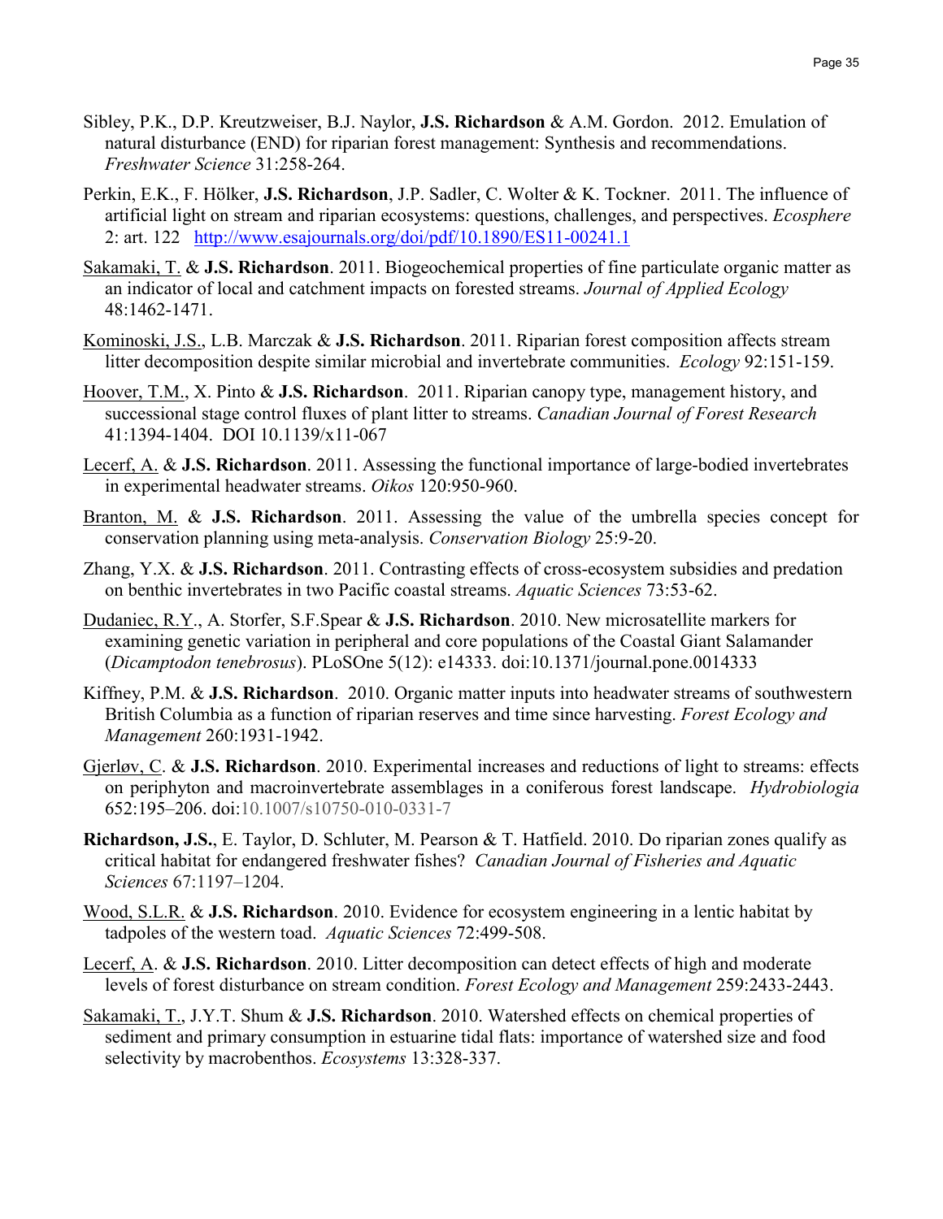Sibley, P.K., D.P. Kreutzweiser, B.J. Naylor, **J.S. Richardson** & A.M. Gordon. 2012. Emulation of natural disturbance (END) for riparian forest management: Synthesis and recommendations. *Freshwater Science* 31:258-264.

Perkin, E.K., F. Hölker, **J.S. Richardson**, J.P. Sadler, C. Wolter & K. Tockner. 2011. The influence of artificial light on stream and riparian ecosystems: questions, challenges, and perspectives. *Ecosphere* 2: art. 122 http://www.esajournals.org/doi/pdf/10.1890/ES11-00241.1

Sakamaki, T. & **J.S. Richardson**. 2011. Biogeochemical properties of fine particulate organic matter as an indicator of local and catchment impacts on forested streams. *Journal of Applied Ecology* 48:1462-1471.

Kominoski, J.S., L.B. Marczak & **J.S. Richardson**. 2011. Riparian forest composition affects stream litter decomposition despite similar microbial and invertebrate communities. *Ecology* 92:151-159.

Hoover, T.M., X. Pinto & **J.S. Richardson**. 2011. Riparian canopy type, management history, and successional stage control fluxes of plant litter to streams. *Canadian Journal of Forest Research* 41:1394-1404. DOI 10.1139/x11-067

Lecerf, A. & **J.S. Richardson**. 2011. Assessing the functional importance of large-bodied invertebrates in experimental headwater streams. *Oikos* 120:950-960.

Branton, M. & **J.S. Richardson**. 2011. Assessing the value of the umbrella species concept for conservation planning using meta-analysis. *Conservation Biology* 25:9-20.

Zhang, Y.X. & **J.S. Richardson**. 2011. Contrasting effects of cross-ecosystem subsidies and predation on benthic invertebrates in two Pacific coastal streams. *Aquatic Sciences* 73:53-62.

Dudaniec, R.Y., A. Storfer, S.F.Spear & **J.S. Richardson**. 2010. New microsatellite markers for examining genetic variation in peripheral and core populations of the Coastal Giant Salamander (*Dicamptodon tenebrosus*). PLoSOne 5(12): e14333. doi:10.1371/journal.pone.0014333

Kiffney, P.M. & **J.S. Richardson**. 2010. Organic matter inputs into headwater streams of southwestern British Columbia as a function of riparian reserves and time since harvesting. *Forest Ecology and Management* 260:1931-1942.

Gjerløv, C. & **J.S. Richardson**. 2010. Experimental increases and reductions of light to streams: effects on periphyton and macroinvertebrate assemblages in a coniferous forest landscape. *Hydrobiologia* 652:195–206. doi:10.1007/s10750-010-0331-7

**Richardson, J.S.**, E. Taylor, D. Schluter, M. Pearson & T. Hatfield. 2010. Do riparian zones qualify as critical habitat for endangered freshwater fishes? *Canadian Journal of Fisheries and Aquatic Sciences* 67:1197–1204.

Wood, S.L.R. & **J.S. Richardson**. 2010. Evidence for ecosystem engineering in a lentic habitat by tadpoles of the western toad. *Aquatic Sciences* 72:499-508.

Lecerf, A. & **J.S. Richardson**. 2010. Litter decomposition can detect effects of high and moderate levels of forest disturbance on stream condition. *Forest Ecology and Management* 259:2433-2443.

Sakamaki, T., J.Y.T. Shum & **J.S. Richardson**. 2010. Watershed effects on chemical properties of sediment and primary consumption in estuarine tidal flats: importance of watershed size and food selectivity by macrobenthos. *Ecosystems* 13:328-337.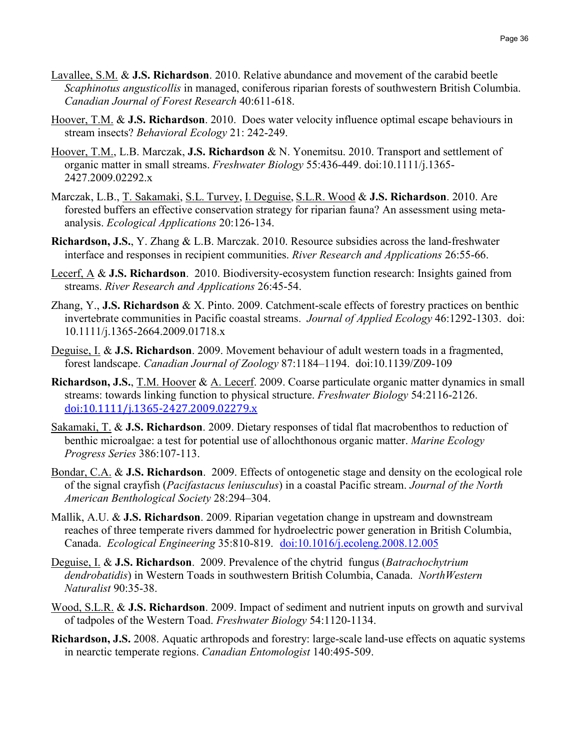Lavallee, S.M. & **J.S. Richardson**. 2010. Relative abundance and movement of the carabid beetle *Scaphinotus angusticollis* in managed, coniferous riparian forests of southwestern British Columbia. *Canadian Journal of Forest Research* 40:611-618.

Hoover, T.M. & **J.S. Richardson**. 2010. Does water velocity influence optimal escape behaviours in stream insects? *Behavioral Ecology* 21: 242-249.

Hoover, T.M., L.B. Marczak, **J.S. Richardson** & N. Yonemitsu. 2010. Transport and settlement of organic matter in small streams. *Freshwater Biology* 55:436-449. doi:10.1111/j.1365-2427.2009.02292.x

Marczak, L.B., T. Sakamaki, S.L. Turvey, I. Deguise, S.L.R. Wood & **J.S. Richardson**. 2010. Are forested buffers an effective conservation strategy for riparian fauna? An assessment using meta-analysis. *Ecological Applications* 20:126-134.

**Richardson, J.S.**, Y. Zhang & L.B. Marczak. 2010. Resource subsidies across the land-freshwater interface and responses in recipient communities. *River Research and Applications* 26:55-66.

Lecerf, A & **J.S. Richardson**. 2010. Biodiversity-ecosystem function research: Insights gained from streams. *River Research and Applications* 26:45-54.

Zhang, Y., **J.S. Richardson** & X. Pinto. 2009. Catchment-scale effects of forestry practices on benthic invertebrate communities in Pacific coastal streams. *Journal of Applied Ecology* 46:1292-1303. doi: 10.1111/j.1365-2664.2009.01718.x

Deguise, I. & **J.S. Richardson**. 2009. Movement behaviour of adult western toads in a fragmented, forest landscape. *Canadian Journal of Zoology* 87:1184–1194. doi:10.1139/Z09-109

**Richardson, J.S.**, T.M. Hoover & A. Lecerf. 2009. Coarse particulate organic matter dynamics in small streams: towards linking function to physical structure. *Freshwater Biology* 54:2116-2126. doi:10.1111/j.1365-2427.2009.02279.x

Sakamaki, T. & **J.S. Richardson**. 2009. Dietary responses of tidal flat macrobenthos to reduction of benthic microalgae: a test for potential use of allochthonous organic matter. *Marine Ecology Progress Series* 386:107-113.

Bondar, C.A. & **J.S. Richardson**. 2009. Effects of ontogenetic stage and density on the ecological role of the signal crayfish (*Pacifastacus leniusculus*) in a coastal Pacific stream. *Journal of the North American Benthological Society* 28:294–304.

Mallik, A.U. & **J.S. Richardson**. 2009. Riparian vegetation change in upstream and downstream reaches of three temperate rivers dammed for hydroelectric power generation in British Columbia, Canada. *Ecological Engineering* 35:810-819. doi:10.1016/j.ecoleng.2008.12.005

Deguise, I. & **J.S. Richardson**. 2009. Prevalence of the chytrid fungus (*Batrachochytrium dendrobatidis*) in Western Toads in southwestern British Columbia, Canada. *NorthWestern Naturalist* 90:35-38.

Wood, S.L.R. & **J.S. Richardson**. 2009. Impact of sediment and nutrient inputs on growth and survival of tadpoles of the Western Toad. *Freshwater Biology* 54:1120-1134.

**Richardson, J.S.** 2008. Aquatic arthropods and forestry: large-scale land-use effects on aquatic systems in nearctic temperate regions. *Canadian Entomologist* 140:495-509.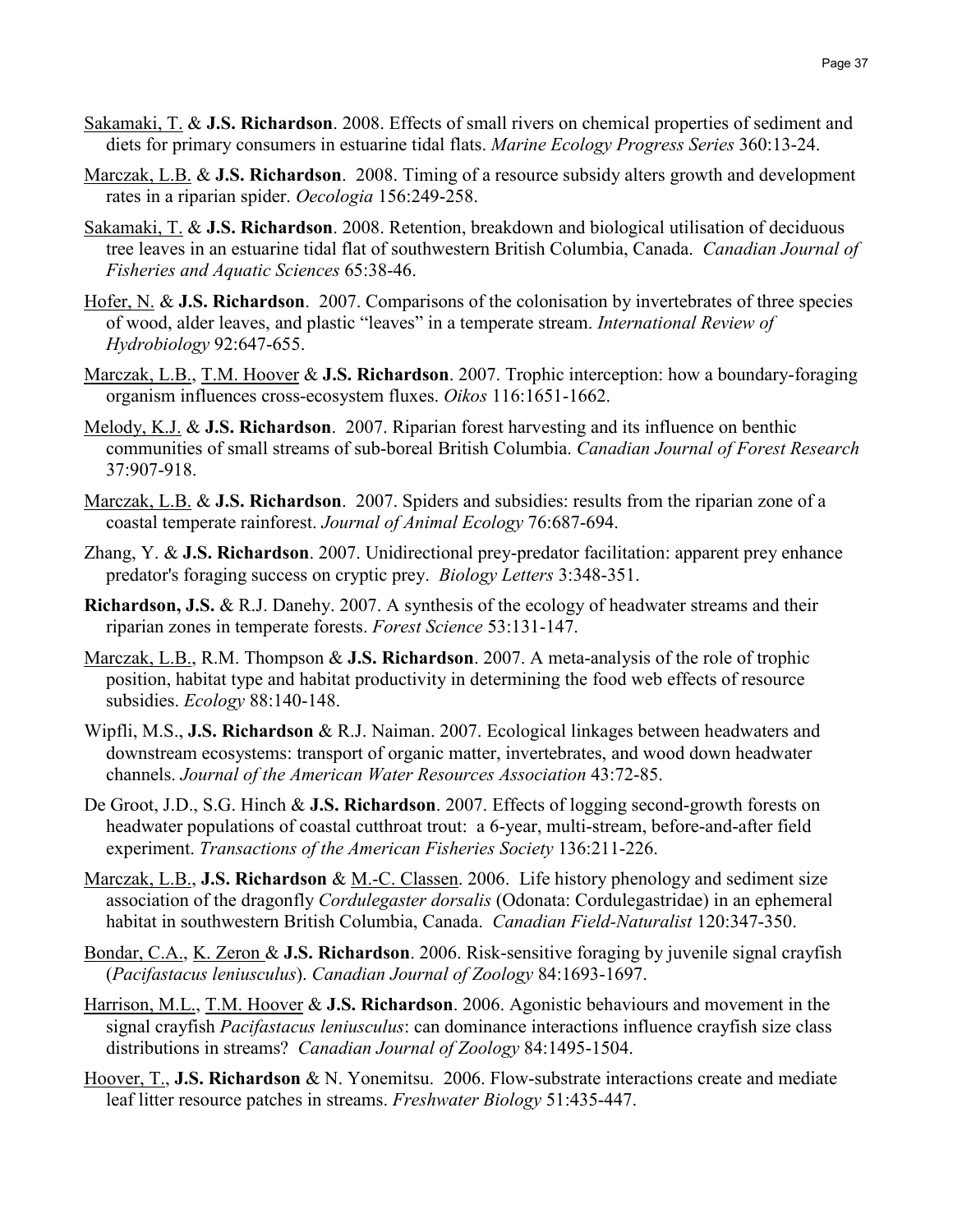Sakamaki, T. & **J.S. Richardson**. 2008. Effects of small rivers on chemical properties of sediment and diets for primary consumers in estuarine tidal flats. *Marine Ecology Progress Series* 360:13-24.

Marczak, L.B. & **J.S. Richardson**. 2008. Timing of a resource subsidy alters growth and development rates in a riparian spider. *Oecologia* 156:249-258.

Sakamaki, T. & **J.S. Richardson**. 2008. Retention, breakdown and biological utilisation of deciduous tree leaves in an estuarine tidal flat of southwestern British Columbia, Canada. *Canadian Journal of Fisheries and Aquatic Sciences* 65:38-46.

Hofer, N. & **J.S. Richardson**. 2007. Comparisons of the colonisation by invertebrates of three species of wood, alder leaves, and plastic "leaves" in a temperate stream. *International Review of Hydrobiology* 92:647-655.

Marczak, L.B., T.M. Hoover & **J.S. Richardson**. 2007. Trophic interception: how a boundary-foraging organism influences cross-ecosystem fluxes. *Oikos* 116:1651-1662.

Melody, K.J. & **J.S. Richardson**. 2007. Riparian forest harvesting and its influence on benthic communities of small streams of sub-boreal British Columbia. *Canadian Journal of Forest Research* 37:907-918.

Marczak, L.B. & **J.S. Richardson**. 2007. Spiders and subsidies: results from the riparian zone of a coastal temperate rainforest. *Journal of Animal Ecology* 76:687-694.

Zhang, Y. & **J.S. Richardson**. 2007. Unidirectional prey-predator facilitation: apparent prey enhance predator's foraging success on cryptic prey. *Biology Letters* 3:348-351.

**Richardson, J.S.** & R.J. Danehy. 2007. A synthesis of the ecology of headwater streams and their riparian zones in temperate forests. *Forest Science* 53:131-147.

Marczak, L.B., R.M. Thompson & **J.S. Richardson**. 2007. A meta-analysis of the role of trophic position, habitat type and habitat productivity in determining the food web effects of resource subsidies. *Ecology* 88:140-148.

Wipfli, M.S., **J.S. Richardson** & R.J. Naiman. 2007. Ecological linkages between headwaters and downstream ecosystems: transport of organic matter, invertebrates, and wood down headwater channels. *Journal of the American Water Resources Association* 43:72-85.

De Groot, J.D., S.G. Hinch & **J.S. Richardson**. 2007. Effects of logging second-growth forests on headwater populations of coastal cutthroat trout: a 6-year, multi-stream, before-and-after field experiment. *Transactions of the American Fisheries Society* 136:211-226.

Marczak, L.B., **J.S. Richardson** & M.-C. Classen. 2006. Life history phenology and sediment size association of the dragonfly *Cordulegaster dorsalis* (Odonata: Cordulegastridae) in an ephemeral habitat in southwestern British Columbia, Canada. *Canadian Field-Naturalist* 120:347-350.

Bondar, C.A., K. Zeron & **J.S. Richardson**. 2006. Risk-sensitive foraging by juvenile signal crayfish (*Pacifastacus leniusculus*). *Canadian Journal of Zoology* 84:1693-1697.

Harrison, M.L., T.M. Hoover & **J.S. Richardson**. 2006. Agonistic behaviours and movement in the signal crayfish *Pacifastacus leniusculus*: can dominance interactions influence crayfish size class distributions in streams? *Canadian Journal of Zoology* 84:1495-1504.

Hoover, T., **J.S. Richardson** & N. Yonemitsu. 2006. Flow-substrate interactions create and mediate leaf litter resource patches in streams. *Freshwater Biology* 51:435-447.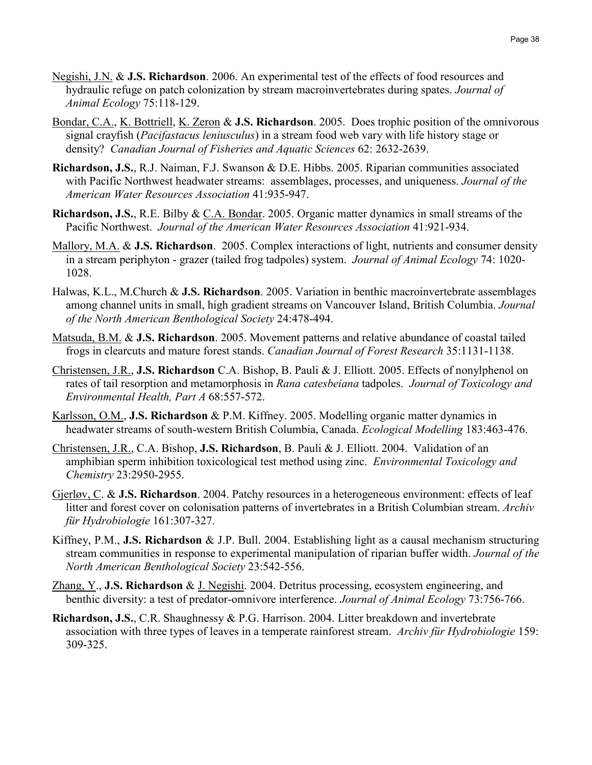Negishi, J.N. & **J.S. Richardson**. 2006. An experimental test of the effects of food resources and hydraulic refuge on patch colonization by stream macroinvertebrates during spates. *Journal of Animal Ecology* 75:118-129.

Bondar, C.A., K. Bottriell, K. Zeron & **J.S. Richardson**. 2005. Does trophic position of the omnivorous signal crayfish (*Pacifastacus leniusculus*) in a stream food web vary with life history stage or density? *Canadian Journal of Fisheries and Aquatic Sciences* 62: 2632-2639.

**Richardson, J.S.**, R.J. Naiman, F.J. Swanson & D.E. Hibbs. 2005. Riparian communities associated with Pacific Northwest headwater streams: assemblages, processes, and uniqueness. *Journal of the American Water Resources Association* 41:935-947.

**Richardson, J.S.**, R.E. Bilby & C.A. Bondar. 2005. Organic matter dynamics in small streams of the Pacific Northwest. *Journal of the American Water Resources Association* 41:921-934.

Mallory, M.A. & **J.S. Richardson**. 2005. Complex interactions of light, nutrients and consumer density in a stream periphyton - grazer (tailed frog tadpoles) system. *Journal of Animal Ecology* 74: 1020-1028.

Halwas, K.L., M.Church & **J.S. Richardson**. 2005. Variation in benthic macroinvertebrate assemblages among channel units in small, high gradient streams on Vancouver Island, British Columbia. *Journal of the North American Benthological Society* 24:478-494.

Matsuda, B.M. & **J.S. Richardson**. 2005. Movement patterns and relative abundance of coastal tailed frogs in clearcuts and mature forest stands. *Canadian Journal of Forest Research* 35:1131-1138.

Christensen, J.R., **J.S. Richardson** C.A. Bishop, B. Pauli & J. Elliott. 2005. Effects of nonylphenol on rates of tail resorption and metamorphosis in *Rana catesbeiana* tadpoles. *Journal of Toxicology and Environmental Health, Part A* 68:557-572.

Karlsson, O.M., **J.S. Richardson** & P.M. Kiffney. 2005. Modelling organic matter dynamics in headwater streams of south-western British Columbia, Canada. *Ecological Modelling* 183:463-476.

Christensen, J.R., C.A. Bishop, **J.S. Richardson**, B. Pauli & J. Elliott. 2004. Validation of an amphibian sperm inhibition toxicological test method using zinc. *Environmental Toxicology and Chemistry* 23:2950-2955.

Gjerløv, C. & **J.S. Richardson**. 2004. Patchy resources in a heterogeneous environment: effects of leaf litter and forest cover on colonisation patterns of invertebrates in a British Columbian stream. *Archiv für Hydrobiologie* 161:307-327.

Kiffney, P.M., **J.S. Richardson** & J.P. Bull. 2004. Establishing light as a causal mechanism structuring stream communities in response to experimental manipulation of riparian buffer width. *Journal of the North American Benthological Society* 23:542-556.

Zhang, Y., **J.S. Richardson** & J. Negishi. 2004. Detritus processing, ecosystem engineering, and benthic diversity: a test of predator-omnivore interference. *Journal of Animal Ecology* 73:756-766.

**Richardson, J.S.**, C.R. Shaughnessy & P.G. Harrison. 2004. Litter breakdown and invertebrate association with three types of leaves in a temperate rainforest stream. *Archiv für Hydrobiologie* 159: 309-325.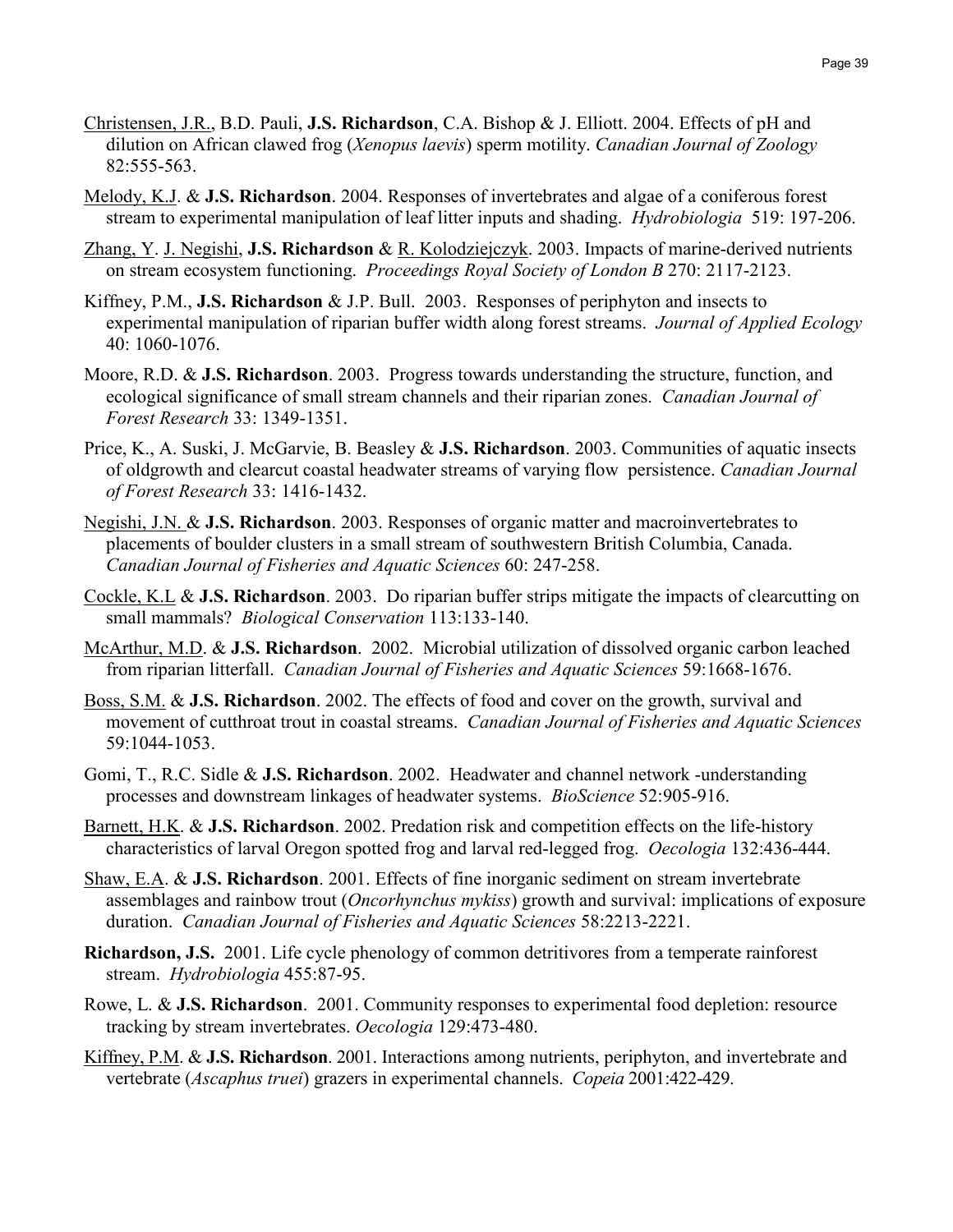Christensen, J.R., B.D. Pauli, **J.S. Richardson**, C.A. Bishop & J. Elliott. 2004. Effects of pH and dilution on African clawed frog (*Xenopus laevis*) sperm motility. *Canadian Journal of Zoology* 82:555-563.

Melody, K.J. & **J.S. Richardson**. 2004. Responses of invertebrates and algae of a coniferous forest stream to experimental manipulation of leaf litter inputs and shading. *Hydrobiologia* 519: 197-206.

Zhang, Y. J. Negishi, **J.S. Richardson** & R. Kolodziejczyk. 2003. Impacts of marine-derived nutrients on stream ecosystem functioning. *Proceedings Royal Society of London B* 270: 2117-2123.

Kiffney, P.M., **J.S. Richardson** & J.P. Bull. 2003. Responses of periphyton and insects to experimental manipulation of riparian buffer width along forest streams. *Journal of Applied Ecology* 40: 1060-1076.

Moore, R.D. & **J.S. Richardson**. 2003. Progress towards understanding the structure, function, and ecological significance of small stream channels and their riparian zones. *Canadian Journal of Forest Research* 33: 1349-1351.

Price, K., A. Suski, J. McGarvie, B. Beasley & **J.S. Richardson**. 2003. Communities of aquatic insects of oldgrowth and clearcut coastal headwater streams of varying flow persistence. *Canadian Journal of Forest Research* 33: 1416-1432.

Negishi, J.N. & **J.S. Richardson**. 2003. Responses of organic matter and macroinvertebrates to placements of boulder clusters in a small stream of southwestern British Columbia, Canada. *Canadian Journal of Fisheries and Aquatic Sciences* 60: 247-258.

Cockle, K.L & **J.S. Richardson**. 2003. Do riparian buffer strips mitigate the impacts of clearcutting on small mammals? *Biological Conservation* 113:133-140.

McArthur, M.D. & **J.S. Richardson**. 2002. Microbial utilization of dissolved organic carbon leached from riparian litterfall. *Canadian Journal of Fisheries and Aquatic Sciences* 59:1668-1676.

Boss, S.M. & **J.S. Richardson**. 2002. The effects of food and cover on the growth, survival and movement of cutthroat trout in coastal streams. *Canadian Journal of Fisheries and Aquatic Sciences* 59:1044-1053.

Gomi, T., R.C. Sidle & **J.S. Richardson**. 2002. Headwater and channel network -understanding processes and downstream linkages of headwater systems. *BioScience* 52:905-916.

Barnett, H.K. & **J.S. Richardson**. 2002. Predation risk and competition effects on the life-history characteristics of larval Oregon spotted frog and larval red-legged frog. *Oecologia* 132:436-444.

Shaw, E.A. & **J.S. Richardson**. 2001. Effects of fine inorganic sediment on stream invertebrate assemblages and rainbow trout (*Oncorhynchus mykiss*) growth and survival: implications of exposure duration. *Canadian Journal of Fisheries and Aquatic Sciences* 58:2213-2221.

**Richardson, J.S.** 2001. Life cycle phenology of common detritivores from a temperate rainforest stream. *Hydrobiologia* 455:87-95.

Rowe, L. & **J.S. Richardson**. 2001. Community responses to experimental food depletion: resource tracking by stream invertebrates. *Oecologia* 129:473-480.

Kiffney, P.M. & **J.S. Richardson**. 2001. Interactions among nutrients, periphyton, and invertebrate and vertebrate (*Ascaphus truei*) grazers in experimental channels. *Copeia* 2001:422-429.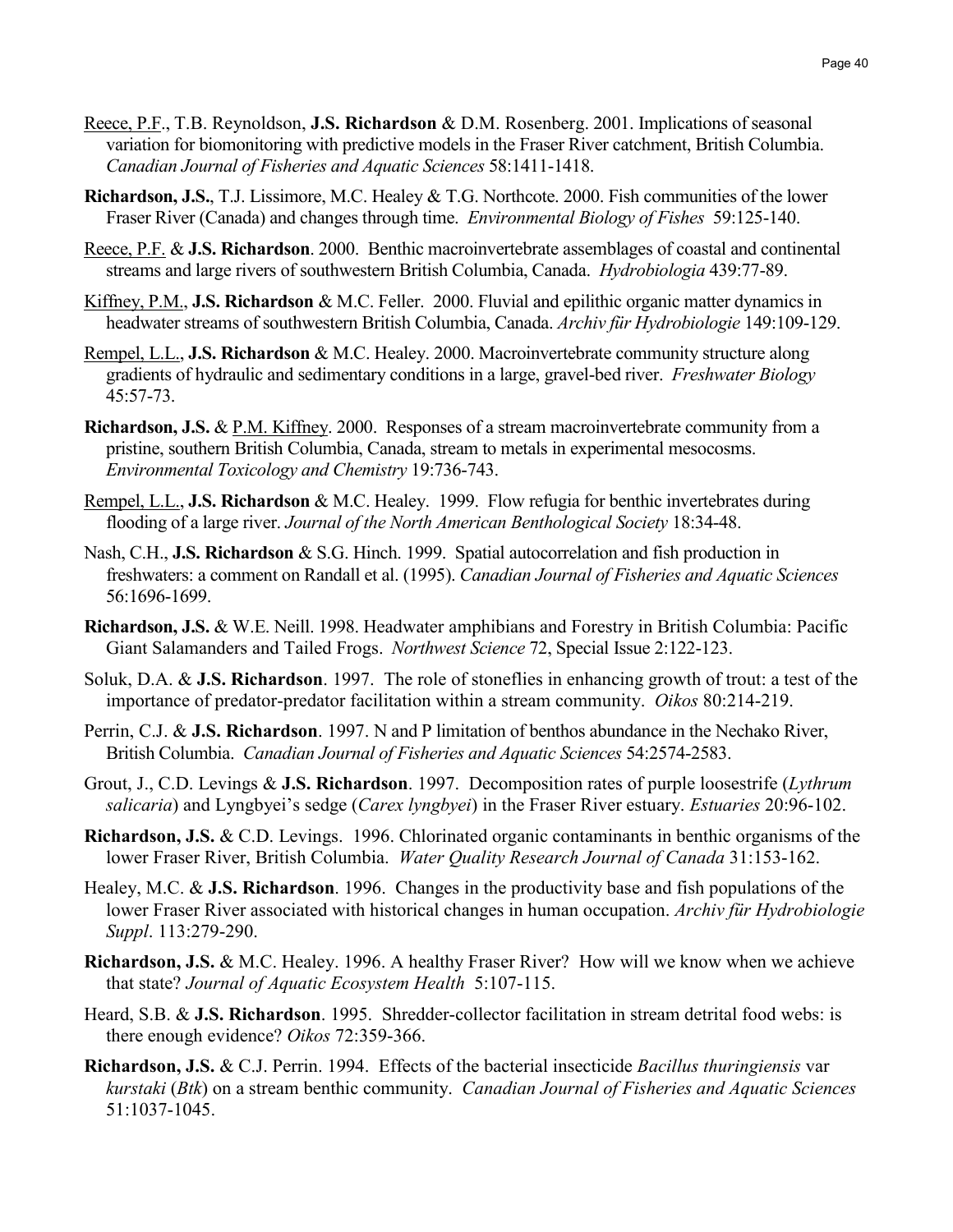Reece, P.F., T.B. Reynoldson, **J.S. Richardson** & D.M. Rosenberg. 2001. Implications of seasonal variation for biomonitoring with predictive models in the Fraser River catchment, British Columbia. *Canadian Journal of Fisheries and Aquatic Sciences* 58:1411-1418.

**Richardson, J.S.**, T.J. Lissimore, M.C. Healey & T.G. Northcote. 2000. Fish communities of the lower Fraser River (Canada) and changes through time. *Environmental Biology of Fishes* 59:125-140.

Reece, P.F. & **J.S. Richardson**. 2000. Benthic macroinvertebrate assemblages of coastal and continental streams and large rivers of southwestern British Columbia, Canada. *Hydrobiologia* 439:77-89.

Kiffney, P.M., **J.S. Richardson** & M.C. Feller. 2000. Fluvial and epilithic organic matter dynamics in headwater streams of southwestern British Columbia, Canada. *Archiv für Hydrobiologie* 149:109-129.

Rempel, L.L., **J.S. Richardson** & M.C. Healey. 2000. Macroinvertebrate community structure along gradients of hydraulic and sedimentary conditions in a large, gravel-bed river. *Freshwater Biology* 45:57-73.

**Richardson, J.S.** & P.M. Kiffney. 2000. Responses of a stream macroinvertebrate community from a pristine, southern British Columbia, Canada, stream to metals in experimental mesocosms. *Environmental Toxicology and Chemistry* 19:736-743.

Rempel, L.L., **J.S. Richardson** & M.C. Healey. 1999. Flow refugia for benthic invertebrates during flooding of a large river. *Journal of the North American Benthological Society* 18:34-48.

Nash, C.H., **J.S. Richardson** & S.G. Hinch. 1999. Spatial autocorrelation and fish production in freshwaters: a comment on Randall et al. (1995). *Canadian Journal of Fisheries and Aquatic Sciences* 56:1696-1699.

**Richardson, J.S.** & W.E. Neill. 1998. Headwater amphibians and Forestry in British Columbia: Pacific Giant Salamanders and Tailed Frogs. *Northwest Science* 72, Special Issue 2:122-123.

Soluk, D.A. & **J.S. Richardson**. 1997. The role of stoneflies in enhancing growth of trout: a test of the importance of predator-predator facilitation within a stream community. *Oikos* 80:214-219.

Perrin, C.J. & **J.S. Richardson**. 1997. N and P limitation of benthos abundance in the Nechako River, British Columbia. *Canadian Journal of Fisheries and Aquatic Sciences* 54:2574-2583.

Grout, J., C.D. Levings & **J.S. Richardson**. 1997. Decomposition rates of purple loosestrife (*Lythrum salicaria*) and Lyngbyei's sedge (*Carex lyngbyei*) in the Fraser River estuary. *Estuaries* 20:96-102.

**Richardson, J.S.** & C.D. Levings. 1996. Chlorinated organic contaminants in benthic organisms of the lower Fraser River, British Columbia. *Water Quality Research Journal of Canada* 31:153-162.

Healey, M.C. & **J.S. Richardson**. 1996. Changes in the productivity base and fish populations of the lower Fraser River associated with historical changes in human occupation. *Archiv für Hydrobiologie Suppl*. 113:279-290.

**Richardson, J.S.** & M.C. Healey. 1996. A healthy Fraser River? How will we know when we achieve that state? *Journal of Aquatic Ecosystem Health* 5:107-115.

Heard, S.B. & **J.S. Richardson**. 1995. Shredder-collector facilitation in stream detrital food webs: is there enough evidence? *Oikos* 72:359-366.

**Richardson, J.S.** & C.J. Perrin. 1994. Effects of the bacterial insecticide *Bacillus thuringiensis* var *kurstaki* (*Btk*) on a stream benthic community. *Canadian Journal of Fisheries and Aquatic Sciences* 51:1037-1045.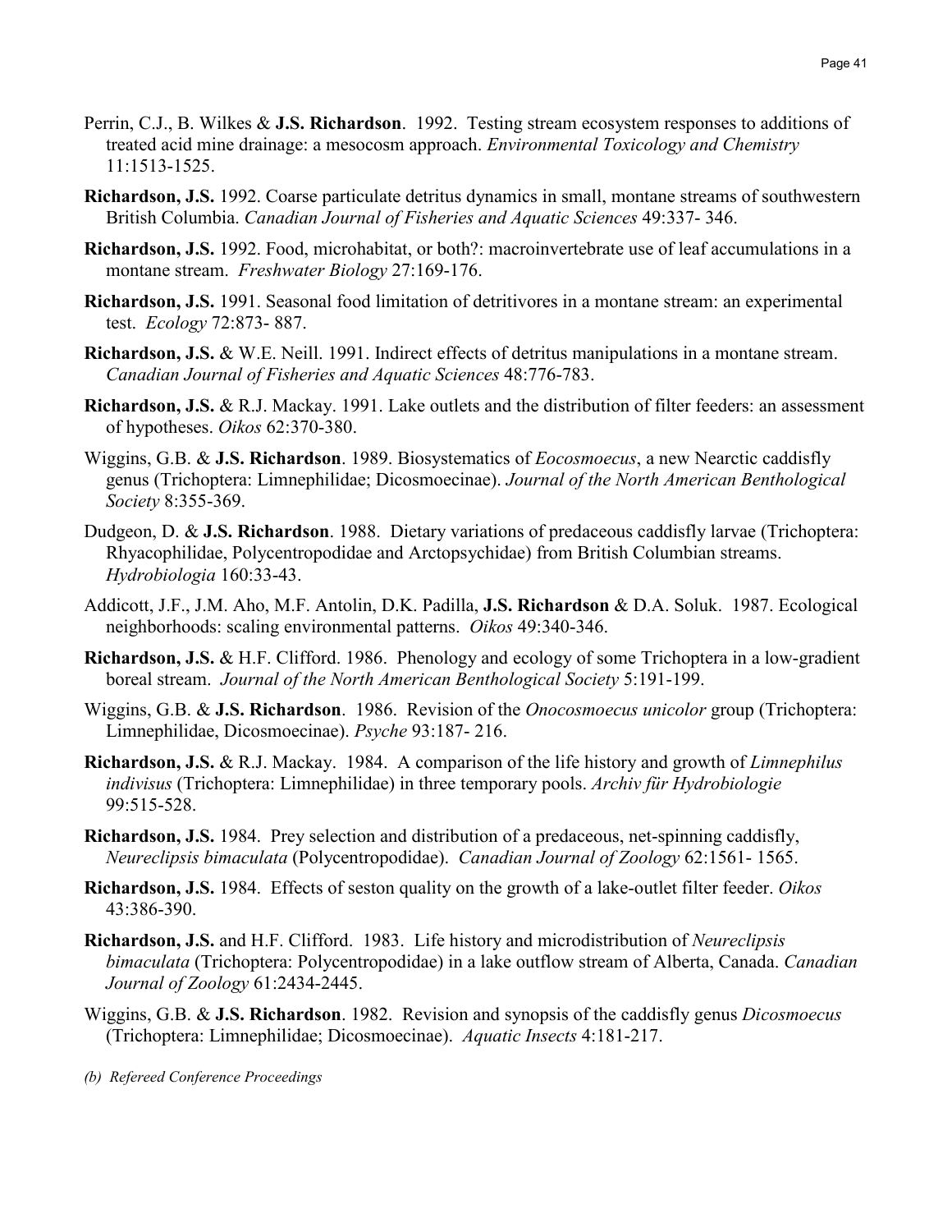Perrin, C.J., B. Wilkes & **J.S. Richardson**. 1992. Testing stream ecosystem responses to additions of treated acid mine drainage: a mesocosm approach. *Environmental Toxicology and Chemistry* 11:1513-1525.

**Richardson, J.S.** 1992. Coarse particulate detritus dynamics in small, montane streams of southwestern British Columbia. *Canadian Journal of Fisheries and Aquatic Sciences* 49:337- 346.

**Richardson, J.S.** 1992. Food, microhabitat, or both?: macroinvertebrate use of leaf accumulations in a montane stream. *Freshwater Biology* 27:169-176.

**Richardson, J.S.** 1991. Seasonal food limitation of detritivores in a montane stream: an experimental test. *Ecology* 72:873- 887.

**Richardson, J.S.** & W.E. Neill. 1991. Indirect effects of detritus manipulations in a montane stream. *Canadian Journal of Fisheries and Aquatic Sciences* 48:776-783.

**Richardson, J.S.** & R.J. Mackay. 1991. Lake outlets and the distribution of filter feeders: an assessment of hypotheses. *Oikos* 62:370-380.

Wiggins, G.B. & **J.S. Richardson**. 1989. Biosystematics of *Eocosmoecus*, a new Nearctic caddisfly genus (Trichoptera: Limnephilidae; Dicosmoecinae). *Journal of the North American Benthological Society* 8:355-369.

Dudgeon, D. & **J.S. Richardson**. 1988. Dietary variations of predaceous caddisfly larvae (Trichoptera: Rhyacophilidae, Polycentropodidae and Arctopsychidae) from British Columbian streams. *Hydrobiologia* 160:33-43.

Addicott, J.F., J.M. Aho, M.F. Antolin, D.K. Padilla, **J.S. Richardson** & D.A. Soluk. 1987. Ecological neighborhoods: scaling environmental patterns. *Oikos* 49:340-346.

**Richardson, J.S.** & H.F. Clifford. 1986. Phenology and ecology of some Trichoptera in a low-gradient boreal stream. *Journal of the North American Benthological Society* 5:191-199.

Wiggins, G.B. & **J.S. Richardson**. 1986. Revision of the *Onocosmoecus unicolor* group (Trichoptera: Limnephilidae, Dicosmoecinae). *Psyche* 93:187- 216.

**Richardson, J.S.** & R.J. Mackay. 1984. A comparison of the life history and growth of *Limnephilus indivisus* (Trichoptera: Limnephilidae) in three temporary pools. *Archiv für Hydrobiologie* 99:515-528.

**Richardson, J.S.** 1984. Prey selection and distribution of a predaceous, net-spinning caddisfly, *Neureclipsis bimaculata* (Polycentropodidae). *Canadian Journal of Zoology* 62:1561- 1565.

**Richardson, J.S.** 1984. Effects of seston quality on the growth of a lake-outlet filter feeder. *Oikos* 43:386-390.

**Richardson, J.S.** and H.F. Clifford. 1983. Life history and microdistribution of *Neureclipsis bimaculata* (Trichoptera: Polycentropodidae) in a lake outflow stream of Alberta, Canada. *Canadian Journal of Zoology* 61:2434-2445.

Wiggins, G.B. & **J.S. Richardson**. 1982. Revision and synopsis of the caddisfly genus *Dicosmoecus* (Trichoptera: Limnephilidae; Dicosmoecinae). *Aquatic Insects* 4:181-217.

*(b) Refereed Conference Proceedings*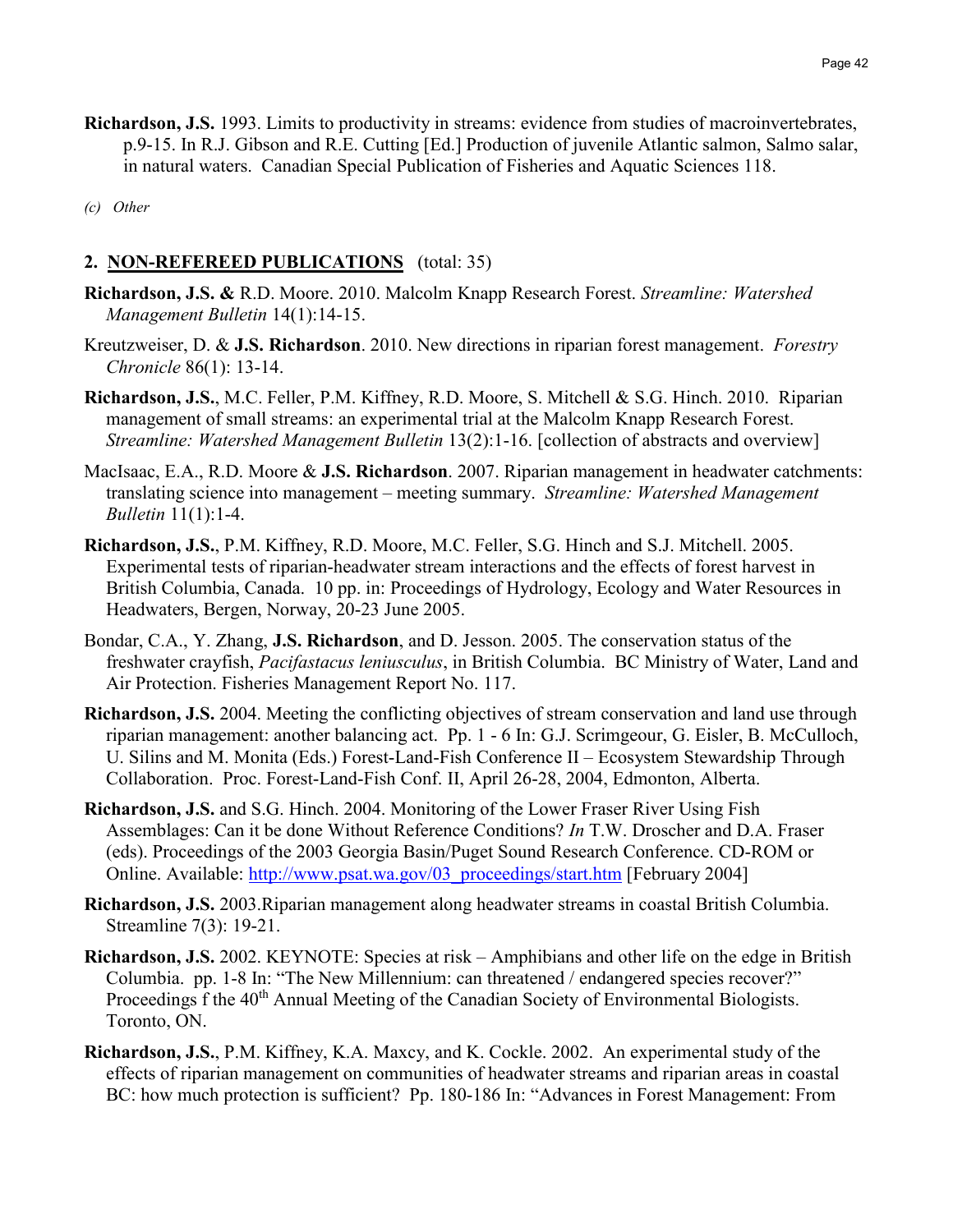**Richardson, J.S.** 1993. Limits to productivity in streams: evidence from studies of macroinvertebrates, p.9-15. In R.J. Gibson and R.E. Cutting [Ed.] Production of juvenile Atlantic salmon, Salmo salar, in natural waters. Canadian Special Publication of Fisheries and Aquatic Sciences 118.

*(c) Other*

## 2. NON-REFEREED PUBLICATIONS (total: 35)

**Richardson, J.S. &** R.D. Moore. 2010. Malcolm Knapp Research Forest. *Streamline: Watershed Management Bulletin* 14(1):14-15.

Kreutzweiser, D. & **J.S. Richardson**. 2010. New directions in riparian forest management. *Forestry Chronicle* 86(1): 13-14.

**Richardson, J.S.**, M.C. Feller, P.M. Kiffney, R.D. Moore, S. Mitchell & S.G. Hinch. 2010. Riparian management of small streams: an experimental trial at the Malcolm Knapp Research Forest. *Streamline: Watershed Management Bulletin* 13(2):1-16. [collection of abstracts and overview]

MacIsaac, E.A., R.D. Moore & **J.S. Richardson**. 2007. Riparian management in headwater catchments: translating science into management – meeting summary. *Streamline: Watershed Management Bulletin* 11(1):1-4.

**Richardson, J.S.**, P.M. Kiffney, R.D. Moore, M.C. Feller, S.G. Hinch and S.J. Mitchell. 2005. Experimental tests of riparian-headwater stream interactions and the effects of forest harvest in British Columbia, Canada. 10 pp. in: Proceedings of Hydrology, Ecology and Water Resources in Headwaters, Bergen, Norway, 20-23 June 2005.

Bondar, C.A., Y. Zhang, **J.S. Richardson**, and D. Jesson. 2005. The conservation status of the freshwater crayfish, *Pacifastacus leniusculus*, in British Columbia. BC Ministry of Water, Land and Air Protection. Fisheries Management Report No. 117.

**Richardson, J.S.** 2004. Meeting the conflicting objectives of stream conservation and land use through riparian management: another balancing act. Pp. 1 - 6 In: G.J. Scrimgeour, G. Eisler, B. McCulloch, U. Silins and M. Monita (Eds.) Forest-Land-Fish Conference II – Ecosystem Stewardship Through Collaboration. Proc. Forest-Land-Fish Conf. II, April 26-28, 2004, Edmonton, Alberta.

**Richardson, J.S.** and S.G. Hinch. 2004. Monitoring of the Lower Fraser River Using Fish Assemblages: Can it be done Without Reference Conditions? *In* T.W. Droscher and D.A. Fraser (eds). Proceedings of the 2003 Georgia Basin/Puget Sound Research Conference. CD-ROM or Online. Available: http://www.psat.wa.gov/03_proceedings/start.htm [February 2004]

**Richardson, J.S.** 2003.Riparian management along headwater streams in coastal British Columbia. Streamline 7(3): 19-21.

**Richardson, J.S.** 2002. KEYNOTE: Species at risk – Amphibians and other life on the edge in British Columbia. pp. 1-8 In: "The New Millennium: can threatened / endangered species recover?" Proceedings f the 40th Annual Meeting of the Canadian Society of Environmental Biologists. Toronto, ON.

**Richardson, J.S.**, P.M. Kiffney, K.A. Maxcy, and K. Cockle. 2002. An experimental study of the effects of riparian management on communities of headwater streams and riparian areas in coastal BC: how much protection is sufficient? Pp. 180-186 In: "Advances in Forest Management: From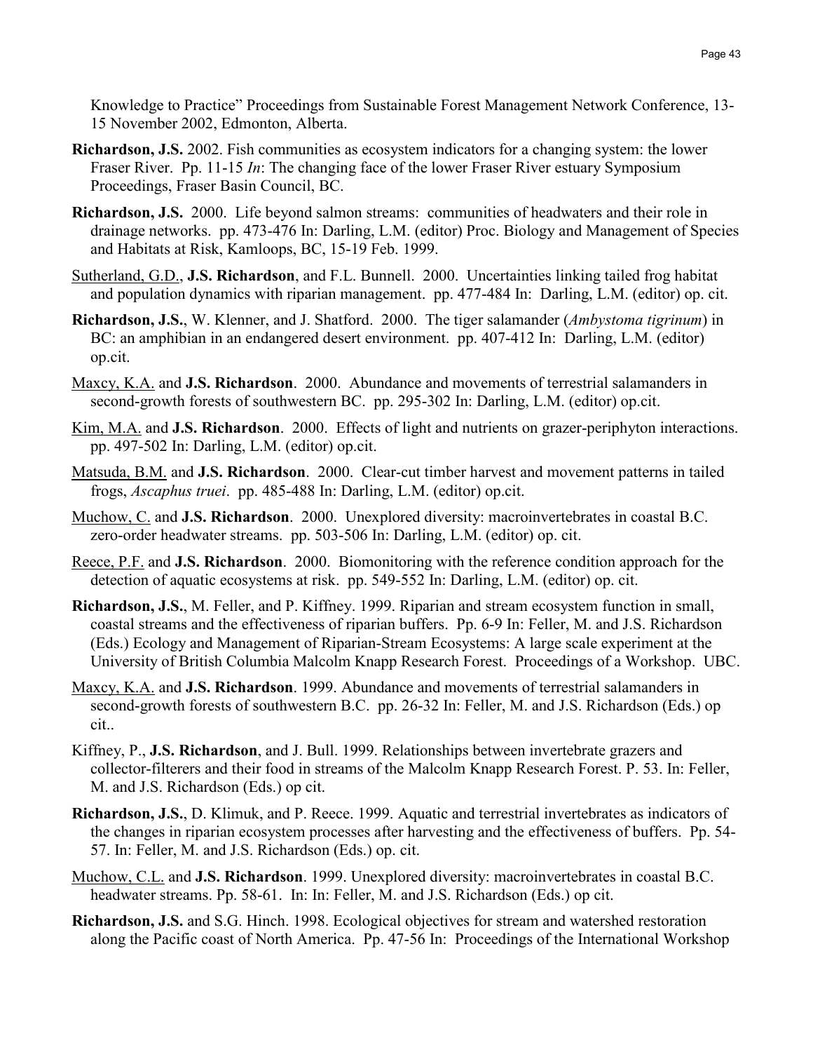Knowledge to Practice" Proceedings from Sustainable Forest Management Network Conference, 13-15 November 2002, Edmonton, Alberta.

**Richardson, J.S.** 2002. Fish communities as ecosystem indicators for a changing system: the lower Fraser River. Pp. 11-15 *In*: The changing face of the lower Fraser River estuary Symposium Proceedings, Fraser Basin Council, BC.

**Richardson, J.S.** 2000. Life beyond salmon streams: communities of headwaters and their role in drainage networks. pp. 473-476 In: Darling, L.M. (editor) Proc. Biology and Management of Species and Habitats at Risk, Kamloops, BC, 15-19 Feb. 1999.

Sutherland, G.D., **J.S. Richardson**, and F.L. Bunnell. 2000. Uncertainties linking tailed frog habitat and population dynamics with riparian management. pp. 477-484 In: Darling, L.M. (editor) op. cit.

**Richardson, J.S.**, W. Klenner, and J. Shatford. 2000. The tiger salamander (*Ambystoma tigrinum*) in BC: an amphibian in an endangered desert environment. pp. 407-412 In: Darling, L.M. (editor) op.cit.

Maxcy, K.A. and **J.S. Richardson**. 2000. Abundance and movements of terrestrial salamanders in second-growth forests of southwestern BC. pp. 295-302 In: Darling, L.M. (editor) op.cit.

Kim, M.A. and **J.S. Richardson**. 2000. Effects of light and nutrients on grazer-periphyton interactions. pp. 497-502 In: Darling, L.M. (editor) op.cit.

Matsuda, B.M. and **J.S. Richardson**. 2000. Clear-cut timber harvest and movement patterns in tailed frogs, *Ascaphus truei*. pp. 485-488 In: Darling, L.M. (editor) op.cit.

Muchow, C. and **J.S. Richardson**. 2000. Unexplored diversity: macroinvertebrates in coastal B.C. zero-order headwater streams. pp. 503-506 In: Darling, L.M. (editor) op. cit.

Reece, P.F. and **J.S. Richardson**. 2000. Biomonitoring with the reference condition approach for the detection of aquatic ecosystems at risk. pp. 549-552 In: Darling, L.M. (editor) op. cit.

**Richardson, J.S.**, M. Feller, and P. Kiffney. 1999. Riparian and stream ecosystem function in small, coastal streams and the effectiveness of riparian buffers. Pp. 6-9 In: Feller, M. and J.S. Richardson (Eds.) Ecology and Management of Riparian-Stream Ecosystems: A large scale experiment at the University of British Columbia Malcolm Knapp Research Forest. Proceedings of a Workshop. UBC.

Maxcy, K.A. and **J.S. Richardson**. 1999. Abundance and movements of terrestrial salamanders in second-growth forests of southwestern B.C. pp. 26-32 In: Feller, M. and J.S. Richardson (Eds.) op cit..

Kiffney, P., **J.S. Richardson**, and J. Bull. 1999. Relationships between invertebrate grazers and collector-filterers and their food in streams of the Malcolm Knapp Research Forest. P. 53. In: Feller, M. and J.S. Richardson (Eds.) op cit.

**Richardson, J.S.**, D. Klimuk, and P. Reece. 1999. Aquatic and terrestrial invertebrates as indicators of the changes in riparian ecosystem processes after harvesting and the effectiveness of buffers. Pp. 54-57. In: Feller, M. and J.S. Richardson (Eds.) op. cit.

Muchow, C.L. and **J.S. Richardson**. 1999. Unexplored diversity: macroinvertebrates in coastal B.C. headwater streams. Pp. 58-61. In: In: Feller, M. and J.S. Richardson (Eds.) op cit.

**Richardson, J.S.** and S.G. Hinch. 1998. Ecological objectives for stream and watershed restoration along the Pacific coast of North America. Pp. 47-56 In: Proceedings of the International Workshop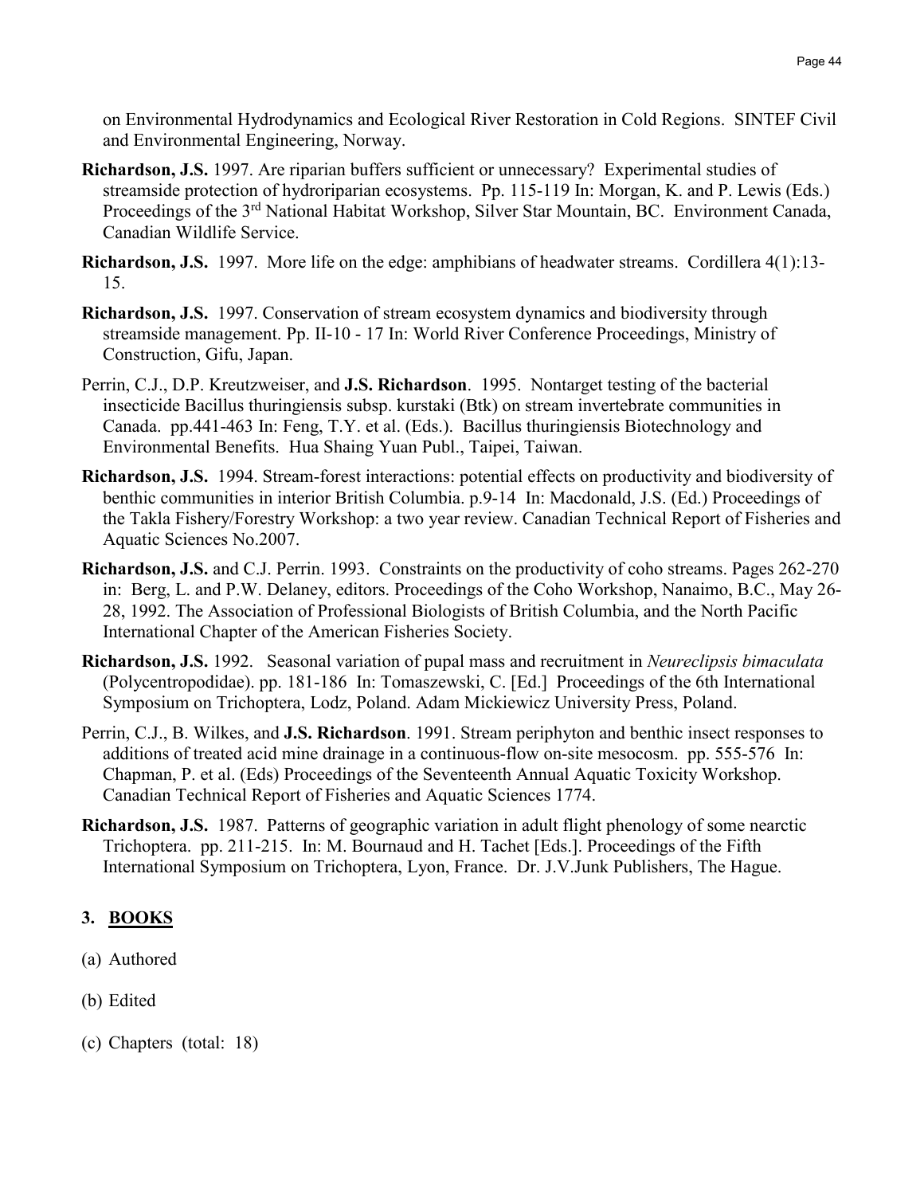on Environmental Hydrodynamics and Ecological River Restoration in Cold Regions. SINTEF Civil and Environmental Engineering, Norway.

**Richardson, J.S.** 1997. Are riparian buffers sufficient or unnecessary? Experimental studies of streamside protection of hydroriparian ecosystems. Pp. 115-119 In: Morgan, K. and P. Lewis (Eds.) Proceedings of the 3rd National Habitat Workshop, Silver Star Mountain, BC. Environment Canada, Canadian Wildlife Service.

**Richardson, J.S.** 1997. More life on the edge: amphibians of headwater streams. Cordillera 4(1):13-15.

**Richardson, J.S.** 1997. Conservation of stream ecosystem dynamics and biodiversity through streamside management. Pp. II-10 - 17 In: World River Conference Proceedings, Ministry of Construction, Gifu, Japan.

Perrin, C.J., D.P. Kreutzweiser, and **J.S. Richardson**. 1995. Nontarget testing of the bacterial insecticide Bacillus thuringiensis subsp. kurstaki (Btk) on stream invertebrate communities in Canada. pp.441-463 In: Feng, T.Y. et al. (Eds.). Bacillus thuringiensis Biotechnology and Environmental Benefits. Hua Shaing Yuan Publ., Taipei, Taiwan.

**Richardson, J.S.** 1994. Stream-forest interactions: potential effects on productivity and biodiversity of benthic communities in interior British Columbia. p.9-14 In: Macdonald, J.S. (Ed.) Proceedings of the Takla Fishery/Forestry Workshop: a two year review. Canadian Technical Report of Fisheries and Aquatic Sciences No.2007.

**Richardson, J.S.** and C.J. Perrin. 1993. Constraints on the productivity of coho streams. Pages 262-270 in: Berg, L. and P.W. Delaney, editors. Proceedings of the Coho Workshop, Nanaimo, B.C., May 26-28, 1992. The Association of Professional Biologists of British Columbia, and the North Pacific International Chapter of the American Fisheries Society.

**Richardson, J.S.** 1992. Seasonal variation of pupal mass and recruitment in *Neureclipsis bimaculata* (Polycentropodidae). pp. 181-186 In: Tomaszewski, C. [Ed.] Proceedings of the 6th International Symposium on Trichoptera, Lodz, Poland. Adam Mickiewicz University Press, Poland.

Perrin, C.J., B. Wilkes, and **J.S. Richardson**. 1991. Stream periphyton and benthic insect responses to additions of treated acid mine drainage in a continuous-flow on-site mesocosm. pp. 555-576 In: Chapman, P. et al. (Eds) Proceedings of the Seventeenth Annual Aquatic Toxicity Workshop. Canadian Technical Report of Fisheries and Aquatic Sciences 1774.

**Richardson, J.S.** 1987. Patterns of geographic variation in adult flight phenology of some nearctic Trichoptera. pp. 211-215. In: M. Bournaud and H. Tachet [Eds.]. Proceedings of the Fifth International Symposium on Trichoptera, Lyon, France. Dr. J.V.Junk Publishers, The Hague.

## 3. BOOKS

(a) Authored

(b) Edited

(c) Chapters (total: 18)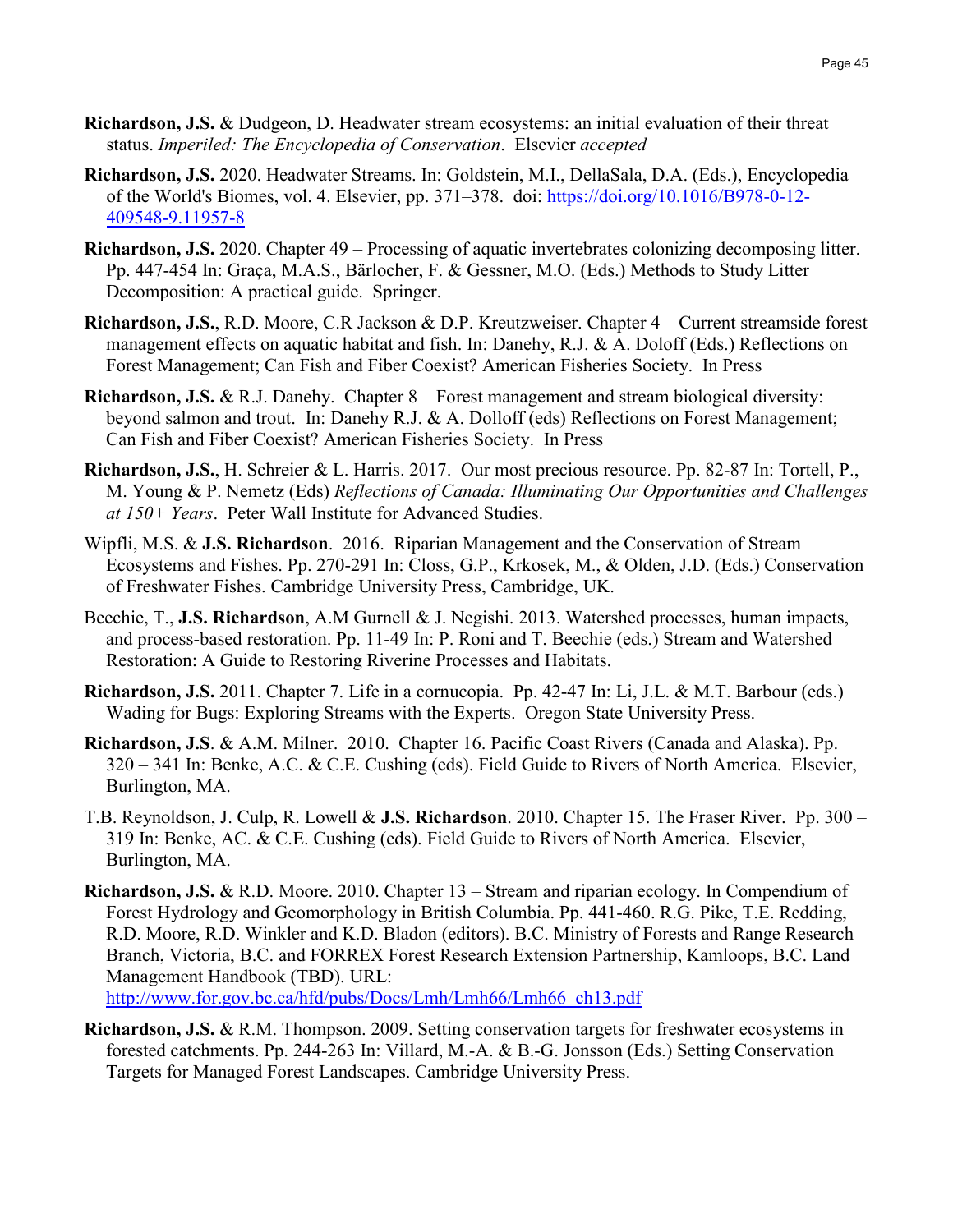**Richardson, J.S.** & Dudgeon, D. Headwater stream ecosystems: an initial evaluation of their threat status. *Imperiled: The Encyclopedia of Conservation*. Elsevier *accepted*

**Richardson, J.S.** 2020. Headwater Streams. In: Goldstein, M.I., DellaSala, D.A. (Eds.), Encyclopedia of the World's Biomes, vol. 4. Elsevier, pp. 371–378. doi: [https://doi.org/10.1016/B978-0-12-409548-9.11957-8](https://doi.org/10.1016/B978-0-12-409548-9.11957-8)

**Richardson, J.S.** 2020. Chapter 49 – Processing of aquatic invertebrates colonizing decomposing litter. Pp. 447-454 In: Graça, M.A.S., Bärlocher, F. & Gessner, M.O. (Eds.) Methods to Study Litter Decomposition: A practical guide. Springer.

**Richardson, J.S.**, R.D. Moore, C.R Jackson & D.P. Kreutzweiser. Chapter 4 – Current streamside forest management effects on aquatic habitat and fish. In: Danehy, R.J. & A. Doloff (Eds.) Reflections on Forest Management; Can Fish and Fiber Coexist? American Fisheries Society. In Press

**Richardson, J.S.** & R.J. Danehy. Chapter 8 – Forest management and stream biological diversity: beyond salmon and trout. In: Danehy R.J. & A. Dolloff (eds) Reflections on Forest Management; Can Fish and Fiber Coexist? American Fisheries Society. In Press

**Richardson, J.S.**, H. Schreier & L. Harris. 2017. Our most precious resource. Pp. 82-87 In: Tortell, P., M. Young & P. Nemetz (Eds) *Reflections of Canada: Illuminating Our Opportunities and Challenges at 150+ Years*. Peter Wall Institute for Advanced Studies.

Wipfli, M.S. & **J.S. Richardson**. 2016. Riparian Management and the Conservation of Stream Ecosystems and Fishes. Pp. 270-291 In: Closs, G.P., Krkosek, M., & Olden, J.D. (Eds.) Conservation of Freshwater Fishes. Cambridge University Press, Cambridge, UK.

Beechie, T., **J.S. Richardson**, A.M Gurnell & J. Negishi. 2013. Watershed processes, human impacts, and process-based restoration. Pp. 11-49 In: P. Roni and T. Beechie (eds.) Stream and Watershed Restoration: A Guide to Restoring Riverine Processes and Habitats.

**Richardson, J.S.** 2011. Chapter 7. Life in a cornucopia. Pp. 42-47 In: Li, J.L. & M.T. Barbour (eds.) Wading for Bugs: Exploring Streams with the Experts. Oregon State University Press.

**Richardson, J.S**. & A.M. Milner. 2010. Chapter 16. Pacific Coast Rivers (Canada and Alaska). Pp. 320 – 341 In: Benke, A.C. & C.E. Cushing (eds). Field Guide to Rivers of North America. Elsevier, Burlington, MA.

T.B. Reynoldson, J. Culp, R. Lowell & **J.S. Richardson**. 2010. Chapter 15. The Fraser River. Pp. 300 – 319 In: Benke, AC. & C.E. Cushing (eds). Field Guide to Rivers of North America. Elsevier, Burlington, MA.

**Richardson, J.S.** & R.D. Moore. 2010. Chapter 13 – Stream and riparian ecology. In Compendium of Forest Hydrology and Geomorphology in British Columbia. Pp. 441-460. R.G. Pike, T.E. Redding, R.D. Moore, R.D. Winkler and K.D. Bladon (editors). B.C. Ministry of Forests and Range Research Branch, Victoria, B.C. and FORREX Forest Research Extension Partnership, Kamloops, B.C. Land Management Handbook (TBD). URL: [http://www.for.gov.bc.ca/hfd/pubs/Docs/Lmh/Lmh66/Lmh66_ch13.pdf](http://www.for.gov.bc.ca/hfd/pubs/Docs/Lmh/Lmh66/Lmh66_ch13.pdf)

**Richardson, J.S.** & R.M. Thompson. 2009. Setting conservation targets for freshwater ecosystems in forested catchments. Pp. 244-263 In: Villard, M.-A. & B.-G. Jonsson (Eds.) Setting Conservation Targets for Managed Forest Landscapes. Cambridge University Press.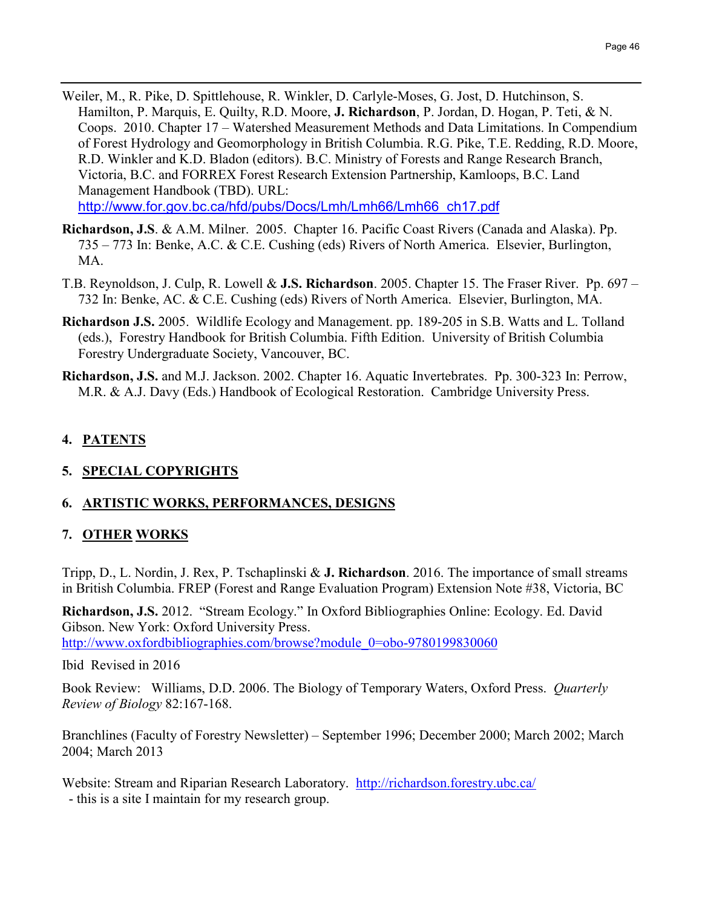Weiler, M., R. Pike, D. Spittlehouse, R. Winkler, D. Carlyle-Moses, G. Jost, D. Hutchinson, S. Hamilton, P. Marquis, E. Quilty, R.D. Moore, **J. Richardson**, P. Jordan, D. Hogan, P. Teti, & N. Coops. 2010. Chapter 17 – Watershed Measurement Methods and Data Limitations. In Compendium of Forest Hydrology and Geomorphology in British Columbia. R.G. Pike, T.E. Redding, R.D. Moore, R.D. Winkler and K.D. Bladon (editors). B.C. Ministry of Forests and Range Research Branch, Victoria, B.C. and FORREX Forest Research Extension Partnership, Kamloops, B.C. Land Management Handbook (TBD). URL: http://www.for.gov.bc.ca/hfd/pubs/Docs/Lmh/Lmh66/Lmh66_ch17.pdf

**Richardson, J.S**. & A.M. Milner. 2005. Chapter 16. Pacific Coast Rivers (Canada and Alaska). Pp. 735 – 773 In: Benke, A.C. & C.E. Cushing (eds) Rivers of North America. Elsevier, Burlington, MA.

T.B. Reynoldson, J. Culp, R. Lowell & **J.S. Richardson**. 2005. Chapter 15. The Fraser River. Pp. 697 – 732 In: Benke, AC. & C.E. Cushing (eds) Rivers of North America. Elsevier, Burlington, MA.

**Richardson J.S.** 2005. Wildlife Ecology and Management. pp. 189-205 in S.B. Watts and L. Tolland (eds.), Forestry Handbook for British Columbia. Fifth Edition. University of British Columbia Forestry Undergraduate Society, Vancouver, BC.

**Richardson, J.S.** and M.J. Jackson. 2002. Chapter 16. Aquatic Invertebrates. Pp. 300-323 In: Perrow, M.R. & A.J. Davy (Eds.) Handbook of Ecological Restoration. Cambridge University Press.

## 4. PATENTS

## 5. SPECIAL COPYRIGHTS

## 6. ARTISTIC WORKS, PERFORMANCES, DESIGNS

## 7. OTHER WORKS

Tripp, D., L. Nordin, J. Rex, P. Tschaplinski & **J. Richardson**. 2016. The importance of small streams in British Columbia. FREP (Forest and Range Evaluation Program) Extension Note #38, Victoria, BC

**Richardson, J.S.** 2012. "Stream Ecology." In Oxford Bibliographies Online: Ecology. Ed. David Gibson. New York: Oxford University Press. http://www.oxfordbibliographies.com/browse?module_0=obo-9780199830060

Ibid Revised in 2016

Book Review: Williams, D.D. 2006. The Biology of Temporary Waters, Oxford Press. *Quarterly Review of Biology* 82:167-168.

Branchlines (Faculty of Forestry Newsletter) – September 1996; December 2000; March 2002; March 2004; March 2013

Website: Stream and Riparian Research Laboratory. http://richardson.forestry.ubc.ca/
 - this is a site I maintain for my research group.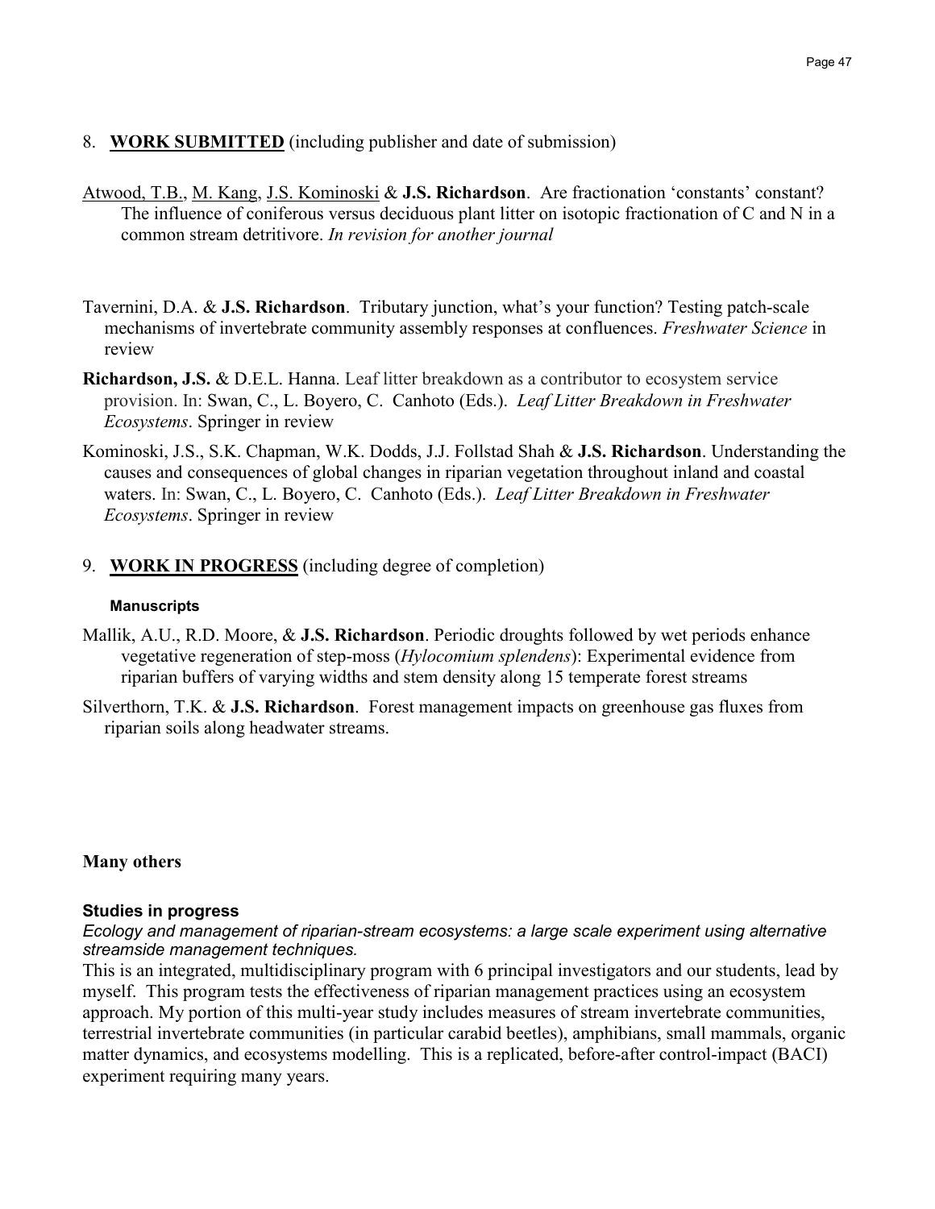8. **WORK SUBMITTED** (including publisher and date of submission)

Atwood, T.B., M. Kang, J.S. Kominoski & **J.S. Richardson**. Are fractionation 'constants' constant? The influence of coniferous versus deciduous plant litter on isotopic fractionation of C and N in a common stream detritivore. *In revision for another journal*

Tavernini, D.A. & **J.S. Richardson**. Tributary junction, what's your function? Testing patch-scale mechanisms of invertebrate community assembly responses at confluences. *Freshwater Science* in review

**Richardson, J.S.** & D.E.L. Hanna. Leaf litter breakdown as a contributor to ecosystem service provision. In: Swan, C., L. Boyero, C. Canhoto (Eds.). *Leaf Litter Breakdown in Freshwater Ecosystems*. Springer in review

Kominoski, J.S., S.K. Chapman, W.K. Dodds, J.J. Follstad Shah & **J.S. Richardson**. Understanding the causes and consequences of global changes in riparian vegetation throughout inland and coastal waters. In: Swan, C., L. Boyero, C. Canhoto (Eds.). *Leaf Litter Breakdown in Freshwater Ecosystems*. Springer in review

9. **WORK IN PROGRESS** (including degree of completion)

**Manuscripts**

Mallik, A.U., R.D. Moore, & **J.S. Richardson**. Periodic droughts followed by wet periods enhance vegetative regeneration of step-moss (*Hylocomium splendens*): Experimental evidence from riparian buffers of varying widths and stem density along 15 temperate forest streams

Silverthorn, T.K. & **J.S. Richardson**. Forest management impacts on greenhouse gas fluxes from riparian soils along headwater streams.

**Many others**

**Studies in progress**

*Ecology and management of riparian-stream ecosystems: a large scale experiment using alternative streamside management techniques.*

This is an integrated, multidisciplinary program with 6 principal investigators and our students, lead by myself. This program tests the effectiveness of riparian management practices using an ecosystem approach. My portion of this multi-year study includes measures of stream invertebrate communities, terrestrial invertebrate communities (in particular carabid beetles), amphibians, small mammals, organic matter dynamics, and ecosystems modelling. This is a replicated, before-after control-impact (BACI) experiment requiring many years.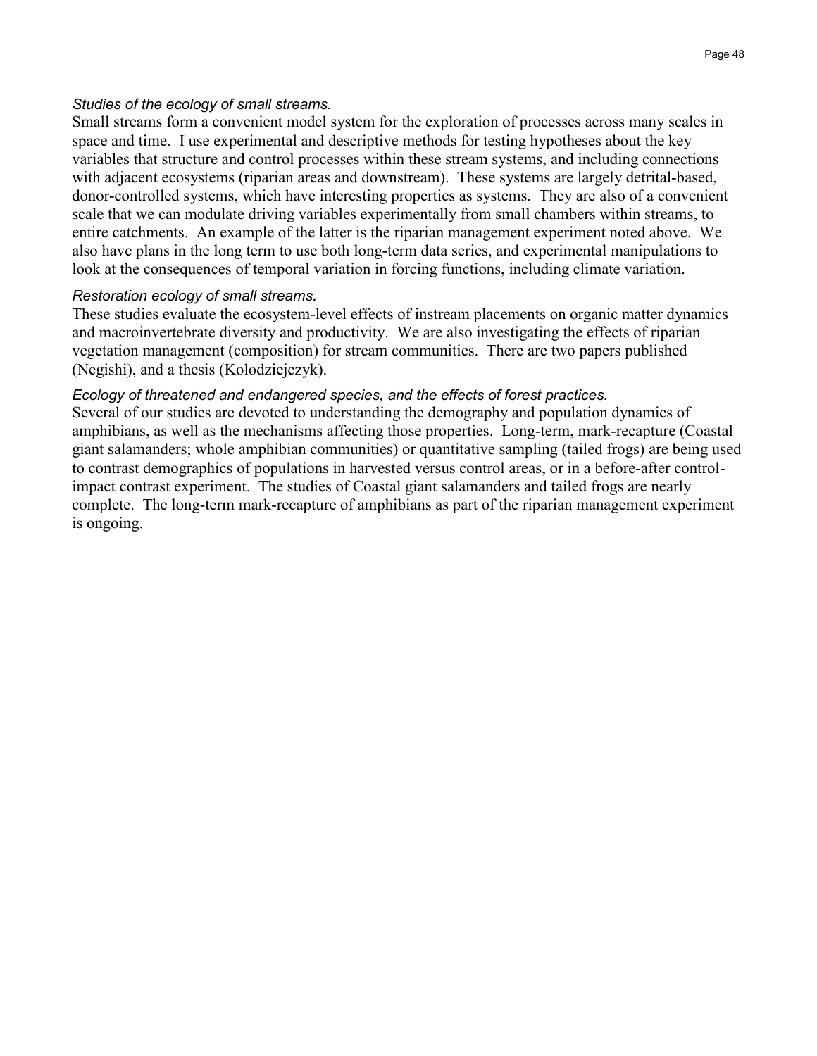*Studies of the ecology of small streams.*

Small streams form a convenient model system for the exploration of processes across many scales in space and time. I use experimental and descriptive methods for testing hypotheses about the key variables that structure and control processes within these stream systems, and including connections with adjacent ecosystems (riparian areas and downstream). These systems are largely detrital-based, donor-controlled systems, which have interesting properties as systems. They are also of a convenient scale that we can modulate driving variables experimentally from small chambers within streams, to entire catchments. An example of the latter is the riparian management experiment noted above. We also have plans in the long term to use both long-term data series, and experimental manipulations to look at the consequences of temporal variation in forcing functions, including climate variation.

*Restoration ecology of small streams.*

These studies evaluate the ecosystem-level effects of instream placements on organic matter dynamics and macroinvertebrate diversity and productivity. We are also investigating the effects of riparian vegetation management (composition) for stream communities. There are two papers published (Negishi), and a thesis (Kolodziejczyk).

*Ecology of threatened and endangered species, and the effects of forest practices.*

Several of our studies are devoted to understanding the demography and population dynamics of amphibians, as well as the mechanisms affecting those properties. Long-term, mark-recapture (Coastal giant salamanders; whole amphibian communities) or quantitative sampling (tailed frogs) are being used to contrast demographics of populations in harvested versus control areas, or in a before-after control-impact contrast experiment. The studies of Coastal giant salamanders and tailed frogs are nearly complete. The long-term mark-recapture of amphibians as part of the riparian management experiment is ongoing.